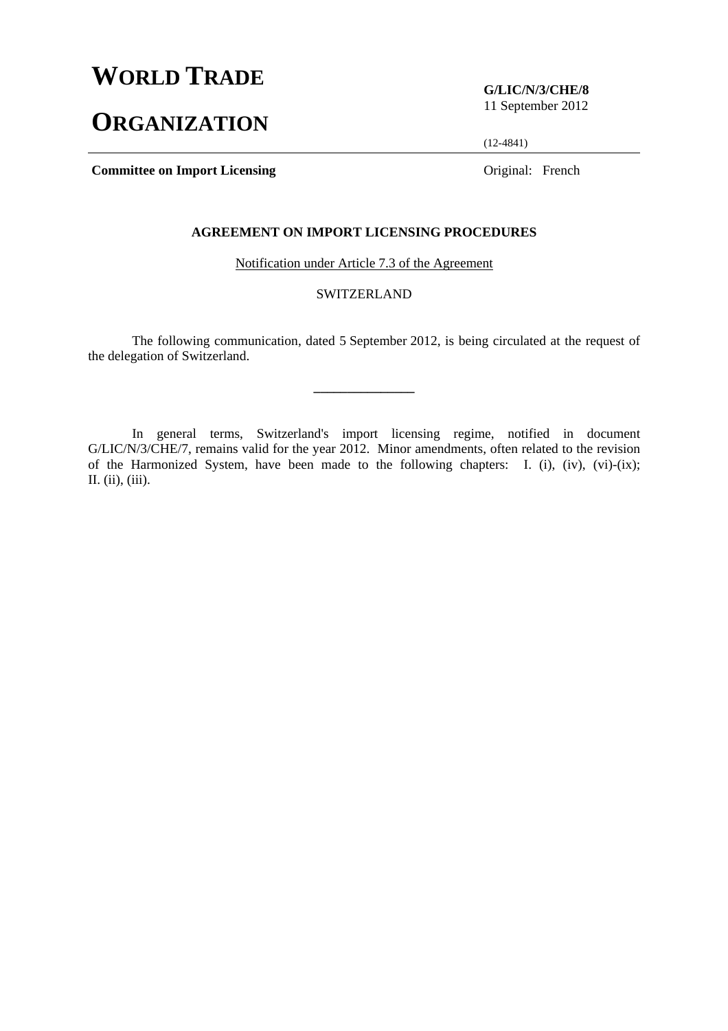# WORLD TRADE ORGANIZATION

**G/LIC/N/3/CHE/8**
11 September 2012

(12-4841)

**Committee on Import Licensing**

Original: French

**AGREEMENT ON IMPORT LICENSING PROCEDURES**

Notification under Article 7.3 of the Agreement

SWITZERLAND

The following communication, dated 5 September 2012, is being circulated at the request of the delegation of Switzerland.

---

In general terms, Switzerland's import licensing regime, notified in document G/LIC/N/3/CHE/7, remains valid for the year 2012. Minor amendments, often related to the revision of the Harmonized System, have been made to the following chapters: I. (i), (iv), (vi)-(ix); II. (ii), (iii).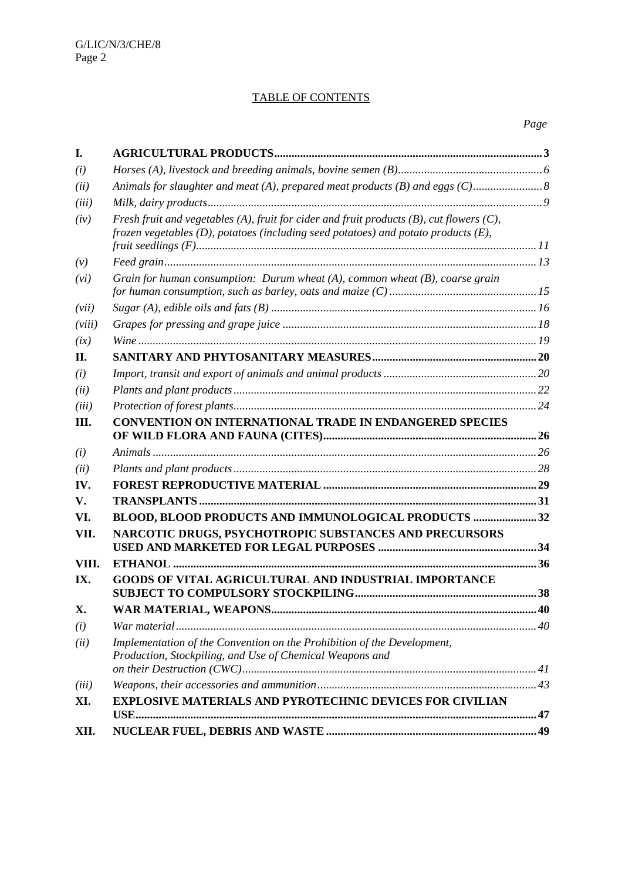TABLE OF CONTENTS

| | | Page |
|---|---|---|
| **I.** | **AGRICULTURAL PRODUCTS** | **3** |
| *(i)* | *Horses (A), livestock and breeding animals, bovine semen (B)* | *6* |
| *(ii)* | *Animals for slaughter and meat (A), prepared meat products (B) and eggs (C)* | *8* |
| *(iii)* | *Milk, dairy products* | *9* |
| *(iv)* | *Fresh fruit and vegetables (A), fruit for cider and fruit products (B), cut flowers (C), frozen vegetables (D), potatoes (including seed potatoes) and potato products (E), fruit seedlings (F)* | *11* |
| *(v)* | *Feed grain* | *13* |
| *(vi)* | *Grain for human consumption: Durum wheat (A), common wheat (B), coarse grain for human consumption, such as barley, oats and maize (C)* | *15* |
| *(vii)* | *Sugar (A), edible oils and fats (B)* | *16* |
| *(viii)* | *Grapes for pressing and grape juice* | *18* |
| *(ix)* | *Wine* | *19* |
| **II.** | **SANITARY AND PHYTOSANITARY MEASURES** | **20** |
| *(i)* | *Import, transit and export of animals and animal products* | *20* |
| *(ii)* | *Plants and plant products* | *22* |
| *(iii)* | *Protection of forest plants* | *24* |
| **III.** | **CONVENTION ON INTERNATIONAL TRADE IN ENDANGERED SPECIES OF WILD FLORA AND FAUNA (CITES)** | **26** |
| *(i)* | *Animals* | *26* |
| *(ii)* | *Plants and plant products* | *28* |
| **IV.** | **FOREST REPRODUCTIVE MATERIAL** | **29** |
| **V.** | **TRANSPLANTS** | **31** |
| **VI.** | **BLOOD, BLOOD PRODUCTS AND IMMUNOLOGICAL PRODUCTS** | **32** |
| **VII.** | **NARCOTIC DRUGS, PSYCHOTROPIC SUBSTANCES AND PRECURSORS USED AND MARKETED FOR LEGAL PURPOSES** | **34** |
| **VIII.** | **ETHANOL** | **36** |
| **IX.** | **GOODS OF VITAL AGRICULTURAL AND INDUSTRIAL IMPORTANCE SUBJECT TO COMPULSORY STOCKPILING** | **38** |
| **X.** | **WAR MATERIAL, WEAPONS** | **40** |
| *(i)* | *War material* | *40* |
| *(ii)* | *Implementation of the Convention on the Prohibition of the Development, Production, Stockpiling, and Use of Chemical Weapons and on their Destruction (CWC)* | *41* |
| *(iii)* | *Weapons, their accessories and ammunition* | *43* |
| **XI.** | **EXPLOSIVE MATERIALS AND PYROTECHNIC DEVICES FOR CIVILIAN USE** | **47** |
| **XII.** | **NUCLEAR FUEL, DEBRIS AND WASTE** | **49** |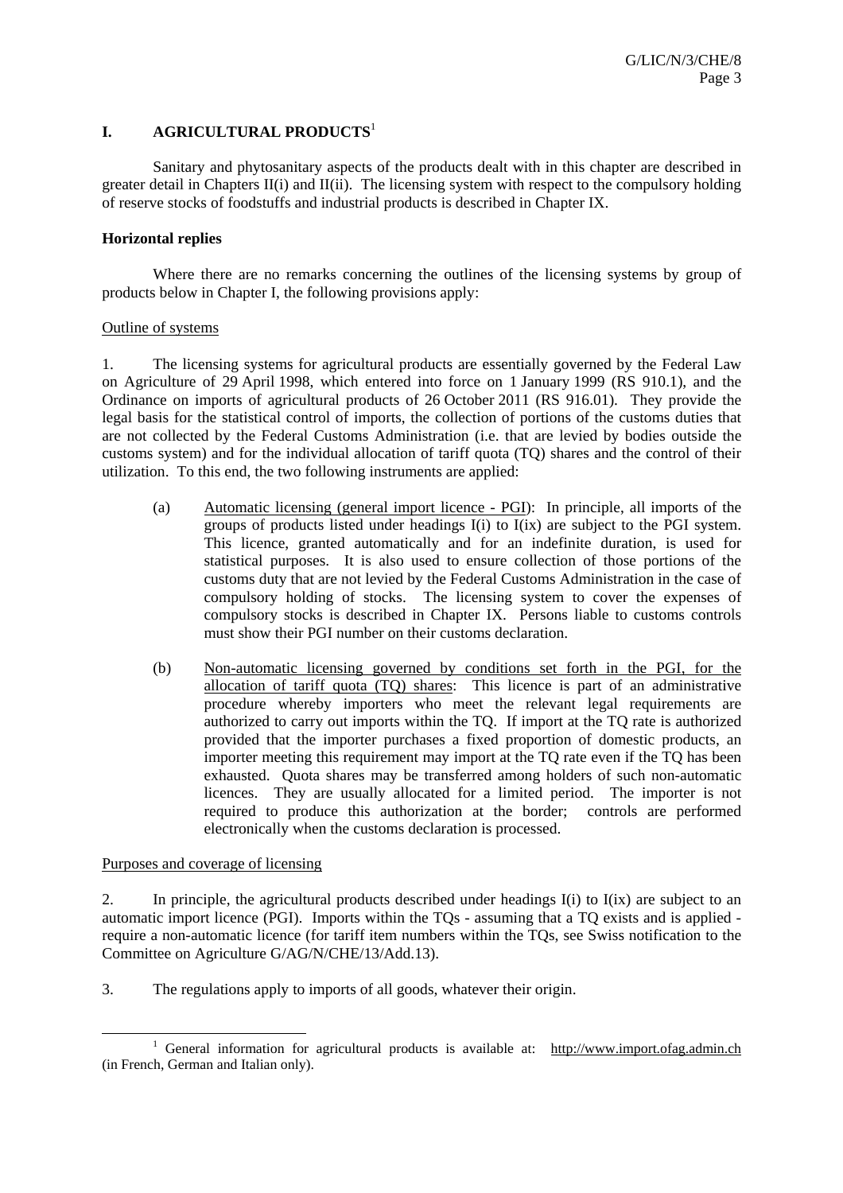# I. AGRICULTURAL PRODUCTS[1]

Sanitary and phytosanitary aspects of the products dealt with in this chapter are described in greater detail in Chapters II(i) and II(ii). The licensing system with respect to the compulsory holding of reserve stocks of foodstuffs and industrial products is described in Chapter IX.

## Horizontal replies

Where there are no remarks concerning the outlines of the licensing systems by group of products below in Chapter I, the following provisions apply:

### Outline of systems

1. The licensing systems for agricultural products are essentially governed by the Federal Law on Agriculture of 29 April 1998, which entered into force on 1 January 1999 (RS 910.1), and the Ordinance on imports of agricultural products of 26 October 2011 (RS 916.01). They provide the legal basis for the statistical control of imports, the collection of portions of the customs duties that are not collected by the Federal Customs Administration (i.e. that are levied by bodies outside the customs system) and for the individual allocation of tariff quota (TQ) shares and the control of their utilization. To this end, the two following instruments are applied:

   (a) Automatic licensing (general import licence - PGI): In principle, all imports of the groups of products listed under headings I(i) to I(ix) are subject to the PGI system. This licence, granted automatically and for an indefinite duration, is used for statistical purposes. It is also used to ensure collection of those portions of the customs duty that are not levied by the Federal Customs Administration in the case of compulsory holding of stocks. The licensing system to cover the expenses of compulsory stocks is described in Chapter IX. Persons liable to customs controls must show their PGI number on their customs declaration.

   (b) Non-automatic licensing governed by conditions set forth in the PGI, for the allocation of tariff quota (TQ) shares: This licence is part of an administrative procedure whereby importers who meet the relevant legal requirements are authorized to carry out imports within the TQ. If import at the TQ rate is authorized provided that the importer purchases a fixed proportion of domestic products, an importer meeting this requirement may import at the TQ rate even if the TQ has been exhausted. Quota shares may be transferred among holders of such non-automatic licences. They are usually allocated for a limited period. The importer is not required to produce this authorization at the border; controls are performed electronically when the customs declaration is processed.

### Purposes and coverage of licensing

2. In principle, the agricultural products described under headings I(i) to I(ix) are subject to an automatic import licence (PGI). Imports within the TQs - assuming that a TQ exists and is applied - require a non-automatic licence (for tariff item numbers within the TQs, see Swiss notification to the Committee on Agriculture G/AG/N/CHE/13/Add.13).

3. The regulations apply to imports of all goods, whatever their origin.

---

[1] General information for agricultural products is available at: http://www.import.ofag.admin.ch (in French, German and Italian only).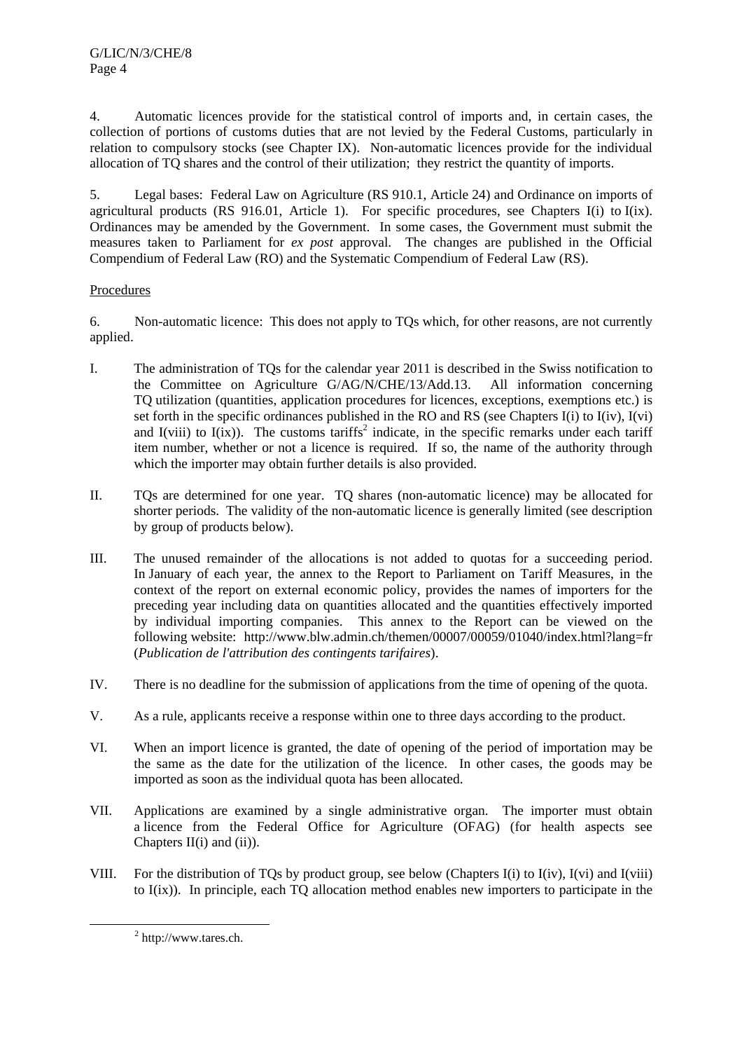4. Automatic licences provide for the statistical control of imports and, in certain cases, the collection of portions of customs duties that are not levied by the Federal Customs, particularly in relation to compulsory stocks (see Chapter IX). Non-automatic licences provide for the individual allocation of TQ shares and the control of their utilization; they restrict the quantity of imports.

5. Legal bases: Federal Law on Agriculture (RS 910.1, Article 24) and Ordinance on imports of agricultural products (RS 916.01, Article 1). For specific procedures, see Chapters I(i) to I(ix). Ordinances may be amended by the Government. In some cases, the Government must submit the measures taken to Parliament for *ex post* approval. The changes are published in the Official Compendium of Federal Law (RO) and the Systematic Compendium of Federal Law (RS).

Procedures

6. Non-automatic licence: This does not apply to TQs which, for other reasons, are not currently applied.

I. The administration of TQs for the calendar year 2011 is described in the Swiss notification to the Committee on Agriculture G/AG/N/CHE/13/Add.13. All information concerning TQ utilization (quantities, application procedures for licences, exceptions, exemptions etc.) is set forth in the specific ordinances published in the RO and RS (see Chapters I(i) to I(iv), I(vi) and I(viii) to I(ix)). The customs tariffs[2] indicate, in the specific remarks under each tariff item number, whether or not a licence is required. If so, the name of the authority through which the importer may obtain further details is also provided.

II. TQs are determined for one year. TQ shares (non-automatic licence) may be allocated for shorter periods. The validity of the non-automatic licence is generally limited (see description by group of products below).

III. The unused remainder of the allocations is not added to quotas for a succeeding period. In January of each year, the annex to the Report to Parliament on Tariff Measures, in the context of the report on external economic policy, provides the names of importers for the preceding year including data on quantities allocated and the quantities effectively imported by individual importing companies. This annex to the Report can be viewed on the following website: http://www.blw.admin.ch/themen/00007/00059/01040/index.html?lang=fr (*Publication de l'attribution des contingents tarifaires*).

IV. There is no deadline for the submission of applications from the time of opening of the quota.

V. As a rule, applicants receive a response within one to three days according to the product.

VI. When an import licence is granted, the date of opening of the period of importation may be the same as the date for the utilization of the licence. In other cases, the goods may be imported as soon as the individual quota has been allocated.

VII. Applications are examined by a single administrative organ. The importer must obtain a licence from the Federal Office for Agriculture (OFAG) (for health aspects see Chapters II(i) and (ii)).

VIII. For the distribution of TQs by product group, see below (Chapters I(i) to I(iv), I(vi) and I(viii) to I(ix)). In principle, each TQ allocation method enables new importers to participate in the

[2] http://www.tares.ch.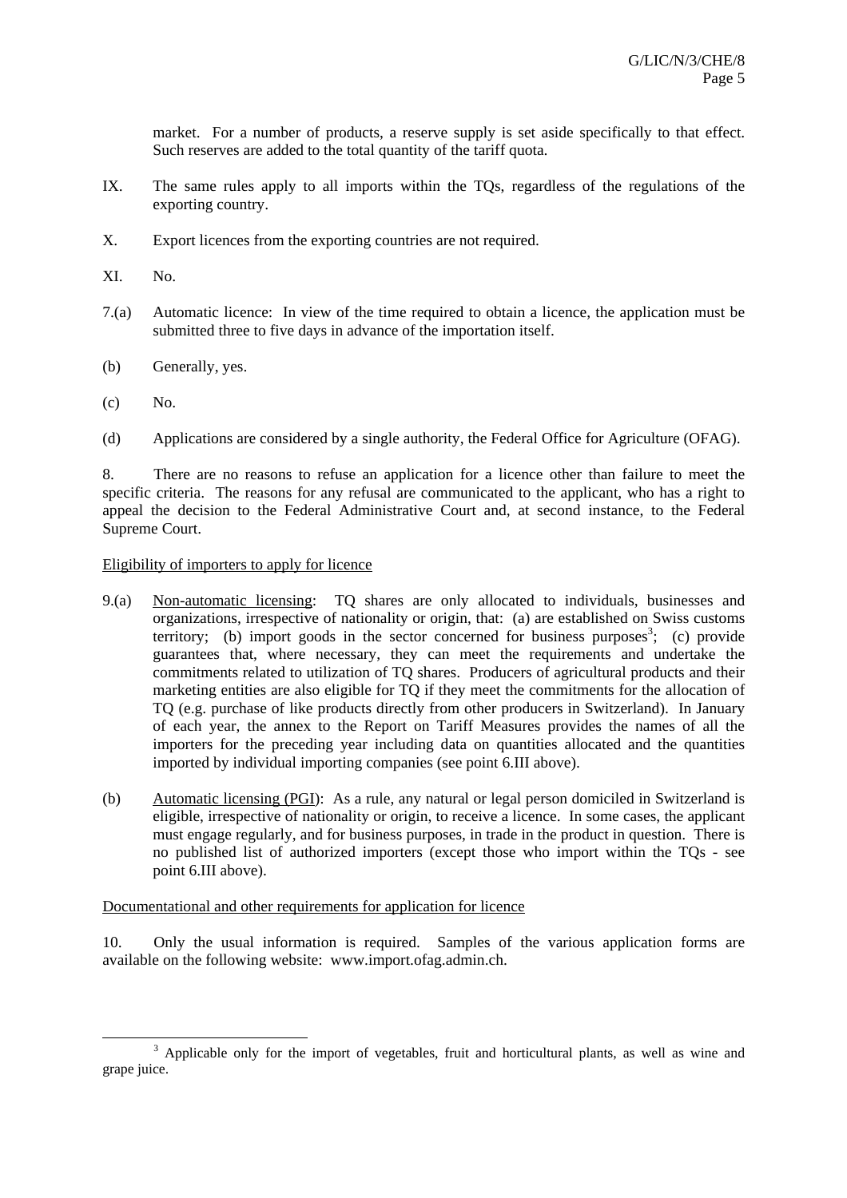market. For a number of products, a reserve supply is set aside specifically to that effect. Such reserves are added to the total quantity of the tariff quota.

IX. The same rules apply to all imports within the TQs, regardless of the regulations of the exporting country.

X. Export licences from the exporting countries are not required.

XI. No.

7.(a) Automatic licence: In view of the time required to obtain a licence, the application must be submitted three to five days in advance of the importation itself.

(b) Generally, yes.

(c) No.

(d) Applications are considered by a single authority, the Federal Office for Agriculture (OFAG).

8. There are no reasons to refuse an application for a licence other than failure to meet the specific criteria. The reasons for any refusal are communicated to the applicant, who has a right to appeal the decision to the Federal Administrative Court and, at second instance, to the Federal Supreme Court.

Eligibility of importers to apply for licence

9.(a) Non-automatic licensing: TQ shares are only allocated to individuals, businesses and organizations, irrespective of nationality or origin, that: (a) are established on Swiss customs territory; (b) import goods in the sector concerned for business purposes[3]; (c) provide guarantees that, where necessary, they can meet the requirements and undertake the commitments related to utilization of TQ shares. Producers of agricultural products and their marketing entities are also eligible for TQ if they meet the commitments for the allocation of TQ (e.g. purchase of like products directly from other producers in Switzerland). In January of each year, the annex to the Report on Tariff Measures provides the names of all the importers for the preceding year including data on quantities allocated and the quantities imported by individual importing companies (see point 6.III above).

(b) Automatic licensing (PGI): As a rule, any natural or legal person domiciled in Switzerland is eligible, irrespective of nationality or origin, to receive a licence. In some cases, the applicant must engage regularly, and for business purposes, in trade in the product in question. There is no published list of authorized importers (except those who import within the TQs - see point 6.III above).

Documentational and other requirements for application for licence

10. Only the usual information is required. Samples of the various application forms are available on the following website: www.import.ofag.admin.ch.

[3] Applicable only for the import of vegetables, fruit and horticultural plants, as well as wine and grape juice.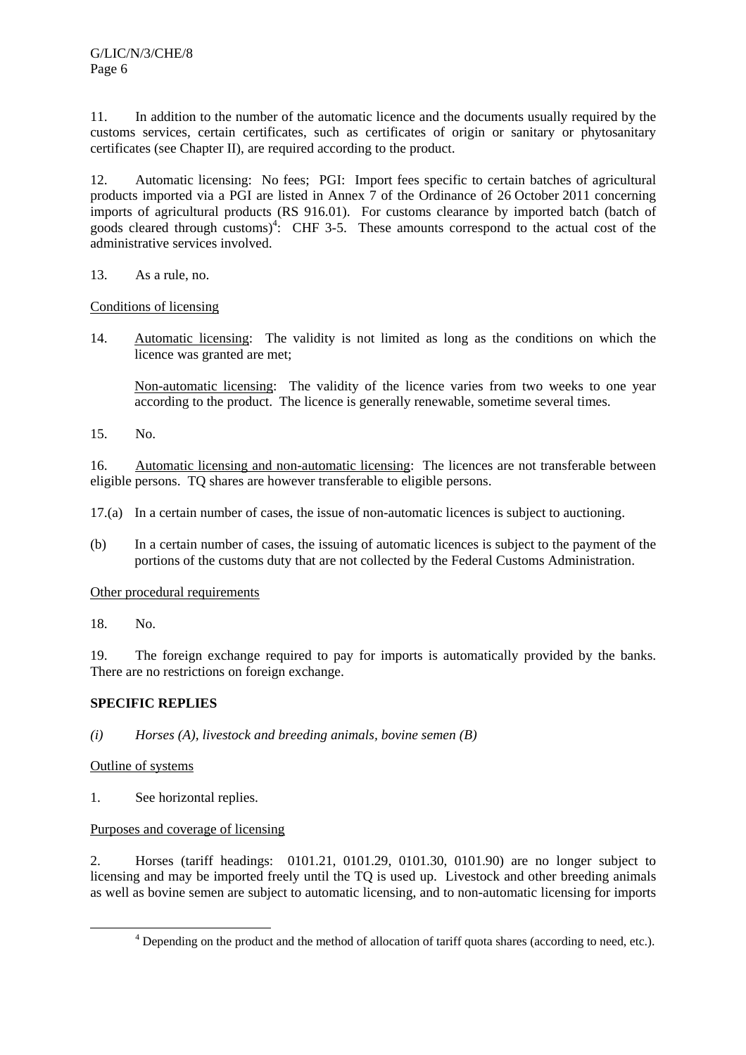11. In addition to the number of the automatic licence and the documents usually required by the customs services, certain certificates, such as certificates of origin or sanitary or phytosanitary certificates (see Chapter II), are required according to the product.

12. Automatic licensing: No fees; PGI: Import fees specific to certain batches of agricultural products imported via a PGI are listed in Annex 7 of the Ordinance of 26 October 2011 concerning imports of agricultural products (RS 916.01). For customs clearance by imported batch (batch of goods cleared through customs)[4]: CHF 3-5. These amounts correspond to the actual cost of the administrative services involved.

13. As a rule, no.

Conditions of licensing

14. Automatic licensing: The validity is not limited as long as the conditions on which the licence was granted are met;

Non-automatic licensing: The validity of the licence varies from two weeks to one year according to the product. The licence is generally renewable, sometime several times.

15. No.

16. Automatic licensing and non-automatic licensing: The licences are not transferable between eligible persons. TQ shares are however transferable to eligible persons.

17.(a) In a certain number of cases, the issue of non-automatic licences is subject to auctioning.

(b) In a certain number of cases, the issuing of automatic licences is subject to the payment of the portions of the customs duty that are not collected by the Federal Customs Administration.

Other procedural requirements

18. No.

19. The foreign exchange required to pay for imports is automatically provided by the banks. There are no restrictions on foreign exchange.

**SPECIFIC REPLIES**

*(i) Horses (A), livestock and breeding animals, bovine semen (B)*

Outline of systems

1. See horizontal replies.

Purposes and coverage of licensing

2. Horses (tariff headings: 0101.21, 0101.29, 0101.30, 0101.90) are no longer subject to licensing and may be imported freely until the TQ is used up. Livestock and other breeding animals as well as bovine semen are subject to automatic licensing, and to non-automatic licensing for imports

[4] Depending on the product and the method of allocation of tariff quota shares (according to need, etc.).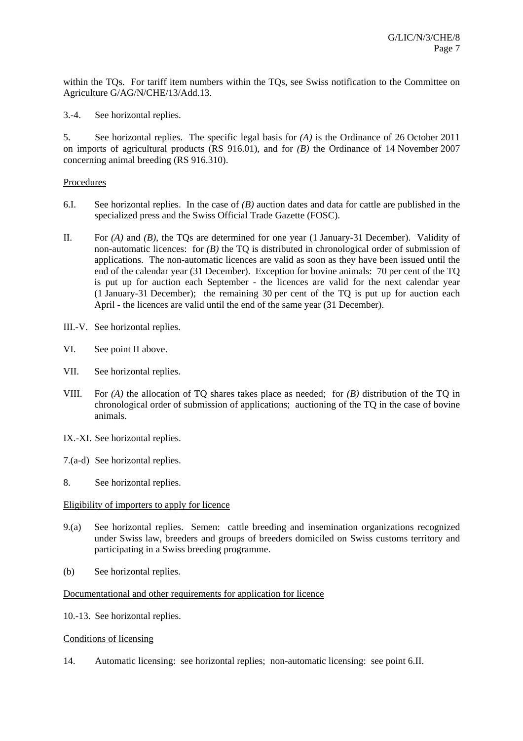within the TQs. For tariff item numbers within the TQs, see Swiss notification to the Committee on Agriculture G/AG/N/CHE/13/Add.13.

3.-4. See horizontal replies.

5. See horizontal replies. The specific legal basis for *(A)* is the Ordinance of 26 October 2011 on imports of agricultural products (RS 916.01), and for *(B)* the Ordinance of 14 November 2007 concerning animal breeding (RS 916.310).

Procedures

6.I. See horizontal replies. In the case of *(B)* auction dates and data for cattle are published in the specialized press and the Swiss Official Trade Gazette (FOSC).

II. For *(A)* and *(B)*, the TQs are determined for one year (1 January-31 December). Validity of non-automatic licences: for *(B)* the TQ is distributed in chronological order of submission of applications. The non-automatic licences are valid as soon as they have been issued until the end of the calendar year (31 December). Exception for bovine animals: 70 per cent of the TQ is put up for auction each September - the licences are valid for the next calendar year (1 January-31 December); the remaining 30 per cent of the TQ is put up for auction each April - the licences are valid until the end of the same year (31 December).

III.-V. See horizontal replies.

VI. See point II above.

VII. See horizontal replies.

VIII. For *(A)* the allocation of TQ shares takes place as needed; for *(B)* distribution of the TQ in chronological order of submission of applications; auctioning of the TQ in the case of bovine animals.

IX.-XI. See horizontal replies.

7.(a-d) See horizontal replies.

8. See horizontal replies.

Eligibility of importers to apply for licence

9.(a) See horizontal replies. Semen: cattle breeding and insemination organizations recognized under Swiss law, breeders and groups of breeders domiciled on Swiss customs territory and participating in a Swiss breeding programme.

(b) See horizontal replies.

Documentational and other requirements for application for licence

10.-13. See horizontal replies.

Conditions of licensing

14. Automatic licensing: see horizontal replies; non-automatic licensing: see point 6.II.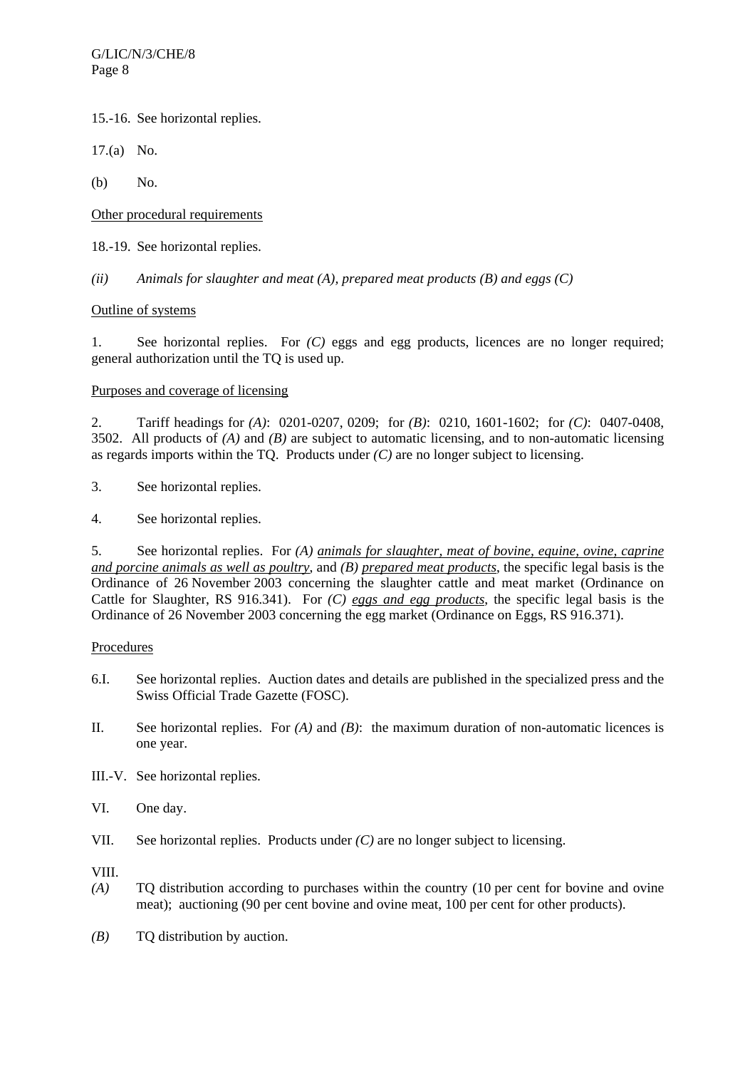15.-16. See horizontal replies.

17.(a) No.

(b) No.

Other procedural requirements

18.-19. See horizontal replies.

*(ii) Animals for slaughter and meat (A), prepared meat products (B) and eggs (C)*

Outline of systems

1. See horizontal replies. For *(C)* eggs and egg products, licences are no longer required; general authorization until the TQ is used up.

Purposes and coverage of licensing

2. Tariff headings for *(A)*: 0201-0207, 0209; for *(B)*: 0210, 1601-1602; for *(C)*: 0407-0408, 3502. All products of *(A)* and *(B)* are subject to automatic licensing, and to non-automatic licensing as regards imports within the TQ. Products under *(C)* are no longer subject to licensing.

3. See horizontal replies.

4. See horizontal replies.

5. See horizontal replies. For *(A)* *animals for slaughter, meat of bovine, equine, ovine, caprine and porcine animals as well as poultry*, and *(B)* *prepared meat products*, the specific legal basis is the Ordinance of 26 November 2003 concerning the slaughter cattle and meat market (Ordinance on Cattle for Slaughter, RS 916.341). For *(C)* *eggs and egg products*, the specific legal basis is the Ordinance of 26 November 2003 concerning the egg market (Ordinance on Eggs, RS 916.371).

Procedures

6.I. See horizontal replies. Auction dates and details are published in the specialized press and the Swiss Official Trade Gazette (FOSC).

II. See horizontal replies. For *(A)* and *(B)*: the maximum duration of non-automatic licences is one year.

III.-V. See horizontal replies.

VI. One day.

VII. See horizontal replies. Products under *(C)* are no longer subject to licensing.

VIII.

*(A)* TQ distribution according to purchases within the country (10 per cent for bovine and ovine meat); auctioning (90 per cent bovine and ovine meat, 100 per cent for other products).

*(B)* TQ distribution by auction.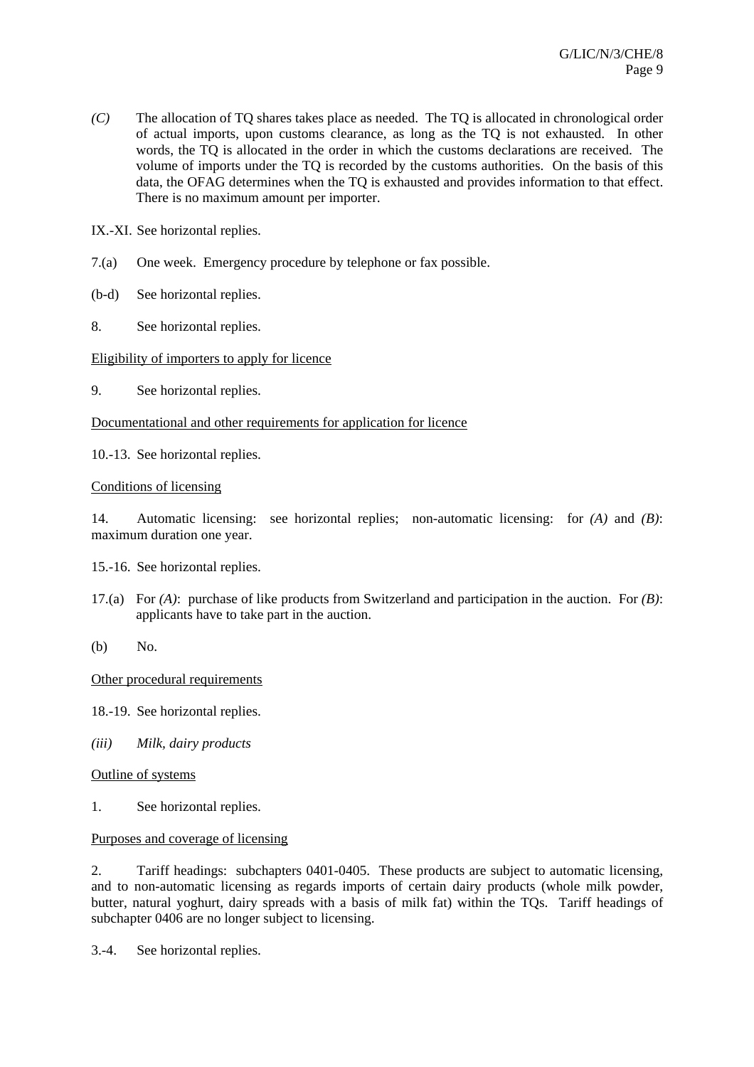*(C)* The allocation of TQ shares takes place as needed. The TQ is allocated in chronological order of actual imports, upon customs clearance, as long as the TQ is not exhausted. In other words, the TQ is allocated in the order in which the customs declarations are received. The volume of imports under the TQ is recorded by the customs authorities. On the basis of this data, the OFAG determines when the TQ is exhausted and provides information to that effect. There is no maximum amount per importer.

IX.-XI. See horizontal replies.

7.(a) One week. Emergency procedure by telephone or fax possible.

(b-d) See horizontal replies.

8. See horizontal replies.

<u>Eligibility of importers to apply for licence</u>

9. See horizontal replies.

<u>Documentational and other requirements for application for licence</u>

10.-13. See horizontal replies.

<u>Conditions of licensing</u>

14. Automatic licensing: see horizontal replies; non-automatic licensing: for *(A)* and *(B)*: maximum duration one year.

15.-16. See horizontal replies.

17.(a) For *(A)*: purchase of like products from Switzerland and participation in the auction. For *(B)*: applicants have to take part in the auction.

(b) No.

<u>Other procedural requirements</u>

18.-19. See horizontal replies.

*(iii) Milk, dairy products*

<u>Outline of systems</u>

1. See horizontal replies.

<u>Purposes and coverage of licensing</u>

2. Tariff headings: subchapters 0401-0405. These products are subject to automatic licensing, and to non-automatic licensing as regards imports of certain dairy products (whole milk powder, butter, natural yoghurt, dairy spreads with a basis of milk fat) within the TQs. Tariff headings of subchapter 0406 are no longer subject to licensing.

3.-4. See horizontal replies.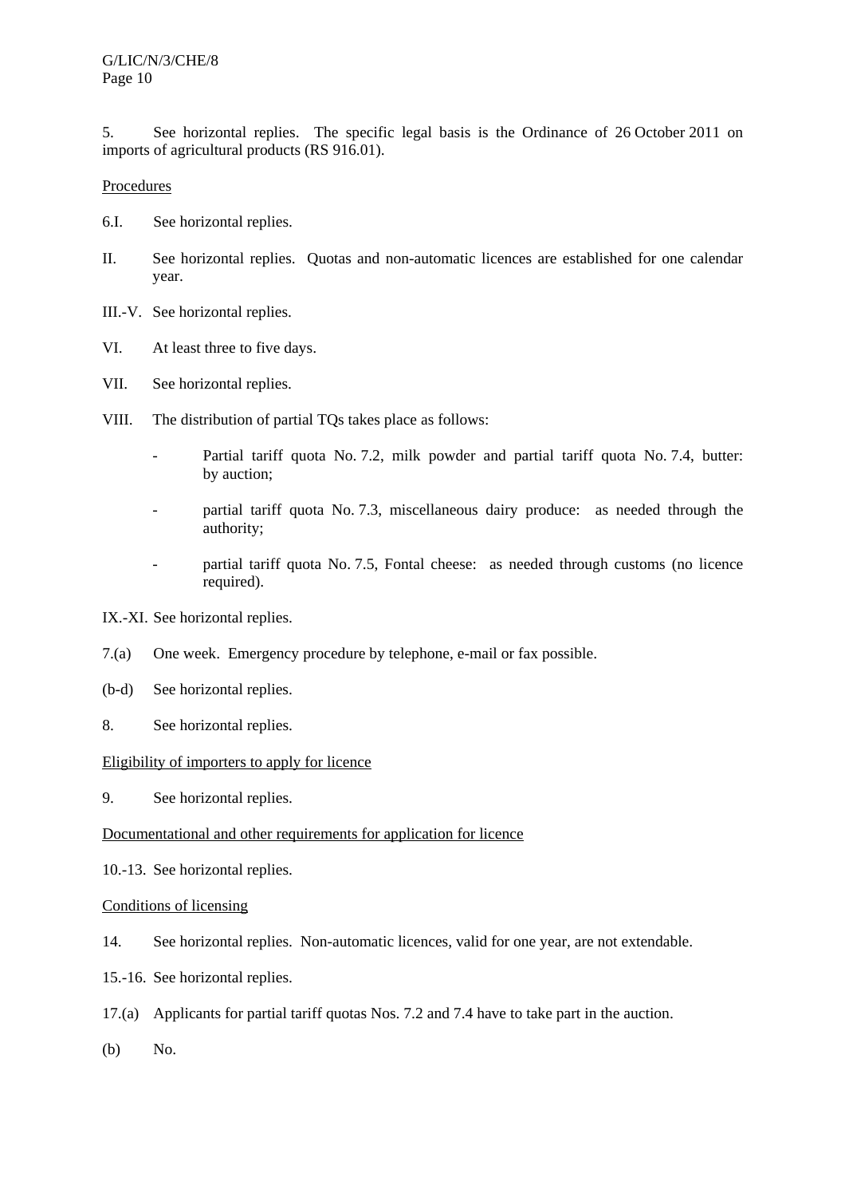5. See horizontal replies. The specific legal basis is the Ordinance of 26 October 2011 on imports of agricultural products (RS 916.01).

Procedures

6.I. See horizontal replies.

II. See horizontal replies. Quotas and non-automatic licences are established for one calendar year.

III.-V. See horizontal replies.

VI. At least three to five days.

VII. See horizontal replies.

VIII. The distribution of partial TQs takes place as follows:

- Partial tariff quota No. 7.2, milk powder and partial tariff quota No. 7.4, butter: by auction;
- partial tariff quota No. 7.3, miscellaneous dairy produce: as needed through the authority;
- partial tariff quota No. 7.5, Fontal cheese: as needed through customs (no licence required).

IX.-XI. See horizontal replies.

7.(a) One week. Emergency procedure by telephone, e-mail or fax possible.

(b-d) See horizontal replies.

8. See horizontal replies.

Eligibility of importers to apply for licence

9. See horizontal replies.

Documentational and other requirements for application for licence

10.-13. See horizontal replies.

Conditions of licensing

14. See horizontal replies. Non-automatic licences, valid for one year, are not extendable.

15.-16. See horizontal replies.

17.(a) Applicants for partial tariff quotas Nos. 7.2 and 7.4 have to take part in the auction.

(b) No.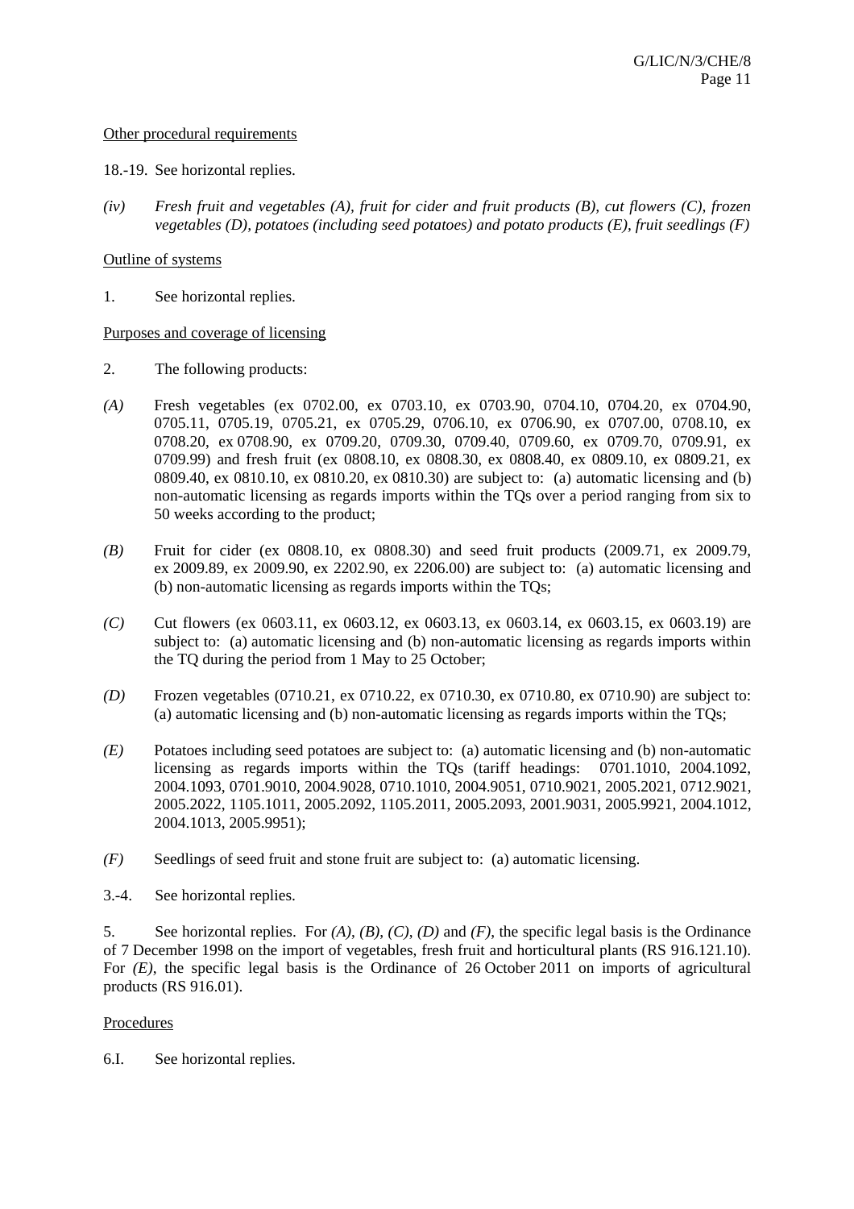Other procedural requirements

18.-19. See horizontal replies.

*(iv) Fresh fruit and vegetables (A), fruit for cider and fruit products (B), cut flowers (C), frozen vegetables (D), potatoes (including seed potatoes) and potato products (E), fruit seedlings (F)*

Outline of systems

1. See horizontal replies.

Purposes and coverage of licensing

2. The following products:

*(A)* Fresh vegetables (ex 0702.00, ex 0703.10, ex 0703.90, 0704.10, 0704.20, ex 0704.90, 0705.11, 0705.19, 0705.21, ex 0705.29, 0706.10, ex 0706.90, ex 0707.00, 0708.10, ex 0708.20, ex 0708.90, ex 0709.20, 0709.30, 0709.40, 0709.60, ex 0709.70, 0709.91, ex 0709.99) and fresh fruit (ex 0808.10, ex 0808.30, ex 0808.40, ex 0809.10, ex 0809.21, ex 0809.40, ex 0810.10, ex 0810.20, ex 0810.30) are subject to: (a) automatic licensing and (b) non-automatic licensing as regards imports within the TQs over a period ranging from six to 50 weeks according to the product;

*(B)* Fruit for cider (ex 0808.10, ex 0808.30) and seed fruit products (2009.71, ex 2009.79, ex 2009.89, ex 2009.90, ex 2202.90, ex 2206.00) are subject to: (a) automatic licensing and (b) non-automatic licensing as regards imports within the TQs;

*(C)* Cut flowers (ex 0603.11, ex 0603.12, ex 0603.13, ex 0603.14, ex 0603.15, ex 0603.19) are subject to: (a) automatic licensing and (b) non-automatic licensing as regards imports within the TQ during the period from 1 May to 25 October;

*(D)* Frozen vegetables (0710.21, ex 0710.22, ex 0710.30, ex 0710.80, ex 0710.90) are subject to: (a) automatic licensing and (b) non-automatic licensing as regards imports within the TQs;

*(E)* Potatoes including seed potatoes are subject to: (a) automatic licensing and (b) non-automatic licensing as regards imports within the TQs (tariff headings: 0701.1010, 2004.1092, 2004.1093, 0701.9010, 2004.9028, 0710.1010, 2004.9051, 0710.9021, 2005.2021, 0712.9021, 2005.2022, 1105.1011, 2005.2092, 1105.2011, 2005.2093, 2001.9031, 2005.9921, 2004.1012, 2004.1013, 2005.9951);

*(F)* Seedlings of seed fruit and stone fruit are subject to: (a) automatic licensing.

3.-4. See horizontal replies.

5. See horizontal replies. For *(A)*, *(B)*, *(C)*, *(D)* and *(F)*, the specific legal basis is the Ordinance of 7 December 1998 on the import of vegetables, fresh fruit and horticultural plants (RS 916.121.10). For *(E)*, the specific legal basis is the Ordinance of 26 October 2011 on imports of agricultural products (RS 916.01).

Procedures

6.I. See horizontal replies.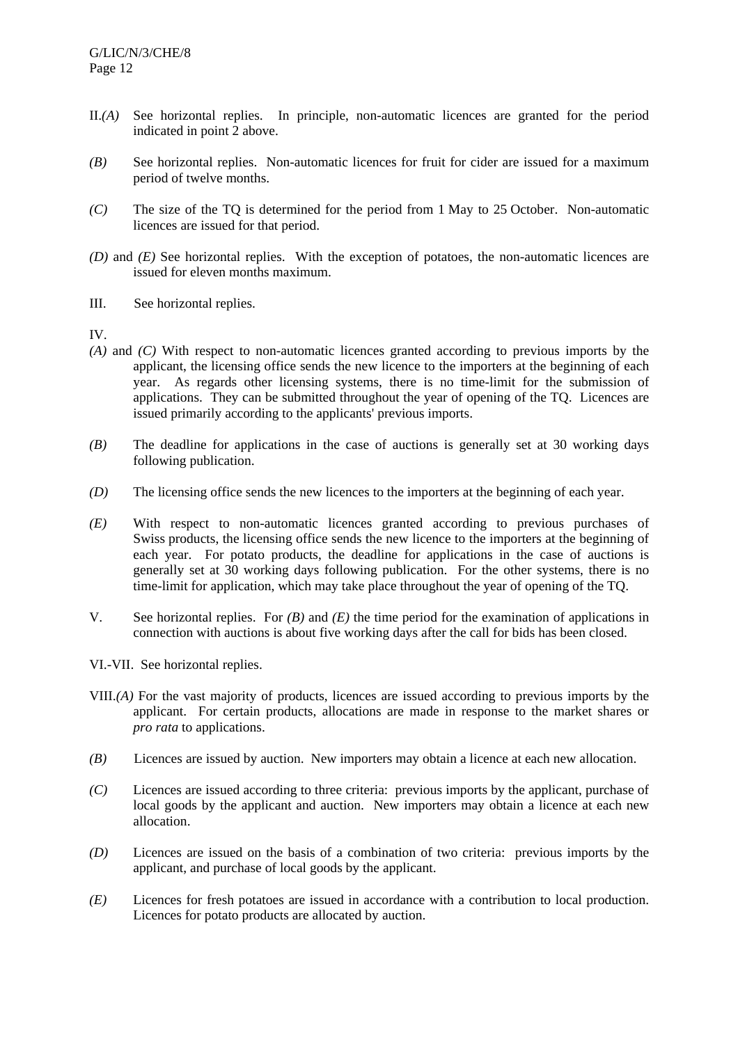II.*(A)* See horizontal replies. In principle, non-automatic licences are granted for the period indicated in point 2 above.

*(B)* See horizontal replies. Non-automatic licences for fruit for cider are issued for a maximum period of twelve months.

*(C)* The size of the TQ is determined for the period from 1 May to 25 October. Non-automatic licences are issued for that period.

*(D)* and *(E)* See horizontal replies. With the exception of potatoes, the non-automatic licences are issued for eleven months maximum.

III. See horizontal replies.

IV.

*(A)* and *(C)* With respect to non-automatic licences granted according to previous imports by the applicant, the licensing office sends the new licence to the importers at the beginning of each year. As regards other licensing systems, there is no time-limit for the submission of applications. They can be submitted throughout the year of opening of the TQ. Licences are issued primarily according to the applicants' previous imports.

*(B)* The deadline for applications in the case of auctions is generally set at 30 working days following publication.

*(D)* The licensing office sends the new licences to the importers at the beginning of each year.

*(E)* With respect to non-automatic licences granted according to previous purchases of Swiss products, the licensing office sends the new licence to the importers at the beginning of each year. For potato products, the deadline for applications in the case of auctions is generally set at 30 working days following publication. For the other systems, there is no time-limit for application, which may take place throughout the year of opening of the TQ.

V. See horizontal replies. For *(B)* and *(E)* the time period for the examination of applications in connection with auctions is about five working days after the call for bids has been closed.

VI.-VII. See horizontal replies.

VIII.*(A)* For the vast majority of products, licences are issued according to previous imports by the applicant. For certain products, allocations are made in response to the market shares or *pro rata* to applications.

*(B)* Licences are issued by auction. New importers may obtain a licence at each new allocation.

*(C)* Licences are issued according to three criteria: previous imports by the applicant, purchase of local goods by the applicant and auction. New importers may obtain a licence at each new allocation.

*(D)* Licences are issued on the basis of a combination of two criteria: previous imports by the applicant, and purchase of local goods by the applicant.

*(E)* Licences for fresh potatoes are issued in accordance with a contribution to local production. Licences for potato products are allocated by auction.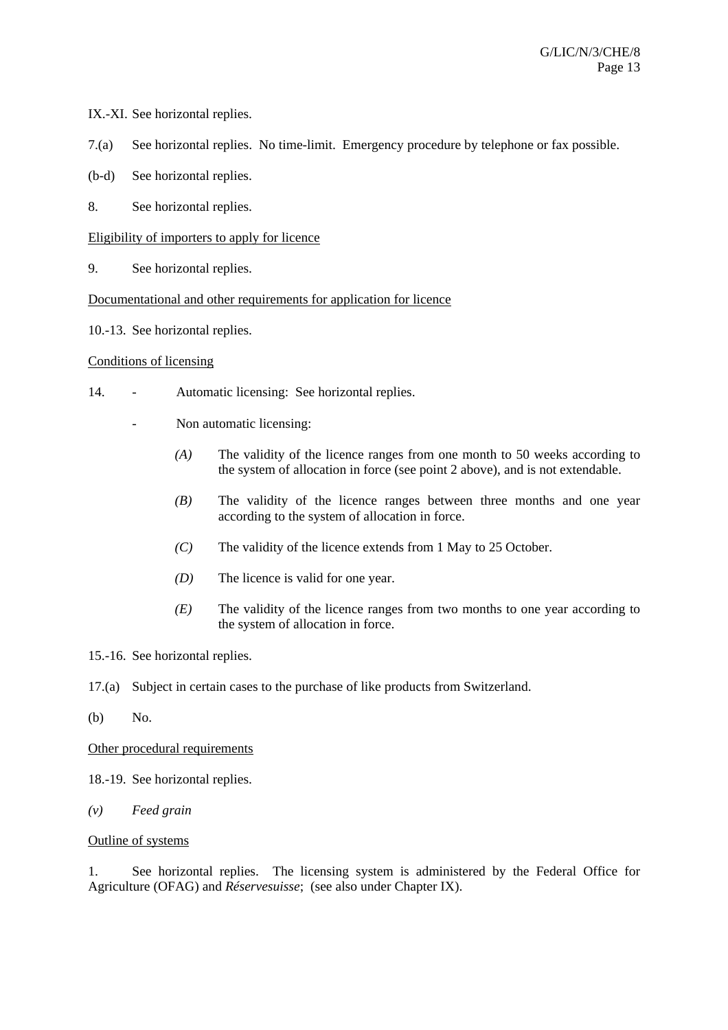IX.-XI. See horizontal replies.

7.(a) See horizontal replies. No time-limit. Emergency procedure by telephone or fax possible.

(b-d) See horizontal replies.

8. See horizontal replies.

Eligibility of importers to apply for licence

9. See horizontal replies.

Documentational and other requirements for application for licence

10.-13. See horizontal replies.

Conditions of licensing

14. - Automatic licensing: See horizontal replies.

- Non automatic licensing:

  *(A)* The validity of the licence ranges from one month to 50 weeks according to the system of allocation in force (see point 2 above), and is not extendable.

  *(B)* The validity of the licence ranges between three months and one year according to the system of allocation in force.

  *(C)* The validity of the licence extends from 1 May to 25 October.

  *(D)* The licence is valid for one year.

  *(E)* The validity of the licence ranges from two months to one year according to the system of allocation in force.

15.-16. See horizontal replies.

17.(a) Subject in certain cases to the purchase of like products from Switzerland.

(b) No.

Other procedural requirements

18.-19. See horizontal replies.

*(v) Feed grain*

Outline of systems

1. See horizontal replies. The licensing system is administered by the Federal Office for Agriculture (OFAG) and *Réservesuisse*; (see also under Chapter IX).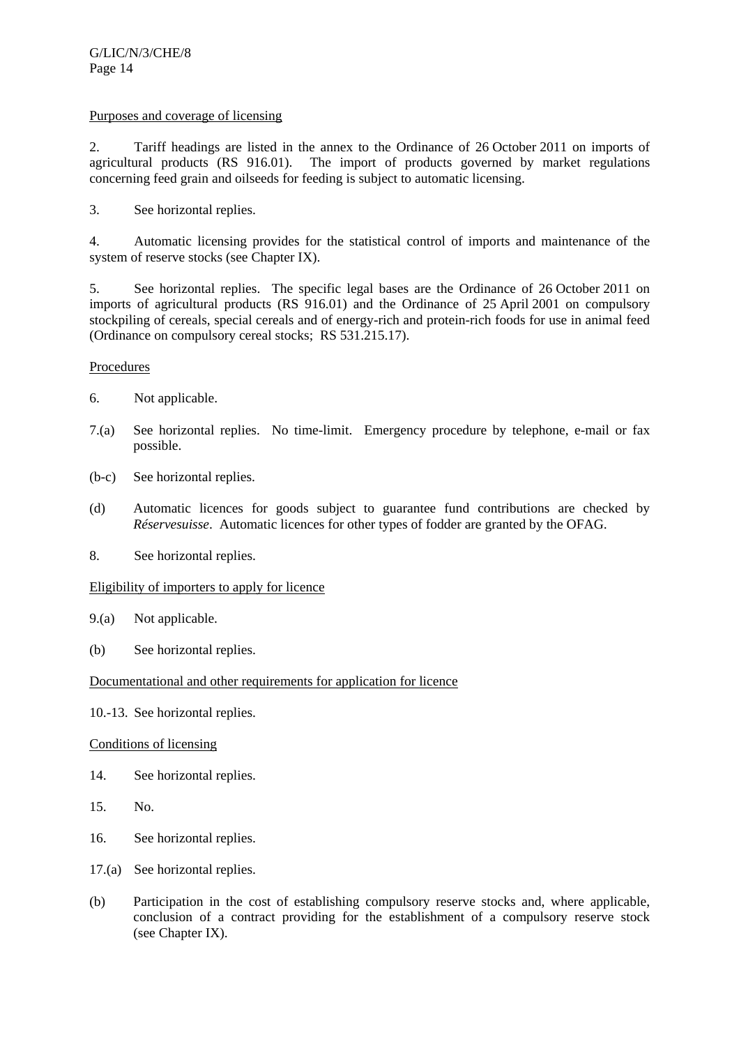Purposes and coverage of licensing

2. Tariff headings are listed in the annex to the Ordinance of 26 October 2011 on imports of agricultural products (RS 916.01). The import of products governed by market regulations concerning feed grain and oilseeds for feeding is subject to automatic licensing.

3. See horizontal replies.

4. Automatic licensing provides for the statistical control of imports and maintenance of the system of reserve stocks (see Chapter IX).

5. See horizontal replies. The specific legal bases are the Ordinance of 26 October 2011 on imports of agricultural products (RS 916.01) and the Ordinance of 25 April 2001 on compulsory stockpiling of cereals, special cereals and of energy-rich and protein-rich foods for use in animal feed (Ordinance on compulsory cereal stocks; RS 531.215.17).

Procedures

6. Not applicable.

7.(a) See horizontal replies. No time-limit. Emergency procedure by telephone, e-mail or fax possible.

(b-c) See horizontal replies.

(d) Automatic licences for goods subject to guarantee fund contributions are checked by *Réservesuisse*. Automatic licences for other types of fodder are granted by the OFAG.

8. See horizontal replies.

Eligibility of importers to apply for licence

9.(a) Not applicable.

(b) See horizontal replies.

Documentational and other requirements for application for licence

10.-13. See horizontal replies.

Conditions of licensing

14. See horizontal replies.

15. No.

16. See horizontal replies.

17.(a) See horizontal replies.

(b) Participation in the cost of establishing compulsory reserve stocks and, where applicable, conclusion of a contract providing for the establishment of a compulsory reserve stock (see Chapter IX).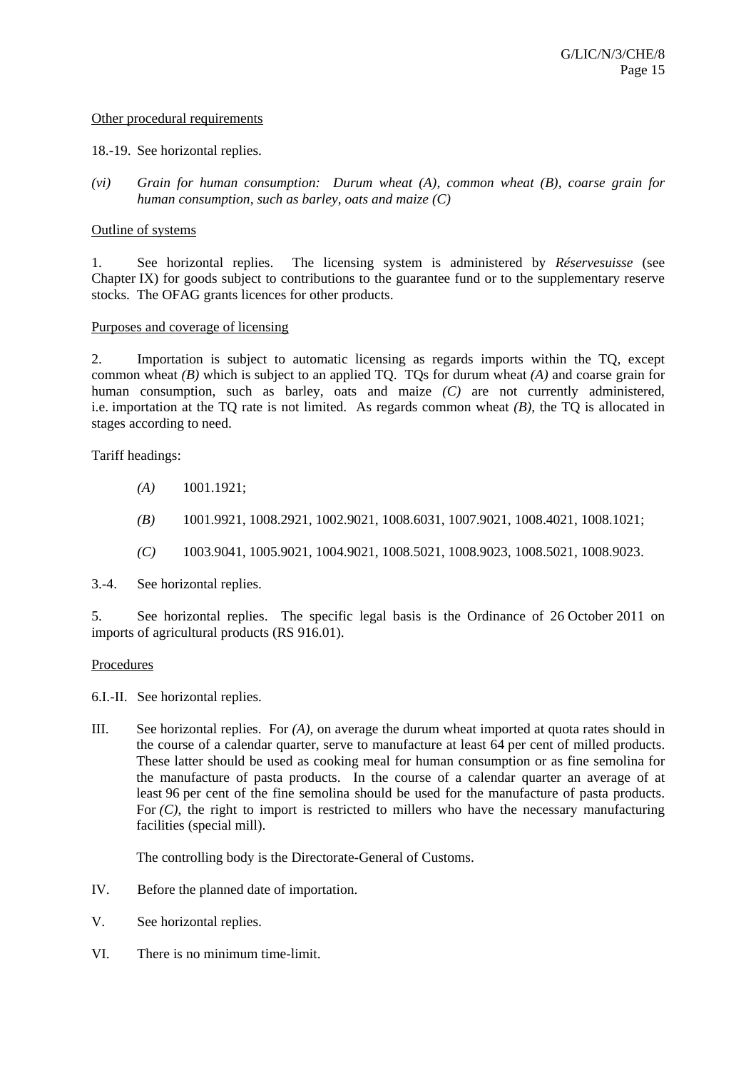Other procedural requirements

18.-19. See horizontal replies.

*(vi) Grain for human consumption: Durum wheat (A), common wheat (B), coarse grain for human consumption, such as barley, oats and maize (C)*

Outline of systems

1. See horizontal replies. The licensing system is administered by *Réservesuisse* (see Chapter IX) for goods subject to contributions to the guarantee fund or to the supplementary reserve stocks. The OFAG grants licences for other products.

Purposes and coverage of licensing

2. Importation is subject to automatic licensing as regards imports within the TQ, except common wheat *(B)* which is subject to an applied TQ. TQs for durum wheat *(A)* and coarse grain for human consumption, such as barley, oats and maize *(C)* are not currently administered, i.e. importation at the TQ rate is not limited. As regards common wheat *(B)*, the TQ is allocated in stages according to need.

Tariff headings:

- *(A)* 1001.1921;
- *(B)* 1001.9921, 1008.2921, 1002.9021, 1008.6031, 1007.9021, 1008.4021, 1008.1021;
- *(C)* 1003.9041, 1005.9021, 1004.9021, 1008.5021, 1008.9023, 1008.5021, 1008.9023.

3.-4. See horizontal replies.

5. See horizontal replies. The specific legal basis is the Ordinance of 26 October 2011 on imports of agricultural products (RS 916.01).

Procedures

6.I.-II. See horizontal replies.

III. See horizontal replies. For *(A)*, on average the durum wheat imported at quota rates should in the course of a calendar quarter, serve to manufacture at least 64 per cent of milled products. These latter should be used as cooking meal for human consumption or as fine semolina for the manufacture of pasta products. In the course of a calendar quarter an average of at least 96 per cent of the fine semolina should be used for the manufacture of pasta products. For *(C)*, the right to import is restricted to millers who have the necessary manufacturing facilities (special mill).

The controlling body is the Directorate-General of Customs.

IV. Before the planned date of importation.

V. See horizontal replies.

VI. There is no minimum time-limit.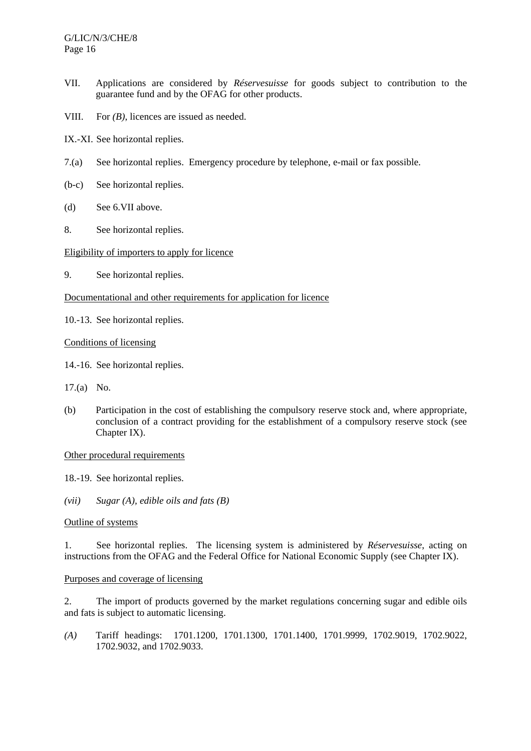VII. Applications are considered by *Réservesuisse* for goods subject to contribution to the guarantee fund and by the OFAG for other products.

VIII. For *(B)*, licences are issued as needed.

IX.-XI. See horizontal replies.

7.(a) See horizontal replies. Emergency procedure by telephone, e-mail or fax possible.

(b-c) See horizontal replies.

(d) See 6.VII above.

8. See horizontal replies.

<u>Eligibility of importers to apply for licence</u>

9. See horizontal replies.

<u>Documentational and other requirements for application for licence</u>

10.-13. See horizontal replies.

<u>Conditions of licensing</u>

14.-16. See horizontal replies.

17.(a) No.

(b) Participation in the cost of establishing the compulsory reserve stock and, where appropriate, conclusion of a contract providing for the establishment of a compulsory reserve stock (see Chapter IX).

<u>Other procedural requirements</u>

18.-19. See horizontal replies.

*(vii) Sugar (A), edible oils and fats (B)*

<u>Outline of systems</u>

1. See horizontal replies. The licensing system is administered by *Réservesuisse*, acting on instructions from the OFAG and the Federal Office for National Economic Supply (see Chapter IX).

<u>Purposes and coverage of licensing</u>

2. The import of products governed by the market regulations concerning sugar and edible oils and fats is subject to automatic licensing.

*(A)* Tariff headings: 1701.1200, 1701.1300, 1701.1400, 1701.9999, 1702.9019, 1702.9022, 1702.9032, and 1702.9033.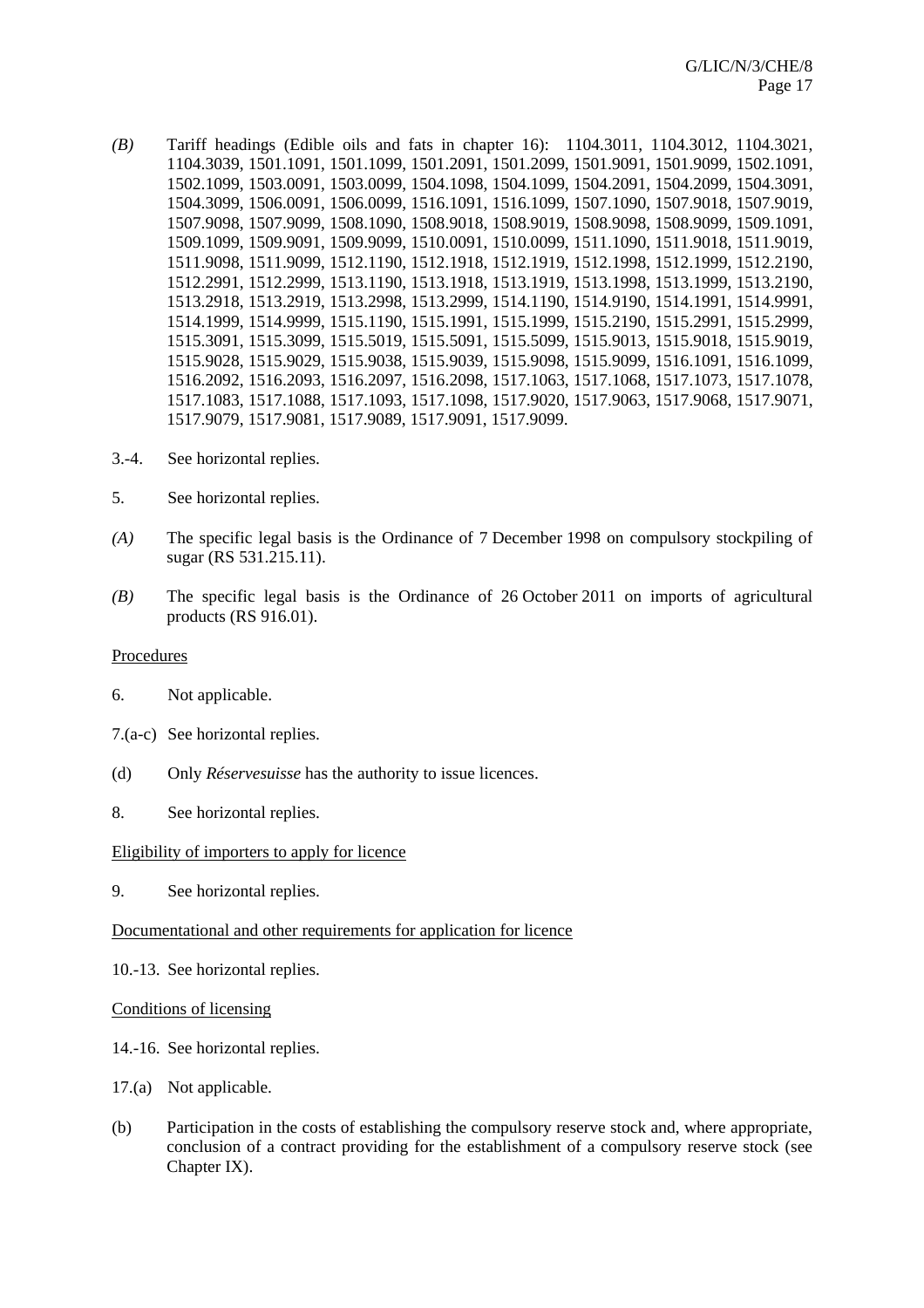*(B)* Tariff headings (Edible oils and fats in chapter 16): 1104.3011, 1104.3012, 1104.3021, 1104.3039, 1501.1091, 1501.1099, 1501.2091, 1501.2099, 1501.9091, 1501.9099, 1502.1091, 1502.1099, 1503.0091, 1503.0099, 1504.1098, 1504.1099, 1504.2091, 1504.2099, 1504.3091, 1504.3099, 1506.0091, 1506.0099, 1516.1091, 1516.1099, 1507.1090, 1507.9018, 1507.9019, 1507.9098, 1507.9099, 1508.1090, 1508.9018, 1508.9019, 1508.9098, 1508.9099, 1509.1091, 1509.1099, 1509.9091, 1509.9099, 1510.0091, 1510.0099, 1511.1090, 1511.9018, 1511.9019, 1511.9098, 1511.9099, 1512.1190, 1512.1918, 1512.1919, 1512.1998, 1512.1999, 1512.2190, 1512.2991, 1512.2999, 1513.1190, 1513.1918, 1513.1919, 1513.1998, 1513.1999, 1513.2190, 1513.2918, 1513.2919, 1513.2998, 1513.2999, 1514.1190, 1514.9190, 1514.1991, 1514.9991, 1514.1999, 1514.9999, 1515.1190, 1515.1991, 1515.1999, 1515.2190, 1515.2991, 1515.2999, 1515.3091, 1515.3099, 1515.5019, 1515.5091, 1515.5099, 1515.9013, 1515.9018, 1515.9019, 1515.9028, 1515.9029, 1515.9038, 1515.9039, 1515.9098, 1515.9099, 1516.1091, 1516.1099, 1516.2092, 1516.2093, 1516.2097, 1516.2098, 1517.1063, 1517.1068, 1517.1073, 1517.1078, 1517.1083, 1517.1088, 1517.1093, 1517.1098, 1517.9020, 1517.9063, 1517.9068, 1517.9071, 1517.9079, 1517.9081, 1517.9089, 1517.9091, 1517.9099.

3.-4. See horizontal replies.

5. See horizontal replies.

*(A)* The specific legal basis is the Ordinance of 7 December 1998 on compulsory stockpiling of sugar (RS 531.215.11).

*(B)* The specific legal basis is the Ordinance of 26 October 2011 on imports of agricultural products (RS 916.01).

Procedures

6. Not applicable.

7.(a-c) See horizontal replies.

(d) Only *Réservesuisse* has the authority to issue licences.

8. See horizontal replies.

Eligibility of importers to apply for licence

9. See horizontal replies.

Documentational and other requirements for application for licence

10.-13. See horizontal replies.

Conditions of licensing

14.-16. See horizontal replies.

17.(a) Not applicable.

(b) Participation in the costs of establishing the compulsory reserve stock and, where appropriate, conclusion of a contract providing for the establishment of a compulsory reserve stock (see Chapter IX).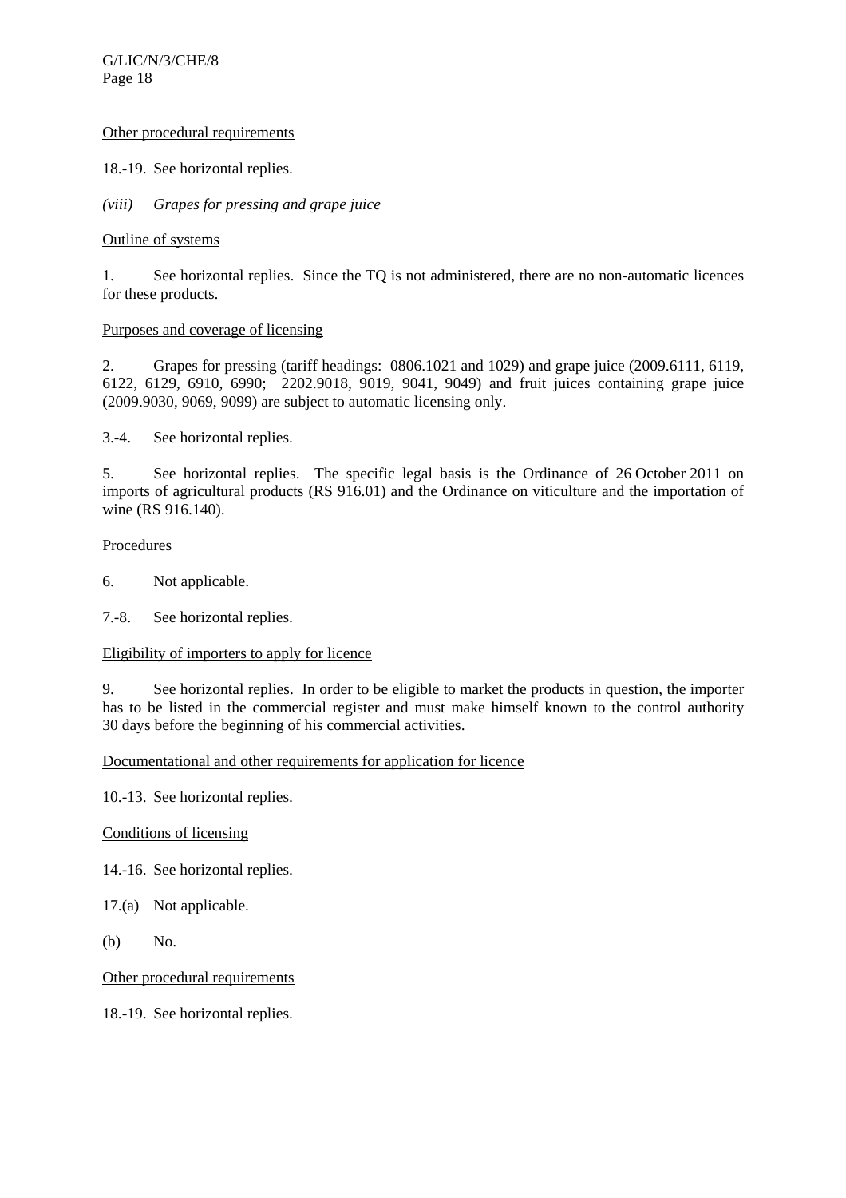Other procedural requirements

18.-19. See horizontal replies.

*(viii) Grapes for pressing and grape juice*

Outline of systems

1. See horizontal replies. Since the TQ is not administered, there are no non-automatic licences for these products.

Purposes and coverage of licensing

2. Grapes for pressing (tariff headings: 0806.1021 and 1029) and grape juice (2009.6111, 6119, 6122, 6129, 6910, 6990; 2202.9018, 9019, 9041, 9049) and fruit juices containing grape juice (2009.9030, 9069, 9099) are subject to automatic licensing only.

3.-4. See horizontal replies.

5. See horizontal replies. The specific legal basis is the Ordinance of 26 October 2011 on imports of agricultural products (RS 916.01) and the Ordinance on viticulture and the importation of wine (RS 916.140).

Procedures

6. Not applicable.

7.-8. See horizontal replies.

Eligibility of importers to apply for licence

9. See horizontal replies. In order to be eligible to market the products in question, the importer has to be listed in the commercial register and must make himself known to the control authority 30 days before the beginning of his commercial activities.

Documentational and other requirements for application for licence

10.-13. See horizontal replies.

Conditions of licensing

14.-16. See horizontal replies.

17.(a) Not applicable.

(b) No.

Other procedural requirements

18.-19. See horizontal replies.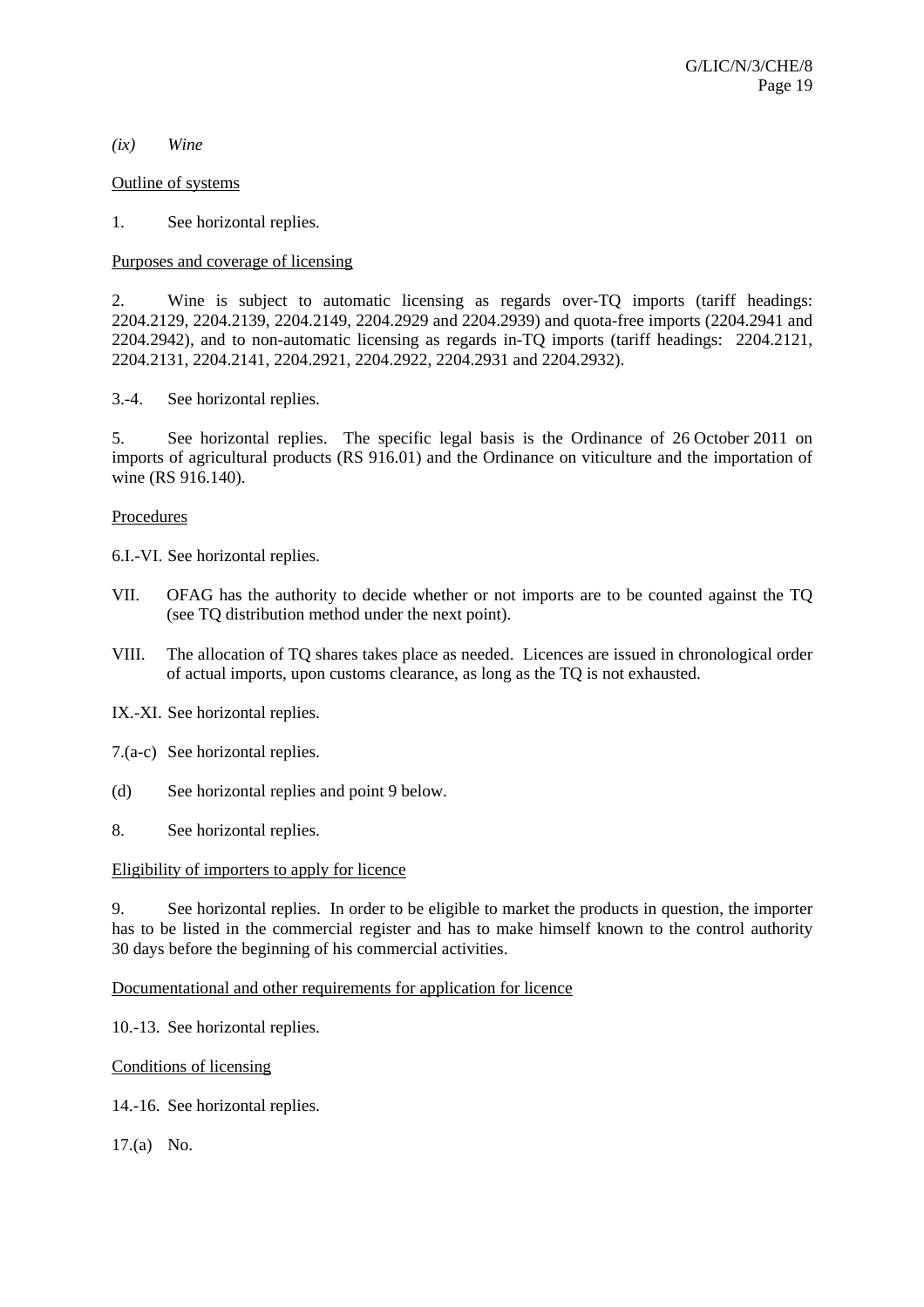*(ix) Wine*

Outline of systems

1. See horizontal replies.

Purposes and coverage of licensing

2. Wine is subject to automatic licensing as regards over-TQ imports (tariff headings: 2204.2129, 2204.2139, 2204.2149, 2204.2929 and 2204.2939) and quota-free imports (2204.2941 and 2204.2942), and to non-automatic licensing as regards in-TQ imports (tariff headings: 2204.2121, 2204.2131, 2204.2141, 2204.2921, 2204.2922, 2204.2931 and 2204.2932).

3.-4. See horizontal replies.

5. See horizontal replies. The specific legal basis is the Ordinance of 26 October 2011 on imports of agricultural products (RS 916.01) and the Ordinance on viticulture and the importation of wine (RS 916.140).

Procedures

6.I.-VI. See horizontal replies.

VII. OFAG has the authority to decide whether or not imports are to be counted against the TQ (see TQ distribution method under the next point).

VIII. The allocation of TQ shares takes place as needed. Licences are issued in chronological order of actual imports, upon customs clearance, as long as the TQ is not exhausted.

IX.-XI. See horizontal replies.

7.(a-c) See horizontal replies.

(d) See horizontal replies and point 9 below.

8. See horizontal replies.

Eligibility of importers to apply for licence

9. See horizontal replies. In order to be eligible to market the products in question, the importer has to be listed in the commercial register and has to make himself known to the control authority 30 days before the beginning of his commercial activities.

Documentational and other requirements for application for licence

10.-13. See horizontal replies.

Conditions of licensing

14.-16. See horizontal replies.

17.(a) No.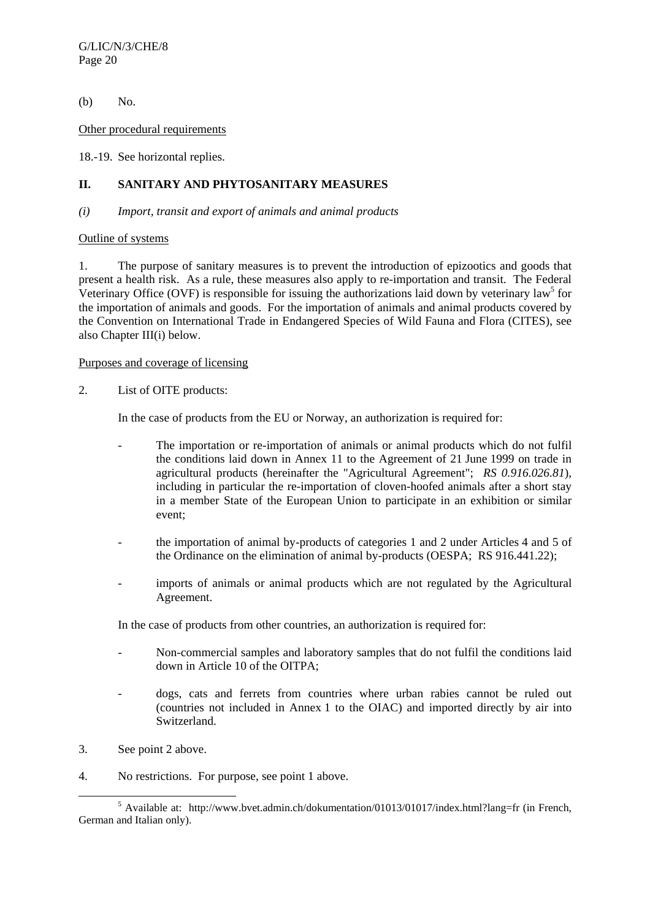(b) No.

Other procedural requirements

18.-19. See horizontal replies.

## II. SANITARY AND PHYTOSANITARY MEASURES

### *(i) Import, transit and export of animals and animal products*

Outline of systems

1. The purpose of sanitary measures is to prevent the introduction of epizootics and goods that present a health risk. As a rule, these measures also apply to re-importation and transit. The Federal Veterinary Office (OVF) is responsible for issuing the authorizations laid down by veterinary law[5] for the importation of animals and goods. For the importation of animals and animal products covered by the Convention on International Trade in Endangered Species of Wild Fauna and Flora (CITES), see also Chapter III(i) below.

Purposes and coverage of licensing

2. List of OITE products:

   In the case of products from the EU or Norway, an authorization is required for:

   - The importation or re-importation of animals or animal products which do not fulfil the conditions laid down in Annex 11 to the Agreement of 21 June 1999 on trade in agricultural products (hereinafter the "Agricultural Agreement"; *RS 0.916.026.81*), including in particular the re-importation of cloven-hoofed animals after a short stay in a member State of the European Union to participate in an exhibition or similar event;
   - the importation of animal by-products of categories 1 and 2 under Articles 4 and 5 of the Ordinance on the elimination of animal by-products (OESPA; RS 916.441.22);
   - imports of animals or animal products which are not regulated by the Agricultural Agreement.

   In the case of products from other countries, an authorization is required for:

   - Non-commercial samples and laboratory samples that do not fulfil the conditions laid down in Article 10 of the OITPA;
   - dogs, cats and ferrets from countries where urban rabies cannot be ruled out (countries not included in Annex 1 to the OIAC) and imported directly by air into Switzerland.

3. See point 2 above.

4. No restrictions. For purpose, see point 1 above.

[5] Available at: http://www.bvet.admin.ch/dokumentation/01013/01017/index.html?lang=fr (in French, German and Italian only).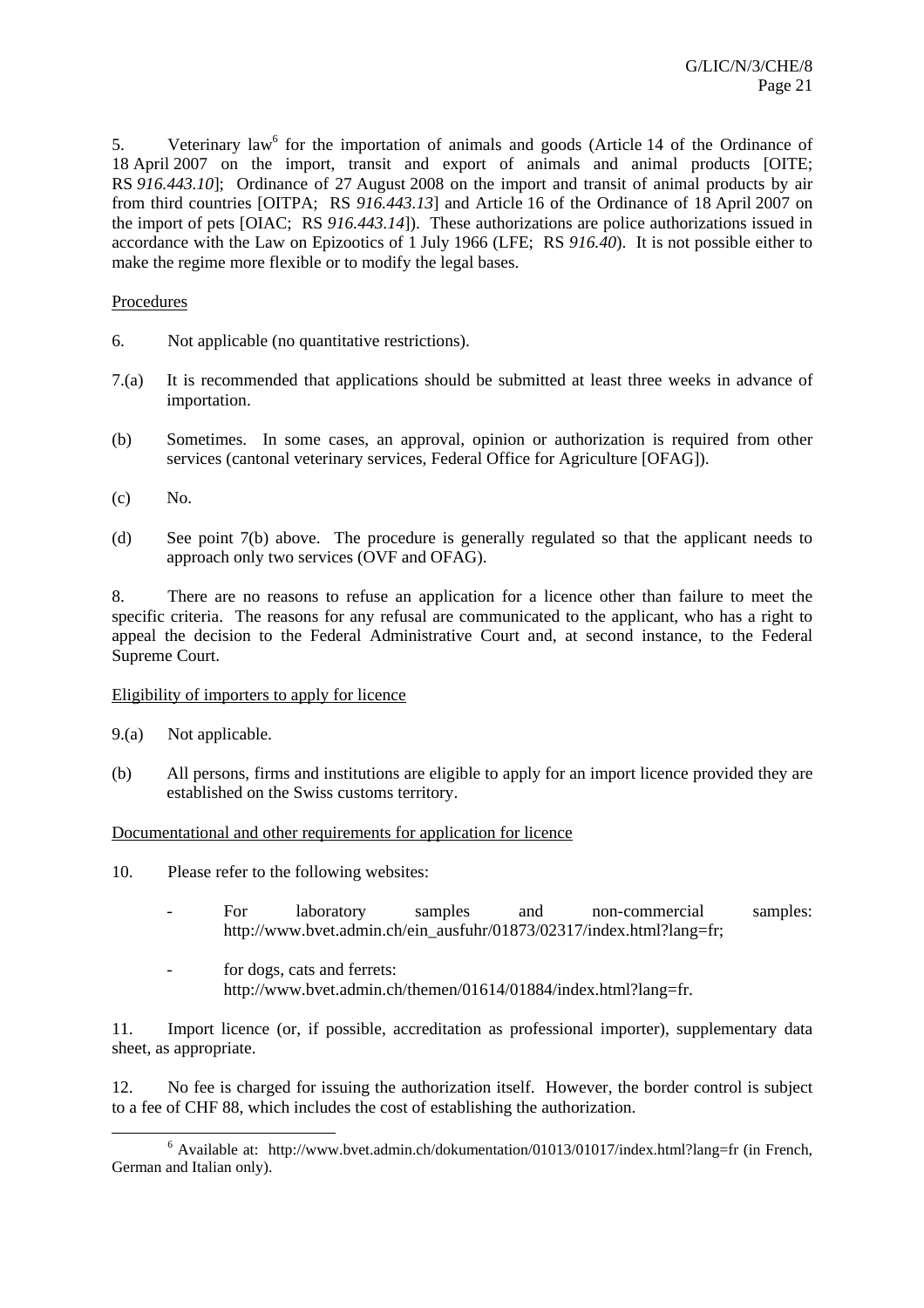5. Veterinary law[6] for the importation of animals and goods (Article 14 of the Ordinance of 18 April 2007 on the import, transit and export of animals and animal products [OITE; RS *916.443.10*]; Ordinance of 27 August 2008 on the import and transit of animal products by air from third countries [OITPA; RS *916.443.13*] and Article 16 of the Ordinance of 18 April 2007 on the import of pets [OIAC; RS *916.443.14*]). These authorizations are police authorizations issued in accordance with the Law on Epizootics of 1 July 1966 (LFE; RS *916.40*). It is not possible either to make the regime more flexible or to modify the legal bases.

Procedures

6. Not applicable (no quantitative restrictions).

7.(a) It is recommended that applications should be submitted at least three weeks in advance of importation.

(b) Sometimes. In some cases, an approval, opinion or authorization is required from other services (cantonal veterinary services, Federal Office for Agriculture [OFAG]).

(c) No.

(d) See point 7(b) above. The procedure is generally regulated so that the applicant needs to approach only two services (OVF and OFAG).

8. There are no reasons to refuse an application for a licence other than failure to meet the specific criteria. The reasons for any refusal are communicated to the applicant, who has a right to appeal the decision to the Federal Administrative Court and, at second instance, to the Federal Supreme Court.

Eligibility of importers to apply for licence

9.(a) Not applicable.

(b) All persons, firms and institutions are eligible to apply for an import licence provided they are established on the Swiss customs territory.

Documentational and other requirements for application for licence

10. Please refer to the following websites:

- For laboratory samples and non-commercial samples: http://www.bvet.admin.ch/ein_ausfuhr/01873/02317/index.html?lang=fr;
- for dogs, cats and ferrets: http://www.bvet.admin.ch/themen/01614/01884/index.html?lang=fr.

11. Import licence (or, if possible, accreditation as professional importer), supplementary data sheet, as appropriate.

12. No fee is charged for issuing the authorization itself. However, the border control is subject to a fee of CHF 88, which includes the cost of establishing the authorization.

[6] Available at: http://www.bvet.admin.ch/dokumentation/01013/01017/index.html?lang=fr (in French, German and Italian only).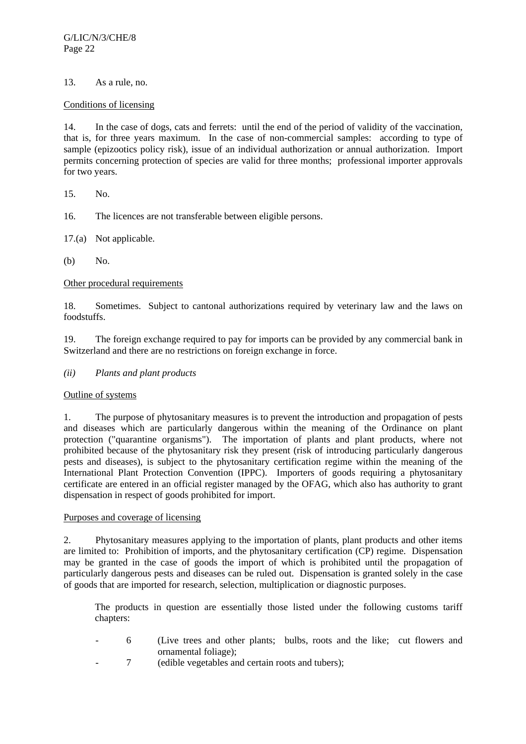13. As a rule, no.

Conditions of licensing

14. In the case of dogs, cats and ferrets: until the end of the period of validity of the vaccination, that is, for three years maximum. In the case of non-commercial samples: according to type of sample (epizootics policy risk), issue of an individual authorization or annual authorization. Import permits concerning protection of species are valid for three months; professional importer approvals for two years.

15. No.

16. The licences are not transferable between eligible persons.

17.(a) Not applicable.

(b) No.

Other procedural requirements

18. Sometimes. Subject to cantonal authorizations required by veterinary law and the laws on foodstuffs.

19. The foreign exchange required to pay for imports can be provided by any commercial bank in Switzerland and there are no restrictions on foreign exchange in force.

*(ii) Plants and plant products*

Outline of systems

1. The purpose of phytosanitary measures is to prevent the introduction and propagation of pests and diseases which are particularly dangerous within the meaning of the Ordinance on plant protection ("quarantine organisms"). The importation of plants and plant products, where not prohibited because of the phytosanitary risk they present (risk of introducing particularly dangerous pests and diseases), is subject to the phytosanitary certification regime within the meaning of the International Plant Protection Convention (IPPC). Importers of goods requiring a phytosanitary certificate are entered in an official register managed by the OFAG, which also has authority to grant dispensation in respect of goods prohibited for import.

Purposes and coverage of licensing

2. Phytosanitary measures applying to the importation of plants, plant products and other items are limited to: Prohibition of imports, and the phytosanitary certification (CP) regime. Dispensation may be granted in the case of goods the import of which is prohibited until the propagation of particularly dangerous pests and diseases can be ruled out. Dispensation is granted solely in the case of goods that are imported for research, selection, multiplication or diagnostic purposes.

The products in question are essentially those listed under the following customs tariff chapters:

- 6 (Live trees and other plants; bulbs, roots and the like; cut flowers and ornamental foliage);
- 7 (edible vegetables and certain roots and tubers);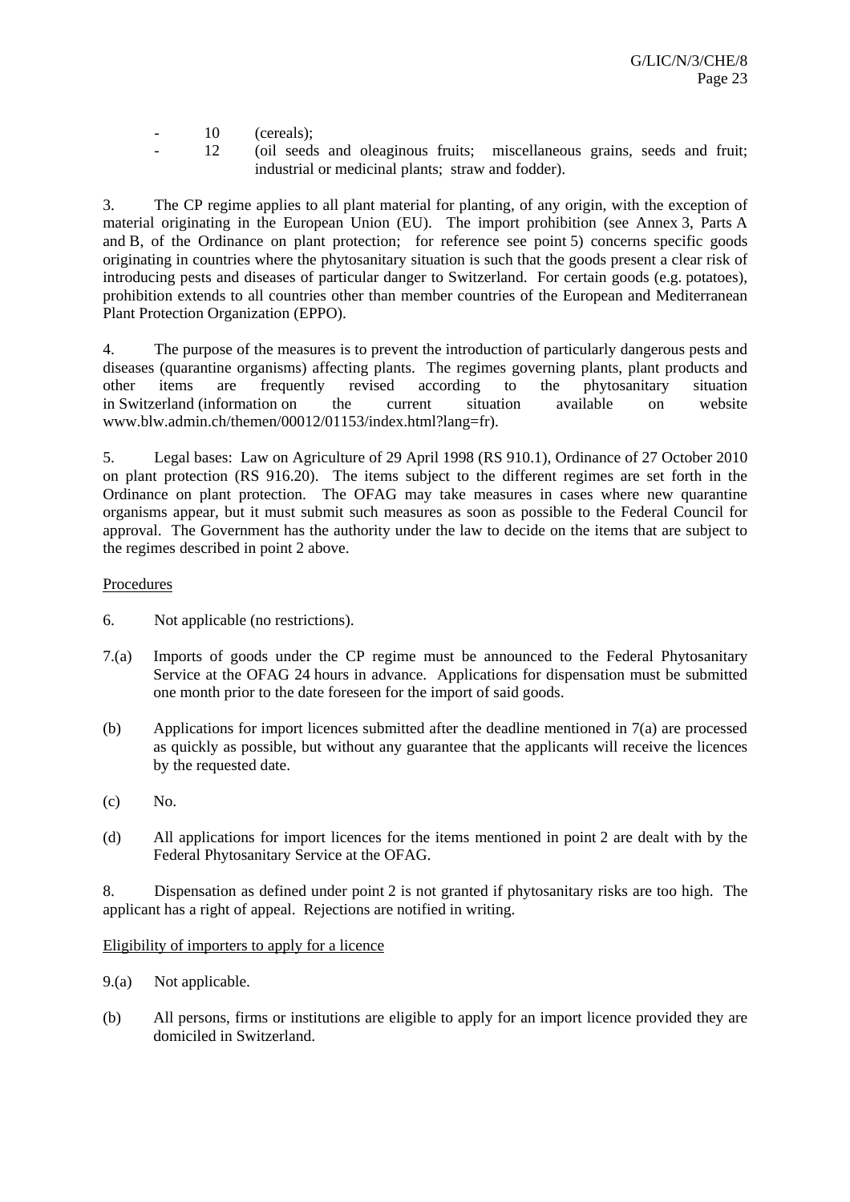- 10 (cereals);
- 12 (oil seeds and oleaginous fruits; miscellaneous grains, seeds and fruit; industrial or medicinal plants; straw and fodder).

3. The CP regime applies to all plant material for planting, of any origin, with the exception of material originating in the European Union (EU). The import prohibition (see Annex 3, Parts A and B, of the Ordinance on plant protection; for reference see point 5) concerns specific goods originating in countries where the phytosanitary situation is such that the goods present a clear risk of introducing pests and diseases of particular danger to Switzerland. For certain goods (e.g. potatoes), prohibition extends to all countries other than member countries of the European and Mediterranean Plant Protection Organization (EPPO).

4. The purpose of the measures is to prevent the introduction of particularly dangerous pests and diseases (quarantine organisms) affecting plants. The regimes governing plants, plant products and other items are frequently revised according to the phytosanitary situation in Switzerland (information on the current situation available on website www.blw.admin.ch/themen/00012/01153/index.html?lang=fr).

5. Legal bases: Law on Agriculture of 29 April 1998 (RS 910.1), Ordinance of 27 October 2010 on plant protection (RS 916.20). The items subject to the different regimes are set forth in the Ordinance on plant protection. The OFAG may take measures in cases where new quarantine organisms appear, but it must submit such measures as soon as possible to the Federal Council for approval. The Government has the authority under the law to decide on the items that are subject to the regimes described in point 2 above.

Procedures

6. Not applicable (no restrictions).

7.(a) Imports of goods under the CP regime must be announced to the Federal Phytosanitary Service at the OFAG 24 hours in advance. Applications for dispensation must be submitted one month prior to the date foreseen for the import of said goods.

(b) Applications for import licences submitted after the deadline mentioned in 7(a) are processed as quickly as possible, but without any guarantee that the applicants will receive the licences by the requested date.

(c) No.

(d) All applications for import licences for the items mentioned in point 2 are dealt with by the Federal Phytosanitary Service at the OFAG.

8. Dispensation as defined under point 2 is not granted if phytosanitary risks are too high. The applicant has a right of appeal. Rejections are notified in writing.

Eligibility of importers to apply for a licence

9.(a) Not applicable.

(b) All persons, firms or institutions are eligible to apply for an import licence provided they are domiciled in Switzerland.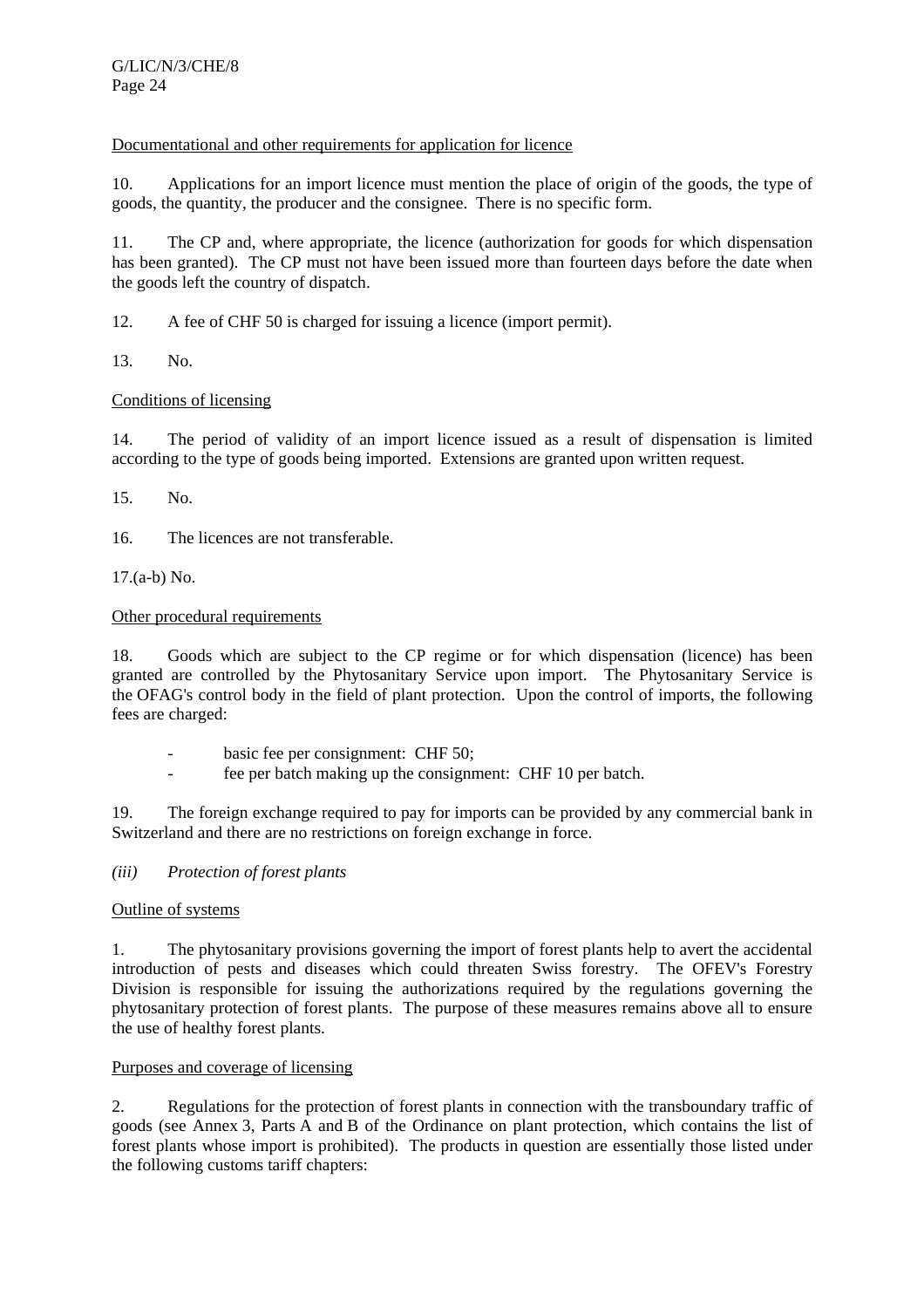Documentational and other requirements for application for licence

10. Applications for an import licence must mention the place of origin of the goods, the type of goods, the quantity, the producer and the consignee. There is no specific form.

11. The CP and, where appropriate, the licence (authorization for goods for which dispensation has been granted). The CP must not have been issued more than fourteen days before the date when the goods left the country of dispatch.

12. A fee of CHF 50 is charged for issuing a licence (import permit).

13. No.

Conditions of licensing

14. The period of validity of an import licence issued as a result of dispensation is limited according to the type of goods being imported. Extensions are granted upon written request.

15. No.

16. The licences are not transferable.

17.(a-b) No.

Other procedural requirements

18. Goods which are subject to the CP regime or for which dispensation (licence) has been granted are controlled by the Phytosanitary Service upon import. The Phytosanitary Service is the OFAG's control body in the field of plant protection. Upon the control of imports, the following fees are charged:

- basic fee per consignment: CHF 50;
- fee per batch making up the consignment: CHF 10 per batch.

19. The foreign exchange required to pay for imports can be provided by any commercial bank in Switzerland and there are no restrictions on foreign exchange in force.

*(iii) Protection of forest plants*

Outline of systems

1. The phytosanitary provisions governing the import of forest plants help to avert the accidental introduction of pests and diseases which could threaten Swiss forestry. The OFEV's Forestry Division is responsible for issuing the authorizations required by the regulations governing the phytosanitary protection of forest plants. The purpose of these measures remains above all to ensure the use of healthy forest plants.

Purposes and coverage of licensing

2. Regulations for the protection of forest plants in connection with the transboundary traffic of goods (see Annex 3, Parts A and B of the Ordinance on plant protection, which contains the list of forest plants whose import is prohibited). The products in question are essentially those listed under the following customs tariff chapters: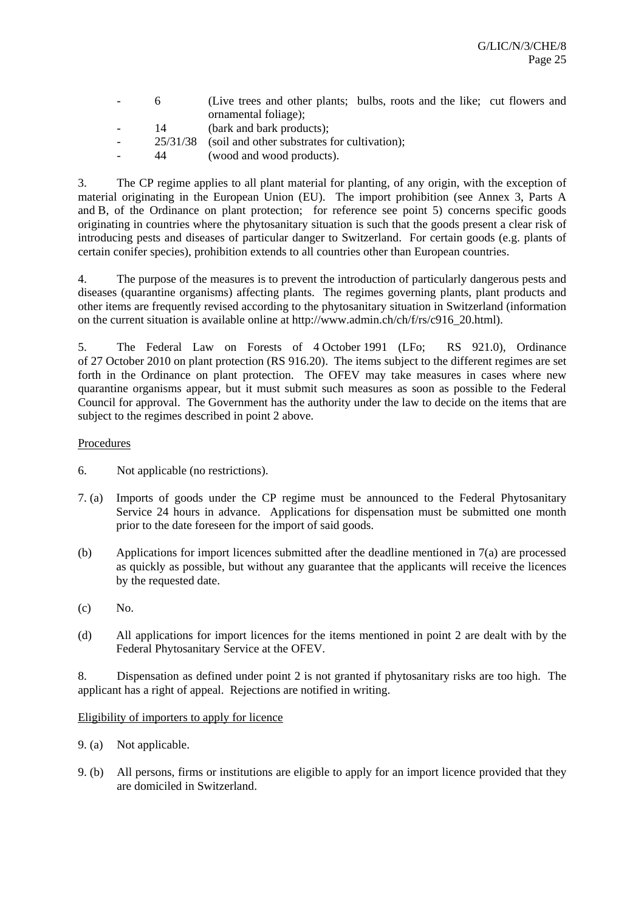- 6 (Live trees and other plants; bulbs, roots and the like; cut flowers and ornamental foliage);
- 14 (bark and bark products);
- 25/31/38 (soil and other substrates for cultivation);
- 44 (wood and wood products).

3. The CP regime applies to all plant material for planting, of any origin, with the exception of material originating in the European Union (EU). The import prohibition (see Annex 3, Parts A and B, of the Ordinance on plant protection; for reference see point 5) concerns specific goods originating in countries where the phytosanitary situation is such that the goods present a clear risk of introducing pests and diseases of particular danger to Switzerland. For certain goods (e.g. plants of certain conifer species), prohibition extends to all countries other than European countries.

4. The purpose of the measures is to prevent the introduction of particularly dangerous pests and diseases (quarantine organisms) affecting plants. The regimes governing plants, plant products and other items are frequently revised according to the phytosanitary situation in Switzerland (information on the current situation is available online at http://www.admin.ch/ch/f/rs/c916_20.html).

5. The Federal Law on Forests of 4 October 1991 (LFo; RS 921.0), Ordinance of 27 October 2010 on plant protection (RS 916.20). The items subject to the different regimes are set forth in the Ordinance on plant protection. The OFEV may take measures in cases where new quarantine organisms appear, but it must submit such measures as soon as possible to the Federal Council for approval. The Government has the authority under the law to decide on the items that are subject to the regimes described in point 2 above.

Procedures

6. Not applicable (no restrictions).

7. (a) Imports of goods under the CP regime must be announced to the Federal Phytosanitary Service 24 hours in advance. Applications for dispensation must be submitted one month prior to the date foreseen for the import of said goods.

(b) Applications for import licences submitted after the deadline mentioned in 7(a) are processed as quickly as possible, but without any guarantee that the applicants will receive the licences by the requested date.

(c) No.

(d) All applications for import licences for the items mentioned in point 2 are dealt with by the Federal Phytosanitary Service at the OFEV.

8. Dispensation as defined under point 2 is not granted if phytosanitary risks are too high. The applicant has a right of appeal. Rejections are notified in writing.

Eligibility of importers to apply for licence

9. (a) Not applicable.

9. (b) All persons, firms or institutions are eligible to apply for an import licence provided that they are domiciled in Switzerland.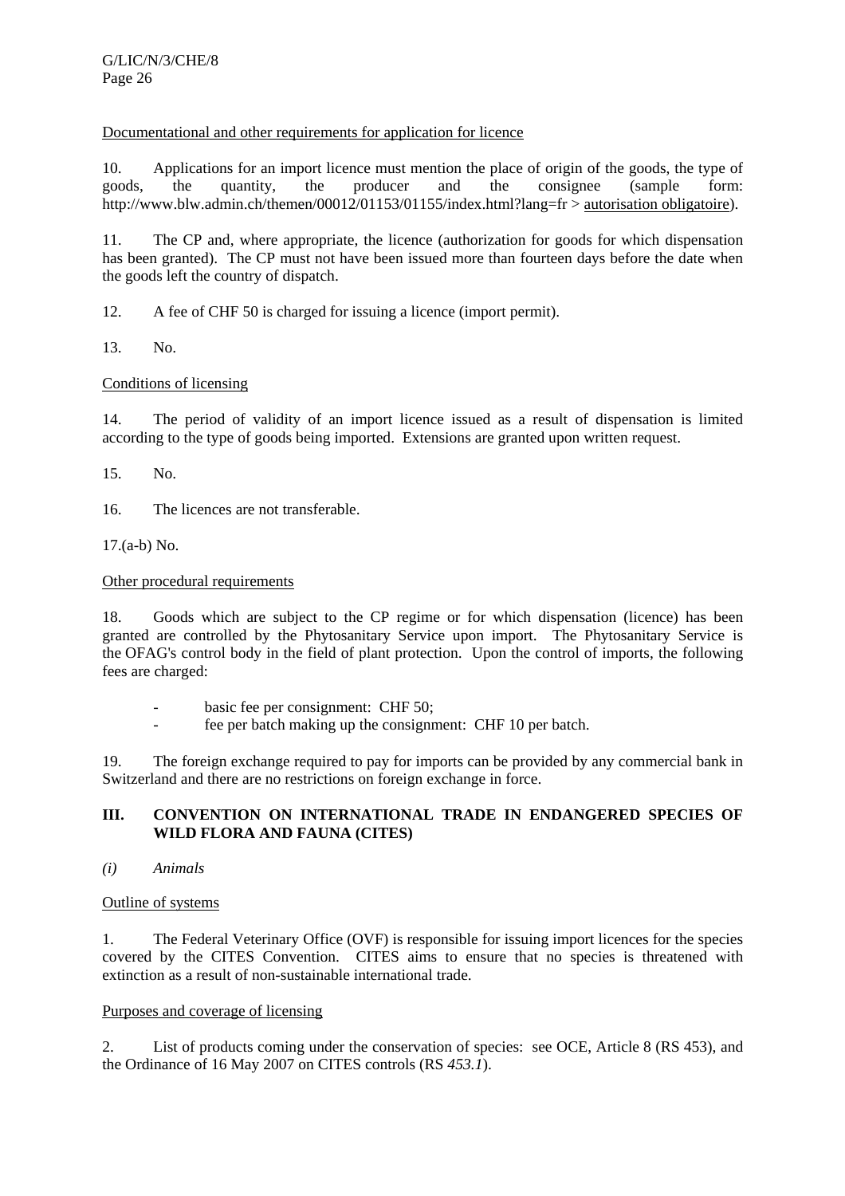Documentational and other requirements for application for licence

10. Applications for an import licence must mention the place of origin of the goods, the type of goods, the quantity, the producer and the consignee (sample form: http://www.blw.admin.ch/themen/00012/01153/01155/index.html?lang=fr > autorisation obligatoire).

11. The CP and, where appropriate, the licence (authorization for goods for which dispensation has been granted). The CP must not have been issued more than fourteen days before the date when the goods left the country of dispatch.

12. A fee of CHF 50 is charged for issuing a licence (import permit).

13. No.

Conditions of licensing

14. The period of validity of an import licence issued as a result of dispensation is limited according to the type of goods being imported. Extensions are granted upon written request.

15. No.

16. The licences are not transferable.

17.(a-b) No.

Other procedural requirements

18. Goods which are subject to the CP regime or for which dispensation (licence) has been granted are controlled by the Phytosanitary Service upon import. The Phytosanitary Service is the OFAG's control body in the field of plant protection. Upon the control of imports, the following fees are charged:

- basic fee per consignment: CHF 50;
- fee per batch making up the consignment: CHF 10 per batch.

19. The foreign exchange required to pay for imports can be provided by any commercial bank in Switzerland and there are no restrictions on foreign exchange in force.

## III. CONVENTION ON INTERNATIONAL TRADE IN ENDANGERED SPECIES OF WILD FLORA AND FAUNA (CITES)

*(i) Animals*

Outline of systems

1. The Federal Veterinary Office (OVF) is responsible for issuing import licences for the species covered by the CITES Convention. CITES aims to ensure that no species is threatened with extinction as a result of non-sustainable international trade.

Purposes and coverage of licensing

2. List of products coming under the conservation of species: see OCE, Article 8 (RS 453), and the Ordinance of 16 May 2007 on CITES controls (RS *453.1*).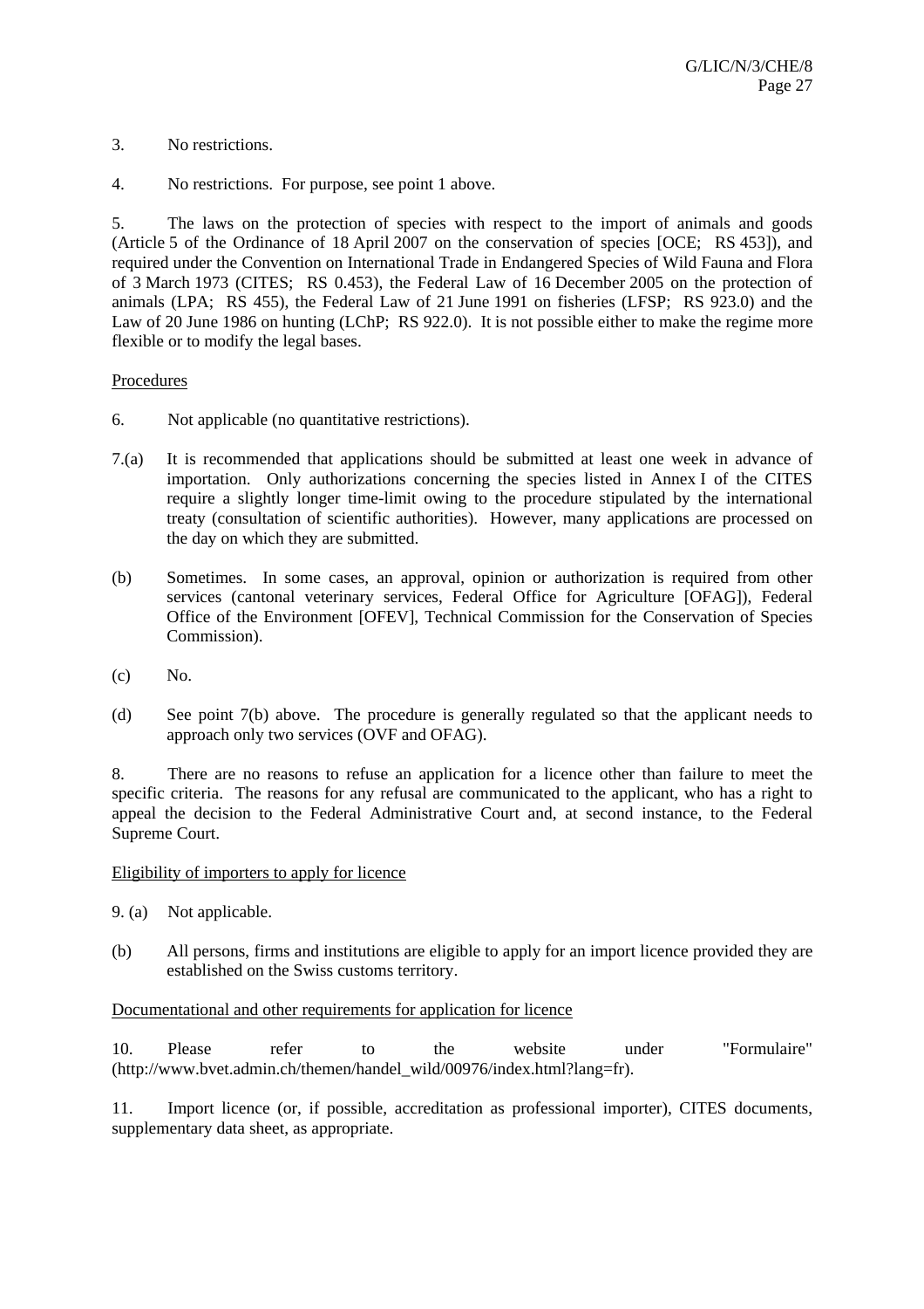3. No restrictions.

4. No restrictions. For purpose, see point 1 above.

5. The laws on the protection of species with respect to the import of animals and goods (Article 5 of the Ordinance of 18 April 2007 on the conservation of species [OCE; RS 453]), and required under the Convention on International Trade in Endangered Species of Wild Fauna and Flora of 3 March 1973 (CITES; RS 0.453), the Federal Law of 16 December 2005 on the protection of animals (LPA; RS 455), the Federal Law of 21 June 1991 on fisheries (LFSP; RS 923.0) and the Law of 20 June 1986 on hunting (LChP; RS 922.0). It is not possible either to make the regime more flexible or to modify the legal bases.

Procedures

6. Not applicable (no quantitative restrictions).

7.(a) It is recommended that applications should be submitted at least one week in advance of importation. Only authorizations concerning the species listed in Annex I of the CITES require a slightly longer time-limit owing to the procedure stipulated by the international treaty (consultation of scientific authorities). However, many applications are processed on the day on which they are submitted.

(b) Sometimes. In some cases, an approval, opinion or authorization is required from other services (cantonal veterinary services, Federal Office for Agriculture [OFAG]), Federal Office of the Environment [OFEV], Technical Commission for the Conservation of Species Commission).

(c) No.

(d) See point 7(b) above. The procedure is generally regulated so that the applicant needs to approach only two services (OVF and OFAG).

8. There are no reasons to refuse an application for a licence other than failure to meet the specific criteria. The reasons for any refusal are communicated to the applicant, who has a right to appeal the decision to the Federal Administrative Court and, at second instance, to the Federal Supreme Court.

Eligibility of importers to apply for licence

9. (a) Not applicable.

(b) All persons, firms and institutions are eligible to apply for an import licence provided they are established on the Swiss customs territory.

Documentational and other requirements for application for licence

10. Please refer to the website under "Formulaire" (http://www.bvet.admin.ch/themen/handel_wild/00976/index.html?lang=fr).

11. Import licence (or, if possible, accreditation as professional importer), CITES documents, supplementary data sheet, as appropriate.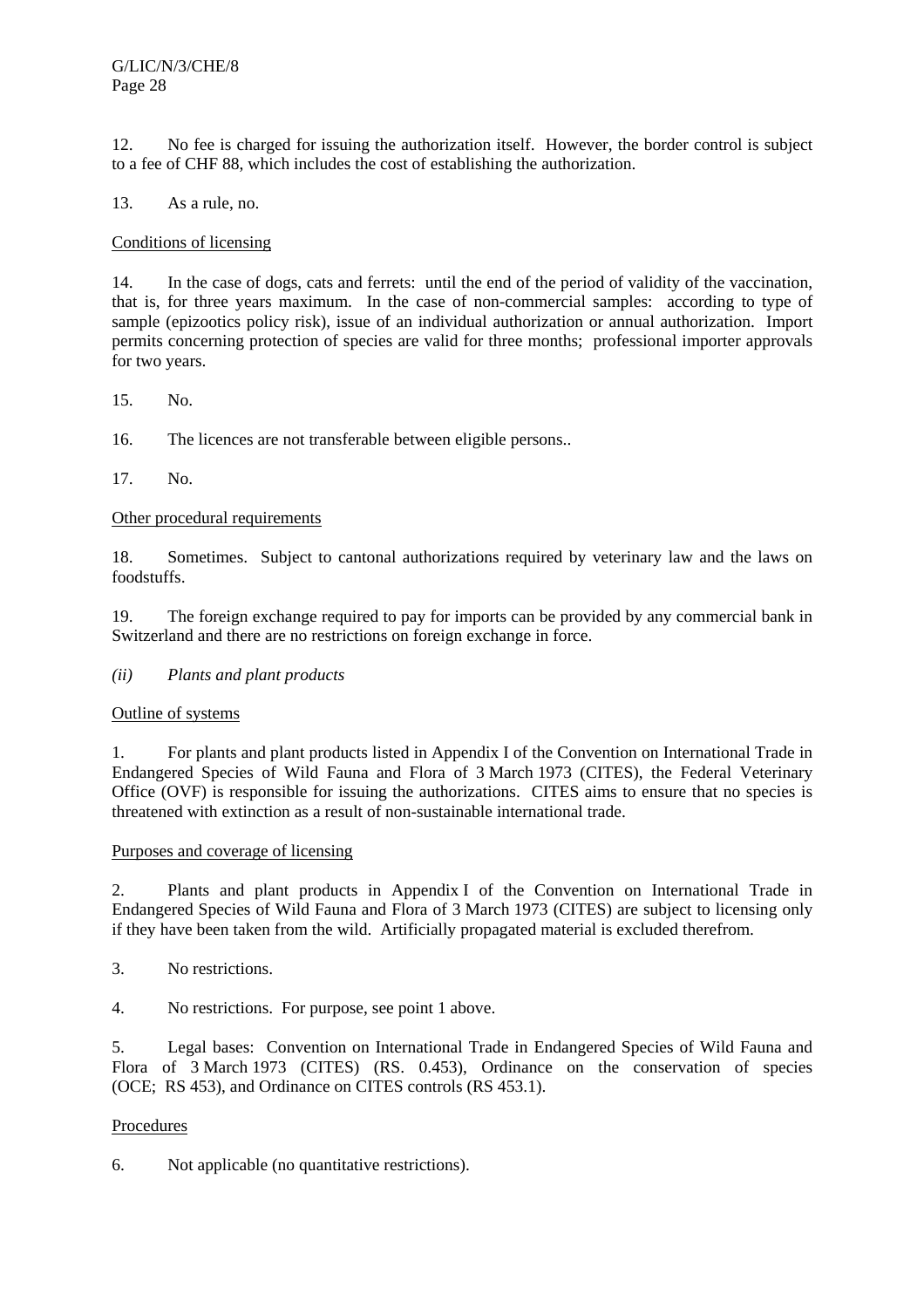12. No fee is charged for issuing the authorization itself. However, the border control is subject to a fee of CHF 88, which includes the cost of establishing the authorization.

13. As a rule, no.

Conditions of licensing

14. In the case of dogs, cats and ferrets: until the end of the period of validity of the vaccination, that is, for three years maximum. In the case of non-commercial samples: according to type of sample (epizootics policy risk), issue of an individual authorization or annual authorization. Import permits concerning protection of species are valid for three months; professional importer approvals for two years.

15. No.

16. The licences are not transferable between eligible persons..

17. No.

Other procedural requirements

18. Sometimes. Subject to cantonal authorizations required by veterinary law and the laws on foodstuffs.

19. The foreign exchange required to pay for imports can be provided by any commercial bank in Switzerland and there are no restrictions on foreign exchange in force.

*(ii) Plants and plant products*

Outline of systems

1. For plants and plant products listed in Appendix I of the Convention on International Trade in Endangered Species of Wild Fauna and Flora of 3 March 1973 (CITES), the Federal Veterinary Office (OVF) is responsible for issuing the authorizations. CITES aims to ensure that no species is threatened with extinction as a result of non-sustainable international trade.

Purposes and coverage of licensing

2. Plants and plant products in Appendix I of the Convention on International Trade in Endangered Species of Wild Fauna and Flora of 3 March 1973 (CITES) are subject to licensing only if they have been taken from the wild. Artificially propagated material is excluded therefrom.

3. No restrictions.

4. No restrictions. For purpose, see point 1 above.

5. Legal bases: Convention on International Trade in Endangered Species of Wild Fauna and Flora of 3 March 1973 (CITES) (RS. 0.453), Ordinance on the conservation of species (OCE; RS 453), and Ordinance on CITES controls (RS 453.1).

Procedures

6. Not applicable (no quantitative restrictions).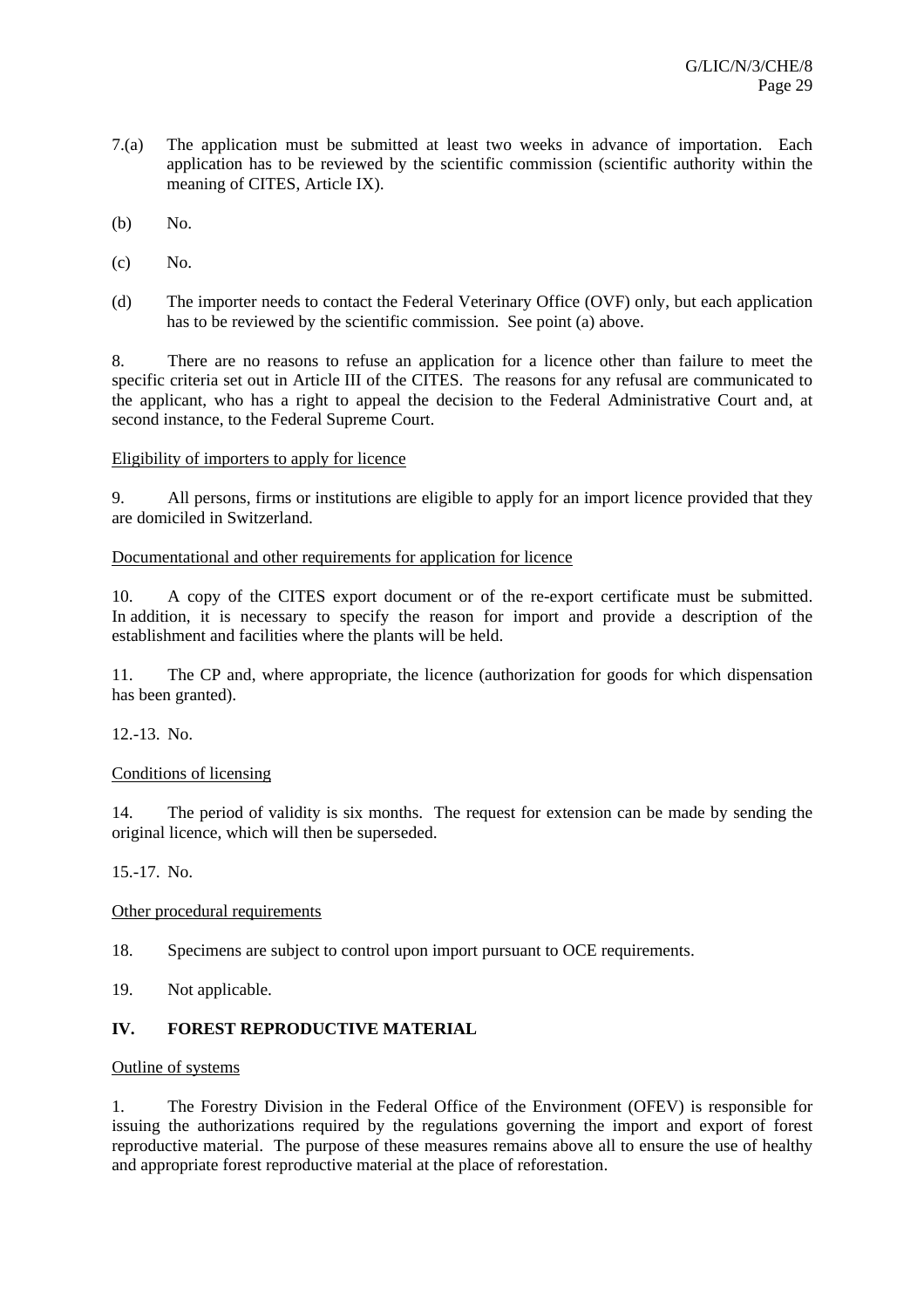7.(a) The application must be submitted at least two weeks in advance of importation. Each application has to be reviewed by the scientific commission (scientific authority within the meaning of CITES, Article IX).

(b) No.

(c) No.

(d) The importer needs to contact the Federal Veterinary Office (OVF) only, but each application has to be reviewed by the scientific commission. See point (a) above.

8. There are no reasons to refuse an application for a licence other than failure to meet the specific criteria set out in Article III of the CITES. The reasons for any refusal are communicated to the applicant, who has a right to appeal the decision to the Federal Administrative Court and, at second instance, to the Federal Supreme Court.

Eligibility of importers to apply for licence

9. All persons, firms or institutions are eligible to apply for an import licence provided that they are domiciled in Switzerland.

Documentational and other requirements for application for licence

10. A copy of the CITES export document or of the re-export certificate must be submitted. In addition, it is necessary to specify the reason for import and provide a description of the establishment and facilities where the plants will be held.

11. The CP and, where appropriate, the licence (authorization for goods for which dispensation has been granted).

12.-13. No.

Conditions of licensing

14. The period of validity is six months. The request for extension can be made by sending the original licence, which will then be superseded.

15.-17. No.

Other procedural requirements

18. Specimens are subject to control upon import pursuant to OCE requirements.

19. Not applicable.

## IV. FOREST REPRODUCTIVE MATERIAL

Outline of systems

1. The Forestry Division in the Federal Office of the Environment (OFEV) is responsible for issuing the authorizations required by the regulations governing the import and export of forest reproductive material. The purpose of these measures remains above all to ensure the use of healthy and appropriate forest reproductive material at the place of reforestation.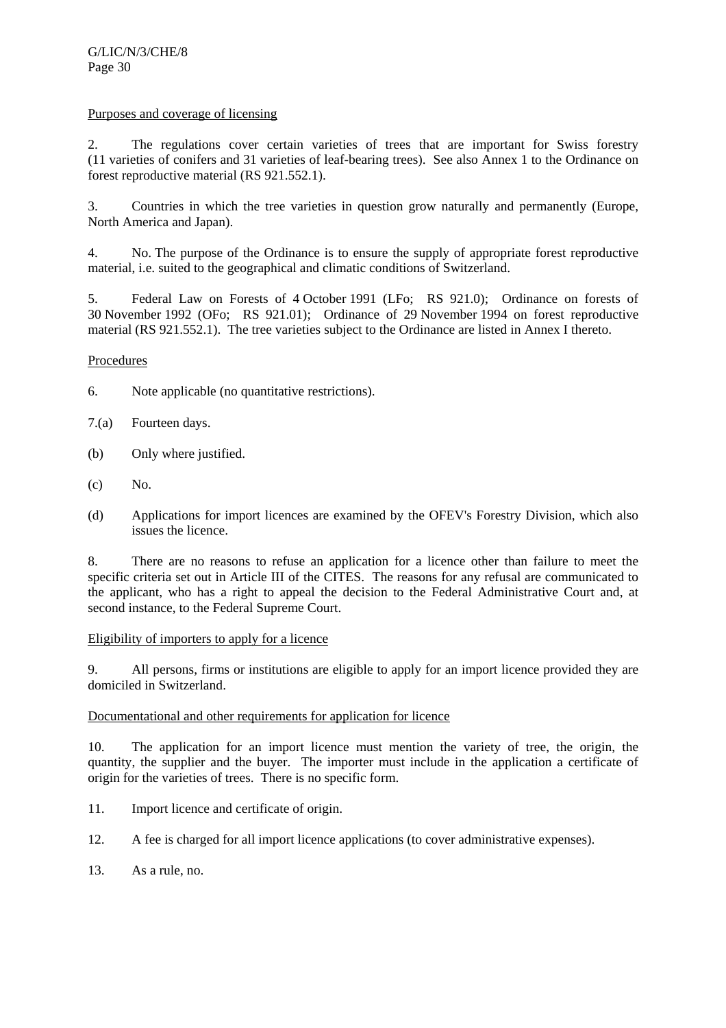Purposes and coverage of licensing

2. The regulations cover certain varieties of trees that are important for Swiss forestry (11 varieties of conifers and 31 varieties of leaf-bearing trees). See also Annex 1 to the Ordinance on forest reproductive material (RS 921.552.1).

3. Countries in which the tree varieties in question grow naturally and permanently (Europe, North America and Japan).

4. No. The purpose of the Ordinance is to ensure the supply of appropriate forest reproductive material, i.e. suited to the geographical and climatic conditions of Switzerland.

5. Federal Law on Forests of 4 October 1991 (LFo; RS 921.0); Ordinance on forests of 30 November 1992 (OFo; RS 921.01); Ordinance of 29 November 1994 on forest reproductive material (RS 921.552.1). The tree varieties subject to the Ordinance are listed in Annex I thereto.

Procedures

6. Note applicable (no quantitative restrictions).

7.(a) Fourteen days.

(b) Only where justified.

(c) No.

(d) Applications for import licences are examined by the OFEV's Forestry Division, which also issues the licence.

8. There are no reasons to refuse an application for a licence other than failure to meet the specific criteria set out in Article III of the CITES. The reasons for any refusal are communicated to the applicant, who has a right to appeal the decision to the Federal Administrative Court and, at second instance, to the Federal Supreme Court.

Eligibility of importers to apply for a licence

9. All persons, firms or institutions are eligible to apply for an import licence provided they are domiciled in Switzerland.

Documentational and other requirements for application for licence

10. The application for an import licence must mention the variety of tree, the origin, the quantity, the supplier and the buyer. The importer must include in the application a certificate of origin for the varieties of trees. There is no specific form.

11. Import licence and certificate of origin.

12. A fee is charged for all import licence applications (to cover administrative expenses).

13. As a rule, no.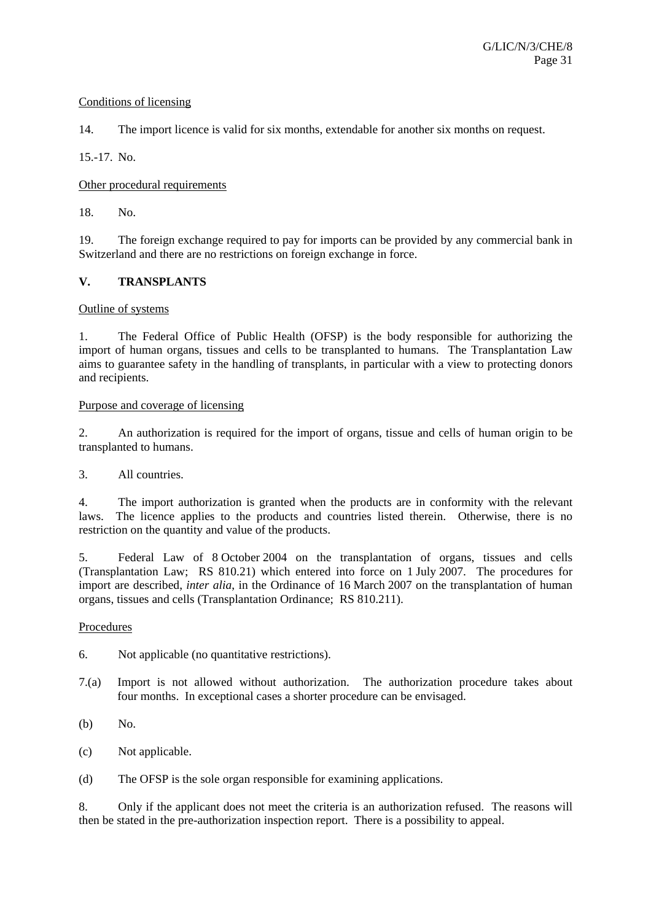Conditions of licensing

14. The import licence is valid for six months, extendable for another six months on request.

15.-17. No.

Other procedural requirements

18. No.

19. The foreign exchange required to pay for imports can be provided by any commercial bank in Switzerland and there are no restrictions on foreign exchange in force.

## V. TRANSPLANTS

Outline of systems

1. The Federal Office of Public Health (OFSP) is the body responsible for authorizing the import of human organs, tissues and cells to be transplanted to humans. The Transplantation Law aims to guarantee safety in the handling of transplants, in particular with a view to protecting donors and recipients.

Purpose and coverage of licensing

2. An authorization is required for the import of organs, tissue and cells of human origin to be transplanted to humans.

3. All countries.

4. The import authorization is granted when the products are in conformity with the relevant laws. The licence applies to the products and countries listed therein. Otherwise, there is no restriction on the quantity and value of the products.

5. Federal Law of 8 October 2004 on the transplantation of organs, tissues and cells (Transplantation Law; RS 810.21) which entered into force on 1 July 2007. The procedures for import are described, *inter alia*, in the Ordinance of 16 March 2007 on the transplantation of human organs, tissues and cells (Transplantation Ordinance; RS 810.211).

Procedures

6. Not applicable (no quantitative restrictions).

7.(a) Import is not allowed without authorization. The authorization procedure takes about four months. In exceptional cases a shorter procedure can be envisaged.

(b) No.

(c) Not applicable.

(d) The OFSP is the sole organ responsible for examining applications.

8. Only if the applicant does not meet the criteria is an authorization refused. The reasons will then be stated in the pre-authorization inspection report. There is a possibility to appeal.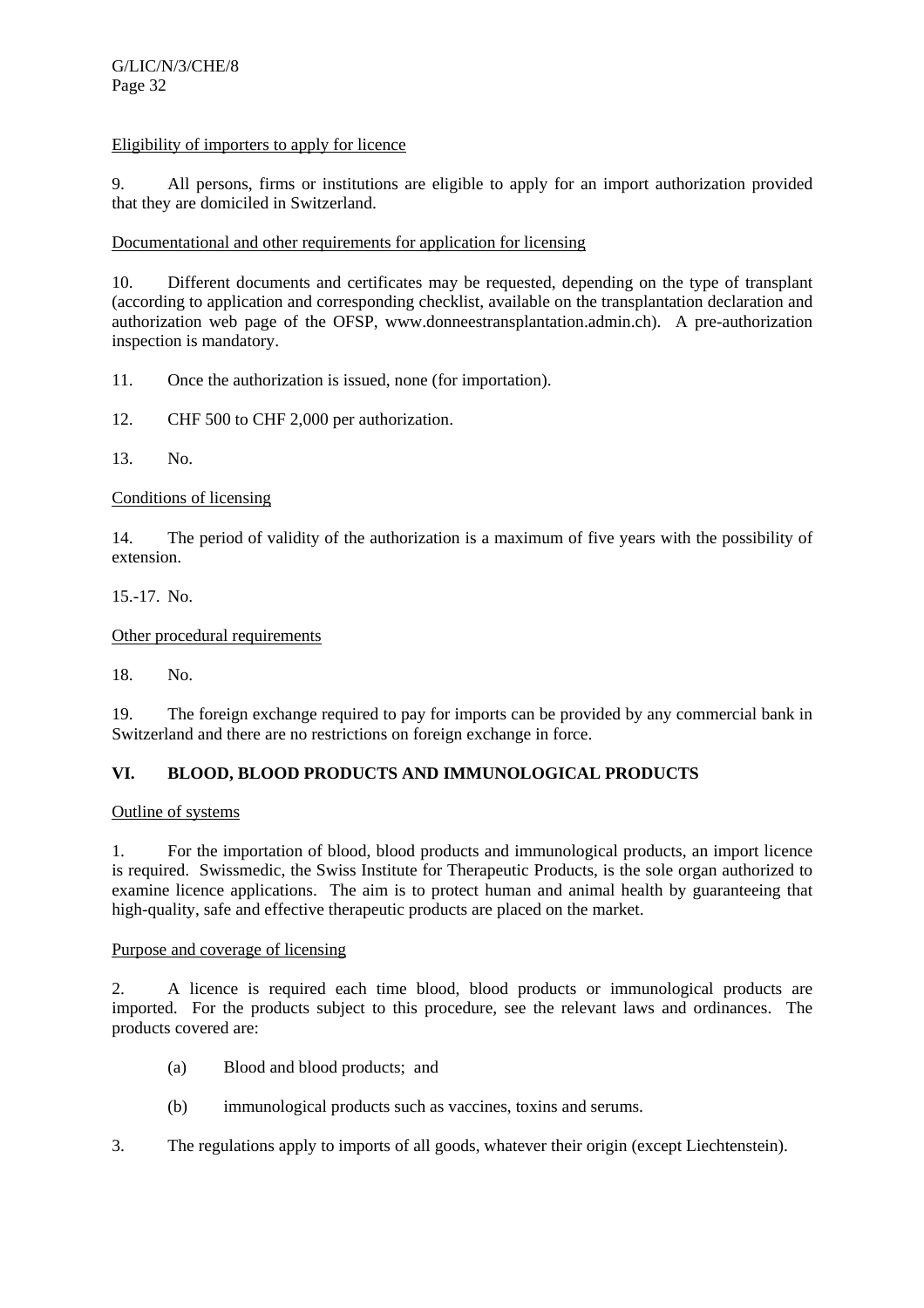Eligibility of importers to apply for licence

9. All persons, firms or institutions are eligible to apply for an import authorization provided that they are domiciled in Switzerland.

Documentational and other requirements for application for licensing

10. Different documents and certificates may be requested, depending on the type of transplant (according to application and corresponding checklist, available on the transplantation declaration and authorization web page of the OFSP, www.donneestransplantation.admin.ch). A pre-authorization inspection is mandatory.

11. Once the authorization is issued, none (for importation).

12. CHF 500 to CHF 2,000 per authorization.

13. No.

Conditions of licensing

14. The period of validity of the authorization is a maximum of five years with the possibility of extension.

15.-17. No.

Other procedural requirements

18. No.

19. The foreign exchange required to pay for imports can be provided by any commercial bank in Switzerland and there are no restrictions on foreign exchange in force.

## VI. BLOOD, BLOOD PRODUCTS AND IMMUNOLOGICAL PRODUCTS

Outline of systems

1. For the importation of blood, blood products and immunological products, an import licence is required. Swissmedic, the Swiss Institute for Therapeutic Products, is the sole organ authorized to examine licence applications. The aim is to protect human and animal health by guaranteeing that high-quality, safe and effective therapeutic products are placed on the market.

Purpose and coverage of licensing

2. A licence is required each time blood, blood products or immunological products are imported. For the products subject to this procedure, see the relevant laws and ordinances. The products covered are:

(a) Blood and blood products; and

(b) immunological products such as vaccines, toxins and serums.

3. The regulations apply to imports of all goods, whatever their origin (except Liechtenstein).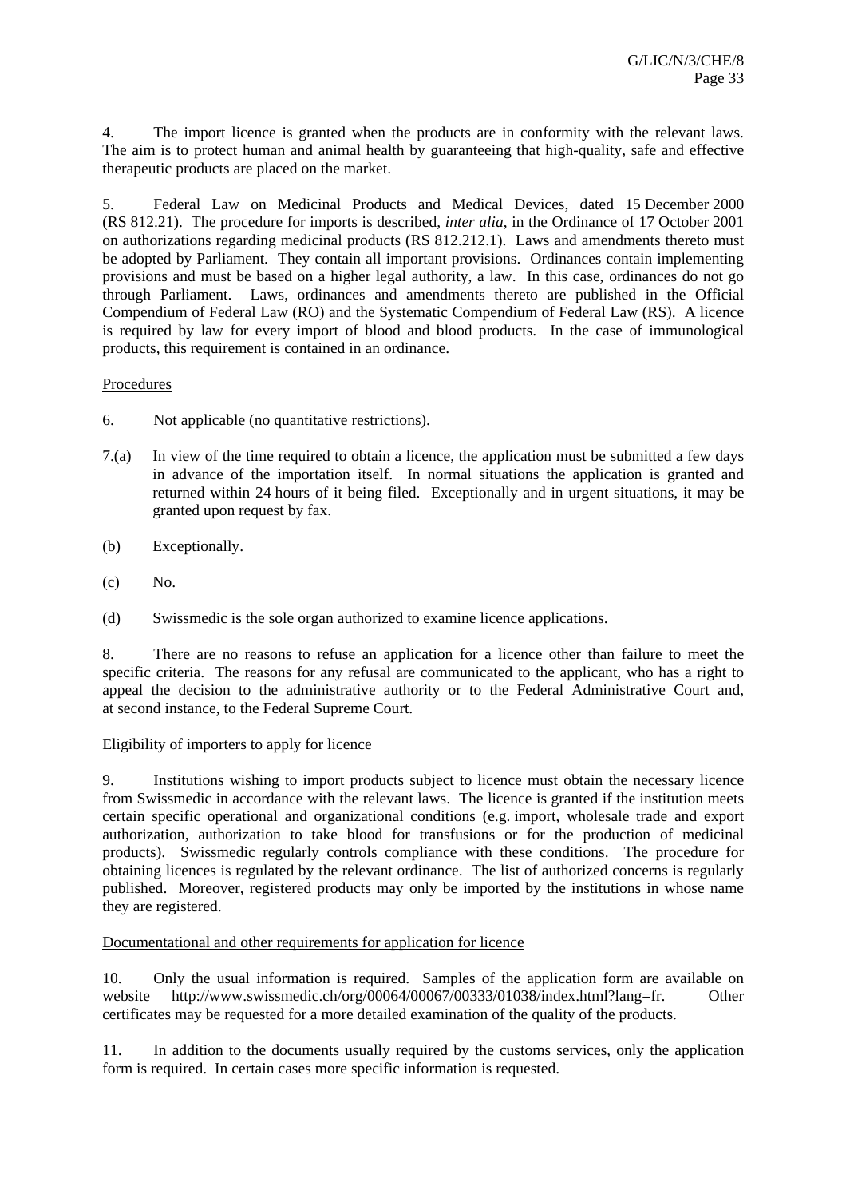4. The import licence is granted when the products are in conformity with the relevant laws. The aim is to protect human and animal health by guaranteeing that high-quality, safe and effective therapeutic products are placed on the market.

5. Federal Law on Medicinal Products and Medical Devices, dated 15 December 2000 (RS 812.21). The procedure for imports is described, *inter alia*, in the Ordinance of 17 October 2001 on authorizations regarding medicinal products (RS 812.212.1). Laws and amendments thereto must be adopted by Parliament. They contain all important provisions. Ordinances contain implementing provisions and must be based on a higher legal authority, a law. In this case, ordinances do not go through Parliament. Laws, ordinances and amendments thereto are published in the Official Compendium of Federal Law (RO) and the Systematic Compendium of Federal Law (RS). A licence is required by law for every import of blood and blood products. In the case of immunological products, this requirement is contained in an ordinance.

Procedures

6. Not applicable (no quantitative restrictions).

7.(a) In view of the time required to obtain a licence, the application must be submitted a few days in advance of the importation itself. In normal situations the application is granted and returned within 24 hours of it being filed. Exceptionally and in urgent situations, it may be granted upon request by fax.

(b) Exceptionally.

(c) No.

(d) Swissmedic is the sole organ authorized to examine licence applications.

8. There are no reasons to refuse an application for a licence other than failure to meet the specific criteria. The reasons for any refusal are communicated to the applicant, who has a right to appeal the decision to the administrative authority or to the Federal Administrative Court and, at second instance, to the Federal Supreme Court.

Eligibility of importers to apply for licence

9. Institutions wishing to import products subject to licence must obtain the necessary licence from Swissmedic in accordance with the relevant laws. The licence is granted if the institution meets certain specific operational and organizational conditions (e.g. import, wholesale trade and export authorization, authorization to take blood for transfusions or for the production of medicinal products). Swissmedic regularly controls compliance with these conditions. The procedure for obtaining licences is regulated by the relevant ordinance. The list of authorized concerns is regularly published. Moreover, registered products may only be imported by the institutions in whose name they are registered.

Documentational and other requirements for application for licence

10. Only the usual information is required. Samples of the application form are available on website http://www.swissmedic.ch/org/00064/00067/00333/01038/index.html?lang=fr. Other certificates may be requested for a more detailed examination of the quality of the products.

11. In addition to the documents usually required by the customs services, only the application form is required. In certain cases more specific information is requested.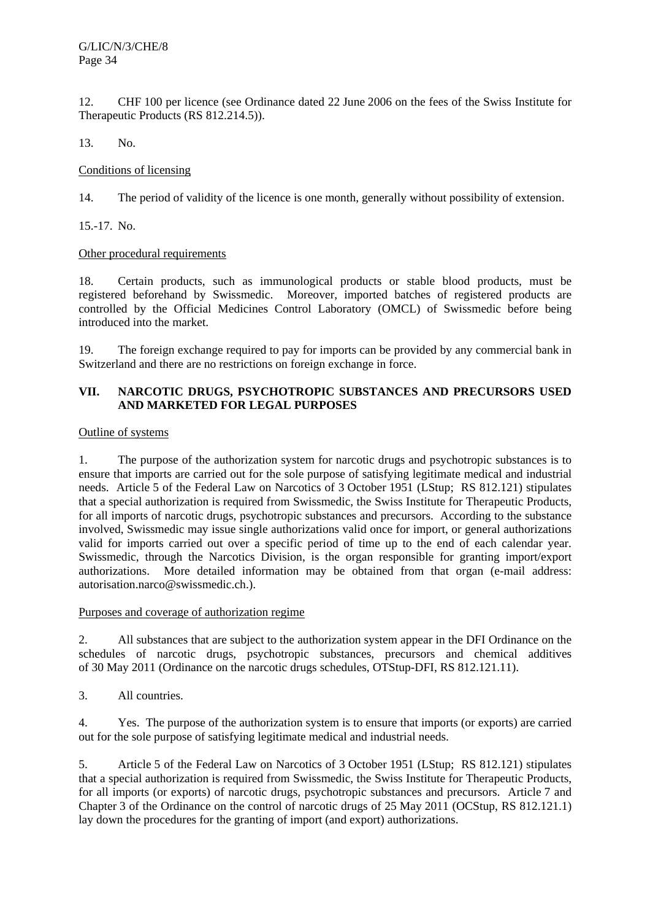12. CHF 100 per licence (see Ordinance dated 22 June 2006 on the fees of the Swiss Institute for Therapeutic Products (RS 812.214.5)).

13. No.

Conditions of licensing

14. The period of validity of the licence is one month, generally without possibility of extension.

15.-17. No.

Other procedural requirements

18. Certain products, such as immunological products or stable blood products, must be registered beforehand by Swissmedic. Moreover, imported batches of registered products are controlled by the Official Medicines Control Laboratory (OMCL) of Swissmedic before being introduced into the market.

19. The foreign exchange required to pay for imports can be provided by any commercial bank in Switzerland and there are no restrictions on foreign exchange in force.

## VII. NARCOTIC DRUGS, PSYCHOTROPIC SUBSTANCES AND PRECURSORS USED AND MARKETED FOR LEGAL PURPOSES

Outline of systems

1. The purpose of the authorization system for narcotic drugs and psychotropic substances is to ensure that imports are carried out for the sole purpose of satisfying legitimate medical and industrial needs. Article 5 of the Federal Law on Narcotics of 3 October 1951 (LStup; RS 812.121) stipulates that a special authorization is required from Swissmedic, the Swiss Institute for Therapeutic Products, for all imports of narcotic drugs, psychotropic substances and precursors. According to the substance involved, Swissmedic may issue single authorizations valid once for import, or general authorizations valid for imports carried out over a specific period of time up to the end of each calendar year. Swissmedic, through the Narcotics Division, is the organ responsible for granting import/export authorizations. More detailed information may be obtained from that organ (e-mail address: autorisation.narco@swissmedic.ch.).

Purposes and coverage of authorization regime

2. All substances that are subject to the authorization system appear in the DFI Ordinance on the schedules of narcotic drugs, psychotropic substances, precursors and chemical additives of 30 May 2011 (Ordinance on the narcotic drugs schedules, OTStup-DFI, RS 812.121.11).

3. All countries.

4. Yes. The purpose of the authorization system is to ensure that imports (or exports) are carried out for the sole purpose of satisfying legitimate medical and industrial needs.

5. Article 5 of the Federal Law on Narcotics of 3 October 1951 (LStup; RS 812.121) stipulates that a special authorization is required from Swissmedic, the Swiss Institute for Therapeutic Products, for all imports (or exports) of narcotic drugs, psychotropic substances and precursors. Article 7 and Chapter 3 of the Ordinance on the control of narcotic drugs of 25 May 2011 (OCStup, RS 812.121.1) lay down the procedures for the granting of import (and export) authorizations.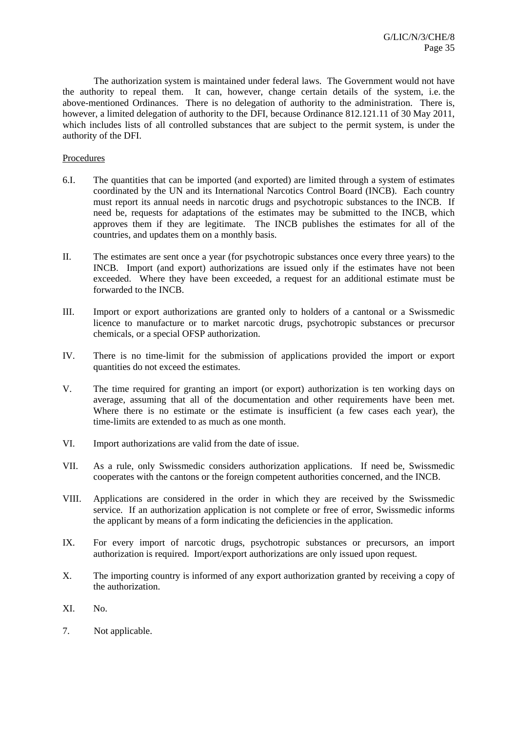The authorization system is maintained under federal laws. The Government would not have the authority to repeal them. It can, however, change certain details of the system, i.e. the above-mentioned Ordinances. There is no delegation of authority to the administration. There is, however, a limited delegation of authority to the DFI, because Ordinance 812.121.11 of 30 May 2011, which includes lists of all controlled substances that are subject to the permit system, is under the authority of the DFI.

Procedures

6.I. The quantities that can be imported (and exported) are limited through a system of estimates coordinated by the UN and its International Narcotics Control Board (INCB). Each country must report its annual needs in narcotic drugs and psychotropic substances to the INCB. If need be, requests for adaptations of the estimates may be submitted to the INCB, which approves them if they are legitimate. The INCB publishes the estimates for all of the countries, and updates them on a monthly basis.

II. The estimates are sent once a year (for psychotropic substances once every three years) to the INCB. Import (and export) authorizations are issued only if the estimates have not been exceeded. Where they have been exceeded, a request for an additional estimate must be forwarded to the INCB.

III. Import or export authorizations are granted only to holders of a cantonal or a Swissmedic licence to manufacture or to market narcotic drugs, psychotropic substances or precursor chemicals, or a special OFSP authorization.

IV. There is no time-limit for the submission of applications provided the import or export quantities do not exceed the estimates.

V. The time required for granting an import (or export) authorization is ten working days on average, assuming that all of the documentation and other requirements have been met. Where there is no estimate or the estimate is insufficient (a few cases each year), the time-limits are extended to as much as one month.

VI. Import authorizations are valid from the date of issue.

VII. As a rule, only Swissmedic considers authorization applications. If need be, Swissmedic cooperates with the cantons or the foreign competent authorities concerned, and the INCB.

VIII. Applications are considered in the order in which they are received by the Swissmedic service. If an authorization application is not complete or free of error, Swissmedic informs the applicant by means of a form indicating the deficiencies in the application.

IX. For every import of narcotic drugs, psychotropic substances or precursors, an import authorization is required. Import/export authorizations are only issued upon request.

X. The importing country is informed of any export authorization granted by receiving a copy of the authorization.

XI. No.

7. Not applicable.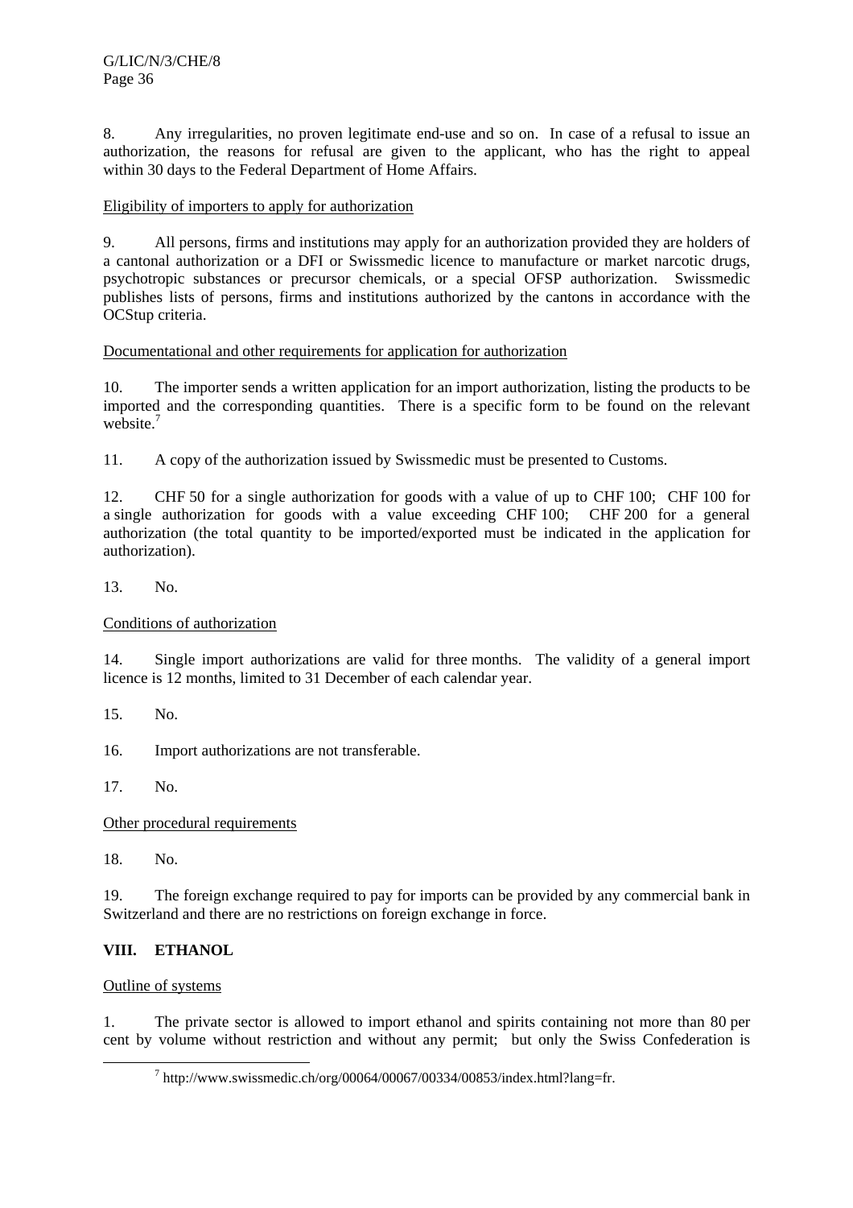8. Any irregularities, no proven legitimate end-use and so on. In case of a refusal to issue an authorization, the reasons for refusal are given to the applicant, who has the right to appeal within 30 days to the Federal Department of Home Affairs.

Eligibility of importers to apply for authorization

9. All persons, firms and institutions may apply for an authorization provided they are holders of a cantonal authorization or a DFI or Swissmedic licence to manufacture or market narcotic drugs, psychotropic substances or precursor chemicals, or a special OFSP authorization. Swissmedic publishes lists of persons, firms and institutions authorized by the cantons in accordance with the OCStup criteria.

Documentational and other requirements for application for authorization

10. The importer sends a written application for an import authorization, listing the products to be imported and the corresponding quantities. There is a specific form to be found on the relevant website.[7]

11. A copy of the authorization issued by Swissmedic must be presented to Customs.

12. CHF 50 for a single authorization for goods with a value of up to CHF 100; CHF 100 for a single authorization for goods with a value exceeding CHF 100; CHF 200 for a general authorization (the total quantity to be imported/exported must be indicated in the application for authorization).

13. No.

Conditions of authorization

14. Single import authorizations are valid for three months. The validity of a general import licence is 12 months, limited to 31 December of each calendar year.

15. No.

16. Import authorizations are not transferable.

17. No.

Other procedural requirements

18. No.

19. The foreign exchange required to pay for imports can be provided by any commercial bank in Switzerland and there are no restrictions on foreign exchange in force.

## VIII. ETHANOL

Outline of systems

1. The private sector is allowed to import ethanol and spirits containing not more than 80 per cent by volume without restriction and without any permit; but only the Swiss Confederation is

[7] http://www.swissmedic.ch/org/00064/00067/00334/00853/index.html?lang=fr.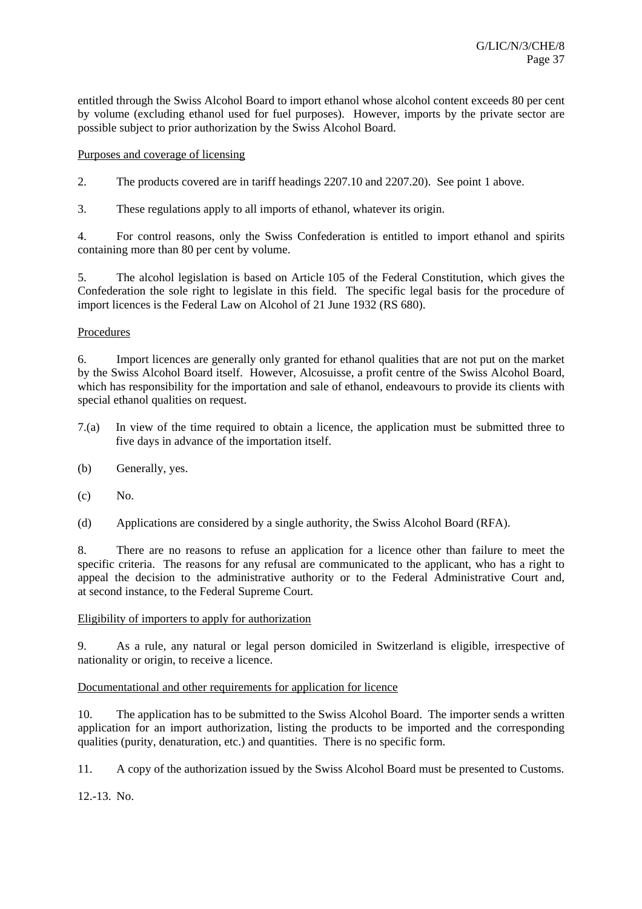entitled through the Swiss Alcohol Board to import ethanol whose alcohol content exceeds 80 per cent by volume (excluding ethanol used for fuel purposes). However, imports by the private sector are possible subject to prior authorization by the Swiss Alcohol Board.

Purposes and coverage of licensing

2. The products covered are in tariff headings 2207.10 and 2207.20). See point 1 above.

3. These regulations apply to all imports of ethanol, whatever its origin.

4. For control reasons, only the Swiss Confederation is entitled to import ethanol and spirits containing more than 80 per cent by volume.

5. The alcohol legislation is based on Article 105 of the Federal Constitution, which gives the Confederation the sole right to legislate in this field. The specific legal basis for the procedure of import licences is the Federal Law on Alcohol of 21 June 1932 (RS 680).

Procedures

6. Import licences are generally only granted for ethanol qualities that are not put on the market by the Swiss Alcohol Board itself. However, Alcosuisse, a profit centre of the Swiss Alcohol Board, which has responsibility for the importation and sale of ethanol, endeavours to provide its clients with special ethanol qualities on request.

7.(a) In view of the time required to obtain a licence, the application must be submitted three to five days in advance of the importation itself.

(b) Generally, yes.

(c) No.

(d) Applications are considered by a single authority, the Swiss Alcohol Board (RFA).

8. There are no reasons to refuse an application for a licence other than failure to meet the specific criteria. The reasons for any refusal are communicated to the applicant, who has a right to appeal the decision to the administrative authority or to the Federal Administrative Court and, at second instance, to the Federal Supreme Court.

Eligibility of importers to apply for authorization

9. As a rule, any natural or legal person domiciled in Switzerland is eligible, irrespective of nationality or origin, to receive a licence.

Documentational and other requirements for application for licence

10. The application has to be submitted to the Swiss Alcohol Board. The importer sends a written application for an import authorization, listing the products to be imported and the corresponding qualities (purity, denaturation, etc.) and quantities. There is no specific form.

11. A copy of the authorization issued by the Swiss Alcohol Board must be presented to Customs.

12.-13. No.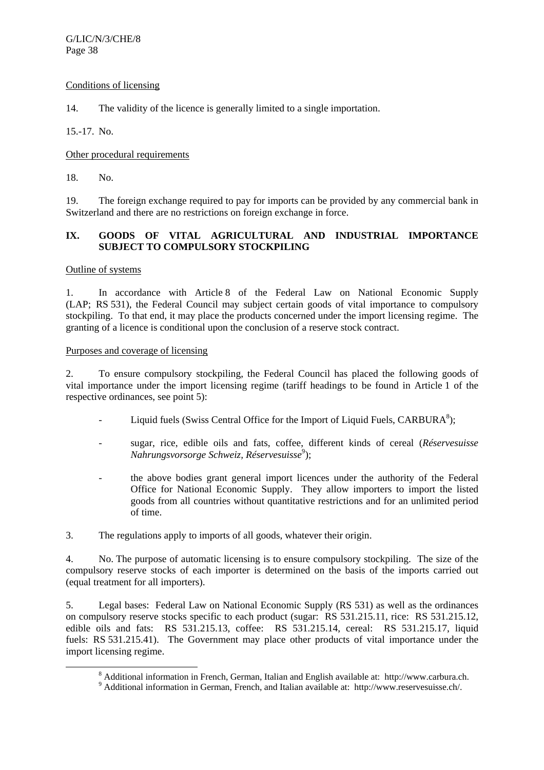Conditions of licensing

14. The validity of the licence is generally limited to a single importation.

15.-17. No.

Other procedural requirements

18. No.

19. The foreign exchange required to pay for imports can be provided by any commercial bank in Switzerland and there are no restrictions on foreign exchange in force.

## IX. GOODS OF VITAL AGRICULTURAL AND INDUSTRIAL IMPORTANCE SUBJECT TO COMPULSORY STOCKPILING

Outline of systems

1. In accordance with Article 8 of the Federal Law on National Economic Supply (LAP; RS 531), the Federal Council may subject certain goods of vital importance to compulsory stockpiling. To that end, it may place the products concerned under the import licensing regime. The granting of a licence is conditional upon the conclusion of a reserve stock contract.

Purposes and coverage of licensing

2. To ensure compulsory stockpiling, the Federal Council has placed the following goods of vital importance under the import licensing regime (tariff headings to be found in Article 1 of the respective ordinances, see point 5):

- Liquid fuels (Swiss Central Office for the Import of Liquid Fuels, CARBURA[8]);
- sugar, rice, edible oils and fats, coffee, different kinds of cereal (*Réservesuisse Nahrungsvorsorge Schweiz, Réservesuisse*[9]);
- the above bodies grant general import licences under the authority of the Federal Office for National Economic Supply. They allow importers to import the listed goods from all countries without quantitative restrictions and for an unlimited period of time.

3. The regulations apply to imports of all goods, whatever their origin.

4. No. The purpose of automatic licensing is to ensure compulsory stockpiling. The size of the compulsory reserve stocks of each importer is determined on the basis of the imports carried out (equal treatment for all importers).

5. Legal bases: Federal Law on National Economic Supply (RS 531) as well as the ordinances on compulsory reserve stocks specific to each product (sugar: RS 531.215.11, rice: RS 531.215.12, edible oils and fats: RS 531.215.13, coffee: RS 531.215.14, cereal: RS 531.215.17, liquid fuels: RS 531.215.41). The Government may place other products of vital importance under the import licensing regime.

[8] Additional information in French, German, Italian and English available at: http://www.carbura.ch.

[9] Additional information in German, French, and Italian available at: http://www.reservesuisse.ch/.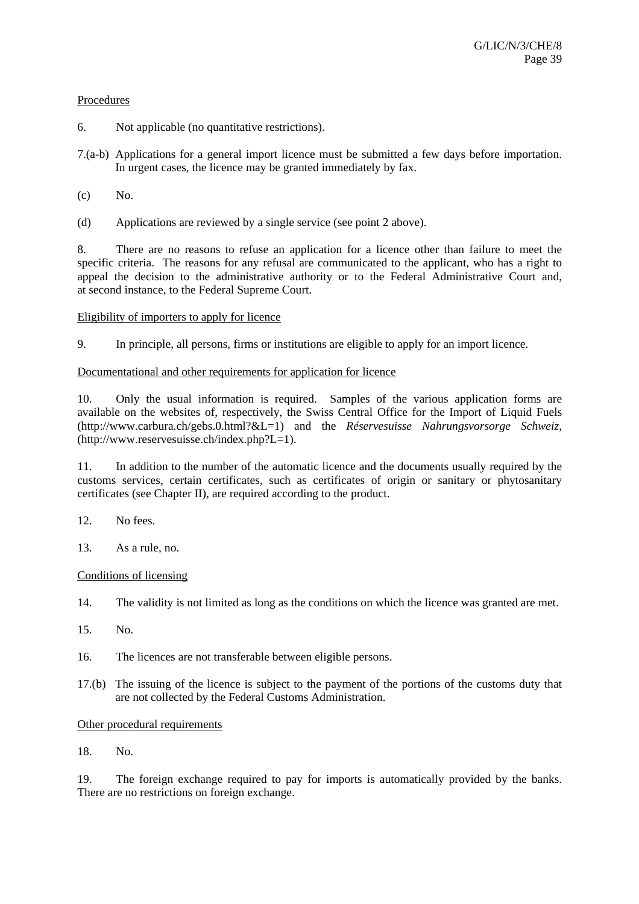Procedures

6. Not applicable (no quantitative restrictions).

7.(a-b) Applications for a general import licence must be submitted a few days before importation. In urgent cases, the licence may be granted immediately by fax.

(c) No.

(d) Applications are reviewed by a single service (see point 2 above).

8. There are no reasons to refuse an application for a licence other than failure to meet the specific criteria. The reasons for any refusal are communicated to the applicant, who has a right to appeal the decision to the administrative authority or to the Federal Administrative Court and, at second instance, to the Federal Supreme Court.

Eligibility of importers to apply for licence

9. In principle, all persons, firms or institutions are eligible to apply for an import licence.

Documentational and other requirements for application for licence

10. Only the usual information is required. Samples of the various application forms are available on the websites of, respectively, the Swiss Central Office for the Import of Liquid Fuels (http://www.carbura.ch/gebs.0.html?&L=1) and the *Réservesuisse Nahrungsvorsorge Schweiz*, (http://www.reservesuisse.ch/index.php?L=1).

11. In addition to the number of the automatic licence and the documents usually required by the customs services, certain certificates, such as certificates of origin or sanitary or phytosanitary certificates (see Chapter II), are required according to the product.

12. No fees.

13. As a rule, no.

Conditions of licensing

14. The validity is not limited as long as the conditions on which the licence was granted are met.

15. No.

16. The licences are not transferable between eligible persons.

17.(b) The issuing of the licence is subject to the payment of the portions of the customs duty that are not collected by the Federal Customs Administration.

Other procedural requirements

18. No.

19. The foreign exchange required to pay for imports is automatically provided by the banks. There are no restrictions on foreign exchange.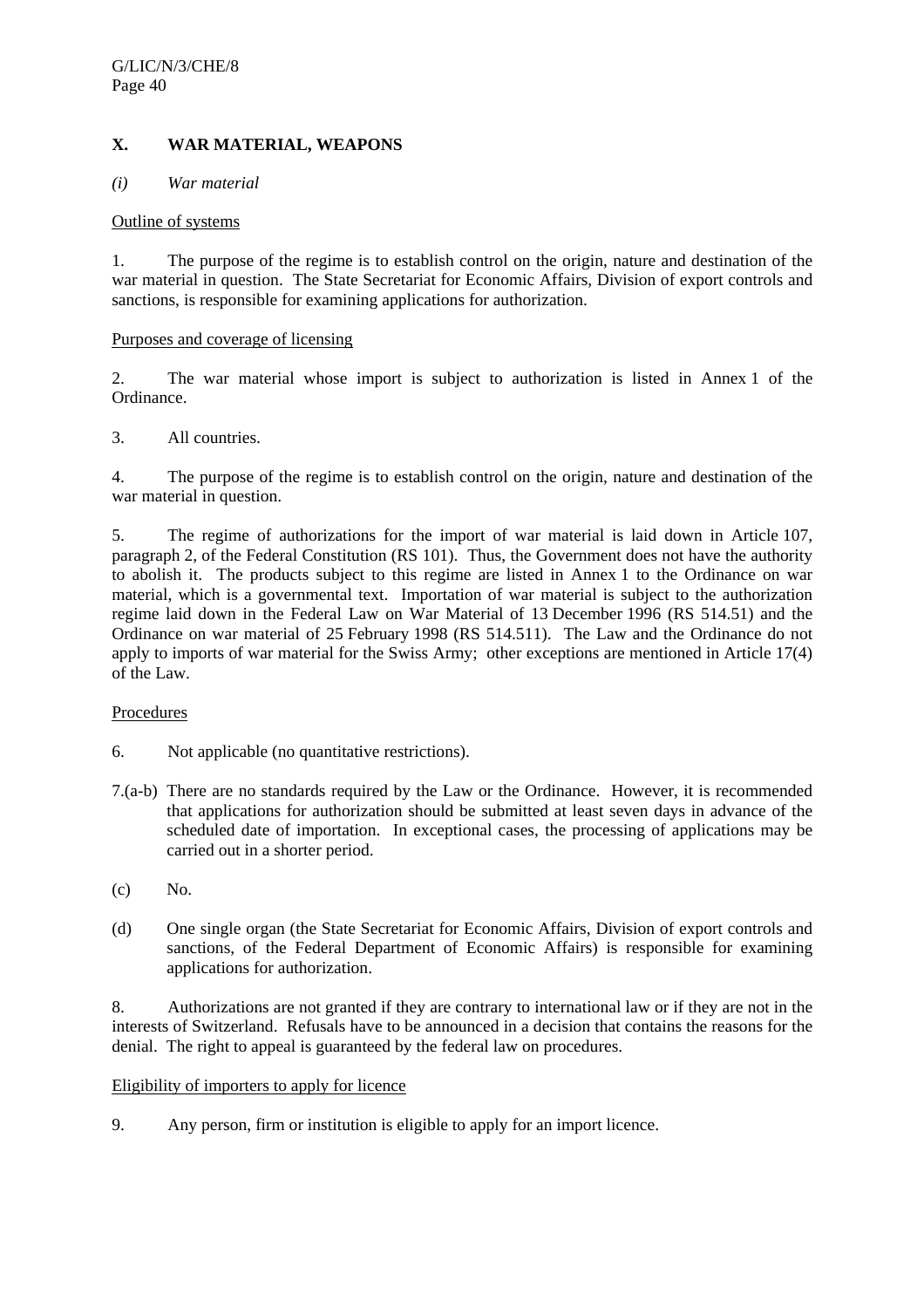## X. WAR MATERIAL, WEAPONS

*(i) War material*

Outline of systems

1. The purpose of the regime is to establish control on the origin, nature and destination of the war material in question. The State Secretariat for Economic Affairs, Division of export controls and sanctions, is responsible for examining applications for authorization.

Purposes and coverage of licensing

2. The war material whose import is subject to authorization is listed in Annex 1 of the Ordinance.

3. All countries.

4. The purpose of the regime is to establish control on the origin, nature and destination of the war material in question.

5. The regime of authorizations for the import of war material is laid down in Article 107, paragraph 2, of the Federal Constitution (RS 101). Thus, the Government does not have the authority to abolish it. The products subject to this regime are listed in Annex 1 to the Ordinance on war material, which is a governmental text. Importation of war material is subject to the authorization regime laid down in the Federal Law on War Material of 13 December 1996 (RS 514.51) and the Ordinance on war material of 25 February 1998 (RS 514.511). The Law and the Ordinance do not apply to imports of war material for the Swiss Army; other exceptions are mentioned in Article 17(4) of the Law.

Procedures

6. Not applicable (no quantitative restrictions).

7.(a-b) There are no standards required by the Law or the Ordinance. However, it is recommended that applications for authorization should be submitted at least seven days in advance of the scheduled date of importation. In exceptional cases, the processing of applications may be carried out in a shorter period.

(c) No.

(d) One single organ (the State Secretariat for Economic Affairs, Division of export controls and sanctions, of the Federal Department of Economic Affairs) is responsible for examining applications for authorization.

8. Authorizations are not granted if they are contrary to international law or if they are not in the interests of Switzerland. Refusals have to be announced in a decision that contains the reasons for the denial. The right to appeal is guaranteed by the federal law on procedures.

Eligibility of importers to apply for licence

9. Any person, firm or institution is eligible to apply for an import licence.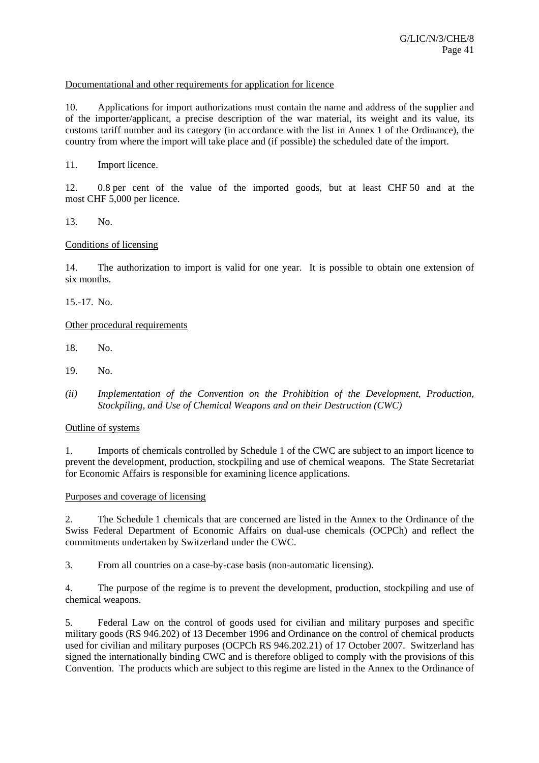Documentational and other requirements for application for licence

10. Applications for import authorizations must contain the name and address of the supplier and of the importer/applicant, a precise description of the war material, its weight and its value, its customs tariff number and its category (in accordance with the list in Annex 1 of the Ordinance), the country from where the import will take place and (if possible) the scheduled date of the import.

11. Import licence.

12. 0.8 per cent of the value of the imported goods, but at least CHF 50 and at the most CHF 5,000 per licence.

13. No.

Conditions of licensing

14. The authorization to import is valid for one year. It is possible to obtain one extension of six months.

15.-17. No.

Other procedural requirements

18. No.

19. No.

*(ii) Implementation of the Convention on the Prohibition of the Development, Production, Stockpiling, and Use of Chemical Weapons and on their Destruction (CWC)*

Outline of systems

1. Imports of chemicals controlled by Schedule 1 of the CWC are subject to an import licence to prevent the development, production, stockpiling and use of chemical weapons. The State Secretariat for Economic Affairs is responsible for examining licence applications.

Purposes and coverage of licensing

2. The Schedule 1 chemicals that are concerned are listed in the Annex to the Ordinance of the Swiss Federal Department of Economic Affairs on dual-use chemicals (OCPCh) and reflect the commitments undertaken by Switzerland under the CWC.

3. From all countries on a case-by-case basis (non-automatic licensing).

4. The purpose of the regime is to prevent the development, production, stockpiling and use of chemical weapons.

5. Federal Law on the control of goods used for civilian and military purposes and specific military goods (RS 946.202) of 13 December 1996 and Ordinance on the control of chemical products used for civilian and military purposes (OCPCh RS 946.202.21) of 17 October 2007. Switzerland has signed the internationally binding CWC and is therefore obliged to comply with the provisions of this Convention. The products which are subject to this regime are listed in the Annex to the Ordinance of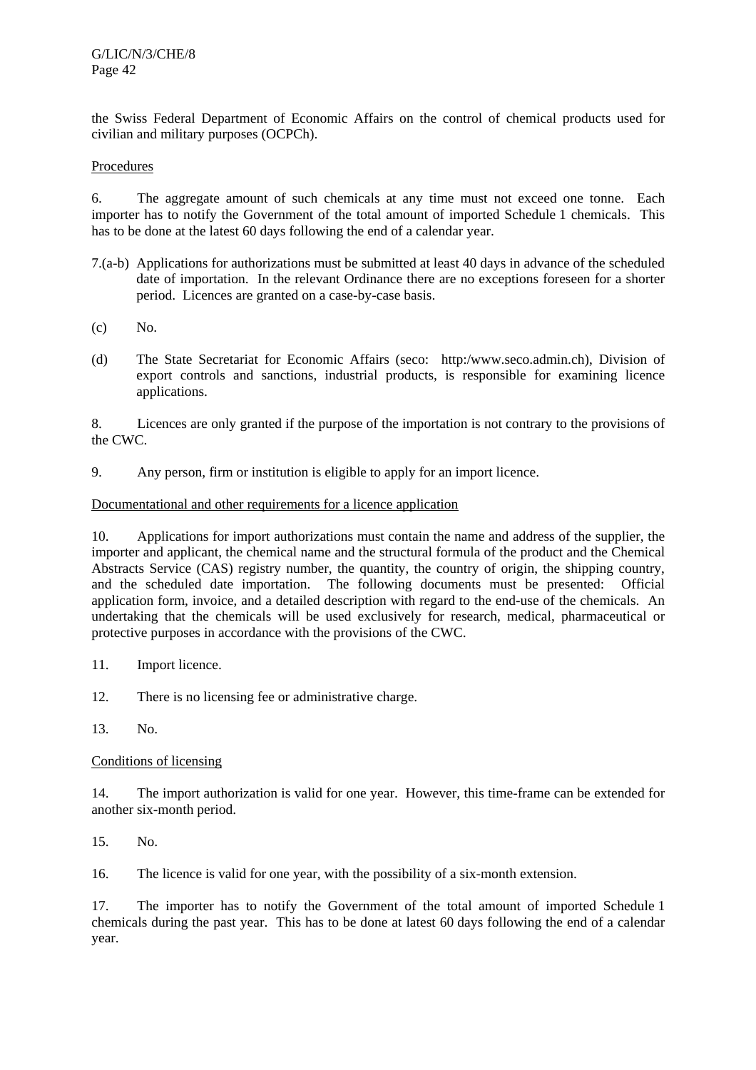the Swiss Federal Department of Economic Affairs on the control of chemical products used for civilian and military purposes (OCPCh).

Procedures

6. The aggregate amount of such chemicals at any time must not exceed one tonne. Each importer has to notify the Government of the total amount of imported Schedule 1 chemicals. This has to be done at the latest 60 days following the end of a calendar year.

7.(a-b) Applications for authorizations must be submitted at least 40 days in advance of the scheduled date of importation. In the relevant Ordinance there are no exceptions foreseen for a shorter period. Licences are granted on a case-by-case basis.

(c) No.

(d) The State Secretariat for Economic Affairs (seco: http:/www.seco.admin.ch), Division of export controls and sanctions, industrial products, is responsible for examining licence applications.

8. Licences are only granted if the purpose of the importation is not contrary to the provisions of the CWC.

9. Any person, firm or institution is eligible to apply for an import licence.

Documentational and other requirements for a licence application

10. Applications for import authorizations must contain the name and address of the supplier, the importer and applicant, the chemical name and the structural formula of the product and the Chemical Abstracts Service (CAS) registry number, the quantity, the country of origin, the shipping country, and the scheduled date importation. The following documents must be presented: Official application form, invoice, and a detailed description with regard to the end-use of the chemicals. An undertaking that the chemicals will be used exclusively for research, medical, pharmaceutical or protective purposes in accordance with the provisions of the CWC.

11. Import licence.

12. There is no licensing fee or administrative charge.

13. No.

Conditions of licensing

14. The import authorization is valid for one year. However, this time-frame can be extended for another six-month period.

15. No.

16. The licence is valid for one year, with the possibility of a six-month extension.

17. The importer has to notify the Government of the total amount of imported Schedule 1 chemicals during the past year. This has to be done at latest 60 days following the end of a calendar year.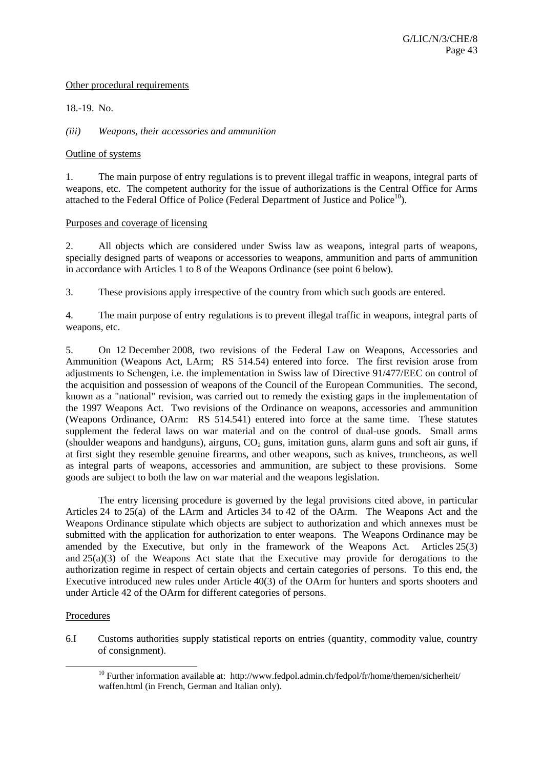Other procedural requirements

18.-19. No.

*(iii) Weapons, their accessories and ammunition*

Outline of systems

1. The main purpose of entry regulations is to prevent illegal traffic in weapons, integral parts of weapons, etc. The competent authority for the issue of authorizations is the Central Office for Arms attached to the Federal Office of Police (Federal Department of Justice and Police[10]).

Purposes and coverage of licensing

2. All objects which are considered under Swiss law as weapons, integral parts of weapons, specially designed parts of weapons or accessories to weapons, ammunition and parts of ammunition in accordance with Articles 1 to 8 of the Weapons Ordinance (see point 6 below).

3. These provisions apply irrespective of the country from which such goods are entered.

4. The main purpose of entry regulations is to prevent illegal traffic in weapons, integral parts of weapons, etc.

5. On 12 December 2008, two revisions of the Federal Law on Weapons, Accessories and Ammunition (Weapons Act, LArm; RS 514.54) entered into force. The first revision arose from adjustments to Schengen, i.e. the implementation in Swiss law of Directive 91/477/EEC on control of the acquisition and possession of weapons of the Council of the European Communities. The second, known as a "national" revision, was carried out to remedy the existing gaps in the implementation of the 1997 Weapons Act. Two revisions of the Ordinance on weapons, accessories and ammunition (Weapons Ordinance, OArm: RS 514.541) entered into force at the same time. These statutes supplement the federal laws on war material and on the control of dual-use goods. Small arms (shoulder weapons and handguns), airguns, $CO_2$ guns, imitation guns, alarm guns and soft air guns, if at first sight they resemble genuine firearms, and other weapons, such as knives, truncheons, as well as integral parts of weapons, accessories and ammunition, are subject to these provisions. Some goods are subject to both the law on war material and the weapons legislation.

The entry licensing procedure is governed by the legal provisions cited above, in particular Articles 24 to 25(a) of the LArm and Articles 34 to 42 of the OArm. The Weapons Act and the Weapons Ordinance stipulate which objects are subject to authorization and which annexes must be submitted with the application for authorization to enter weapons. The Weapons Ordinance may be amended by the Executive, but only in the framework of the Weapons Act. Articles 25(3) and 25(a)(3) of the Weapons Act state that the Executive may provide for derogations to the authorization regime in respect of certain objects and certain categories of persons. To this end, the Executive introduced new rules under Article 40(3) of the OArm for hunters and sports shooters and under Article 42 of the OArm for different categories of persons.

Procedures

6.I Customs authorities supply statistical reports on entries (quantity, commodity value, country of consignment).

[10] Further information available at: http://www.fedpol.admin.ch/fedpol/fr/home/themen/sicherheit/waffen.html (in French, German and Italian only).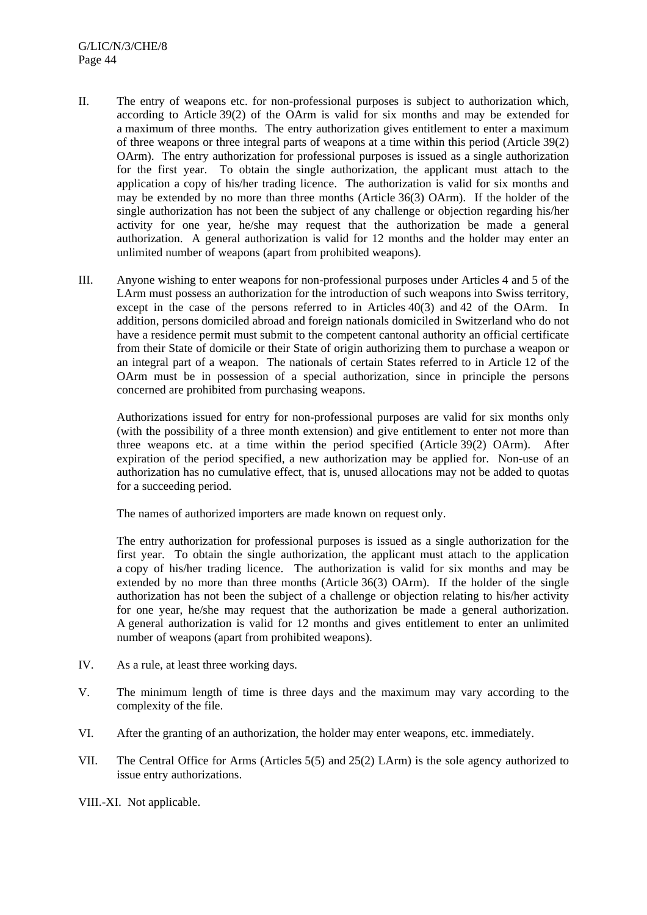II. The entry of weapons etc. for non-professional purposes is subject to authorization which, according to Article 39(2) of the OArm is valid for six months and may be extended for a maximum of three months. The entry authorization gives entitlement to enter a maximum of three weapons or three integral parts of weapons at a time within this period (Article 39(2) OArm). The entry authorization for professional purposes is issued as a single authorization for the first year. To obtain the single authorization, the applicant must attach to the application a copy of his/her trading licence. The authorization is valid for six months and may be extended by no more than three months (Article 36(3) OArm). If the holder of the single authorization has not been the subject of any challenge or objection regarding his/her activity for one year, he/she may request that the authorization be made a general authorization. A general authorization is valid for 12 months and the holder may enter an unlimited number of weapons (apart from prohibited weapons).

III. Anyone wishing to enter weapons for non-professional purposes under Articles 4 and 5 of the LArm must possess an authorization for the introduction of such weapons into Swiss territory, except in the case of the persons referred to in Articles 40(3) and 42 of the OArm. In addition, persons domiciled abroad and foreign nationals domiciled in Switzerland who do not have a residence permit must submit to the competent cantonal authority an official certificate from their State of domicile or their State of origin authorizing them to purchase a weapon or an integral part of a weapon. The nationals of certain States referred to in Article 12 of the OArm must be in possession of a special authorization, since in principle the persons concerned are prohibited from purchasing weapons.

Authorizations issued for entry for non-professional purposes are valid for six months only (with the possibility of a three month extension) and give entitlement to enter not more than three weapons etc. at a time within the period specified (Article 39(2) OArm). After expiration of the period specified, a new authorization may be applied for. Non-use of an authorization has no cumulative effect, that is, unused allocations may not be added to quotas for a succeeding period.

The names of authorized importers are made known on request only.

The entry authorization for professional purposes is issued as a single authorization for the first year. To obtain the single authorization, the applicant must attach to the application a copy of his/her trading licence. The authorization is valid for six months and may be extended by no more than three months (Article 36(3) OArm). If the holder of the single authorization has not been the subject of a challenge or objection relating to his/her activity for one year, he/she may request that the authorization be made a general authorization. A general authorization is valid for 12 months and gives entitlement to enter an unlimited number of weapons (apart from prohibited weapons).

IV. As a rule, at least three working days.

V. The minimum length of time is three days and the maximum may vary according to the complexity of the file.

VI. After the granting of an authorization, the holder may enter weapons, etc. immediately.

VII. The Central Office for Arms (Articles 5(5) and 25(2) LArm) is the sole agency authorized to issue entry authorizations.

VIII.-XI. Not applicable.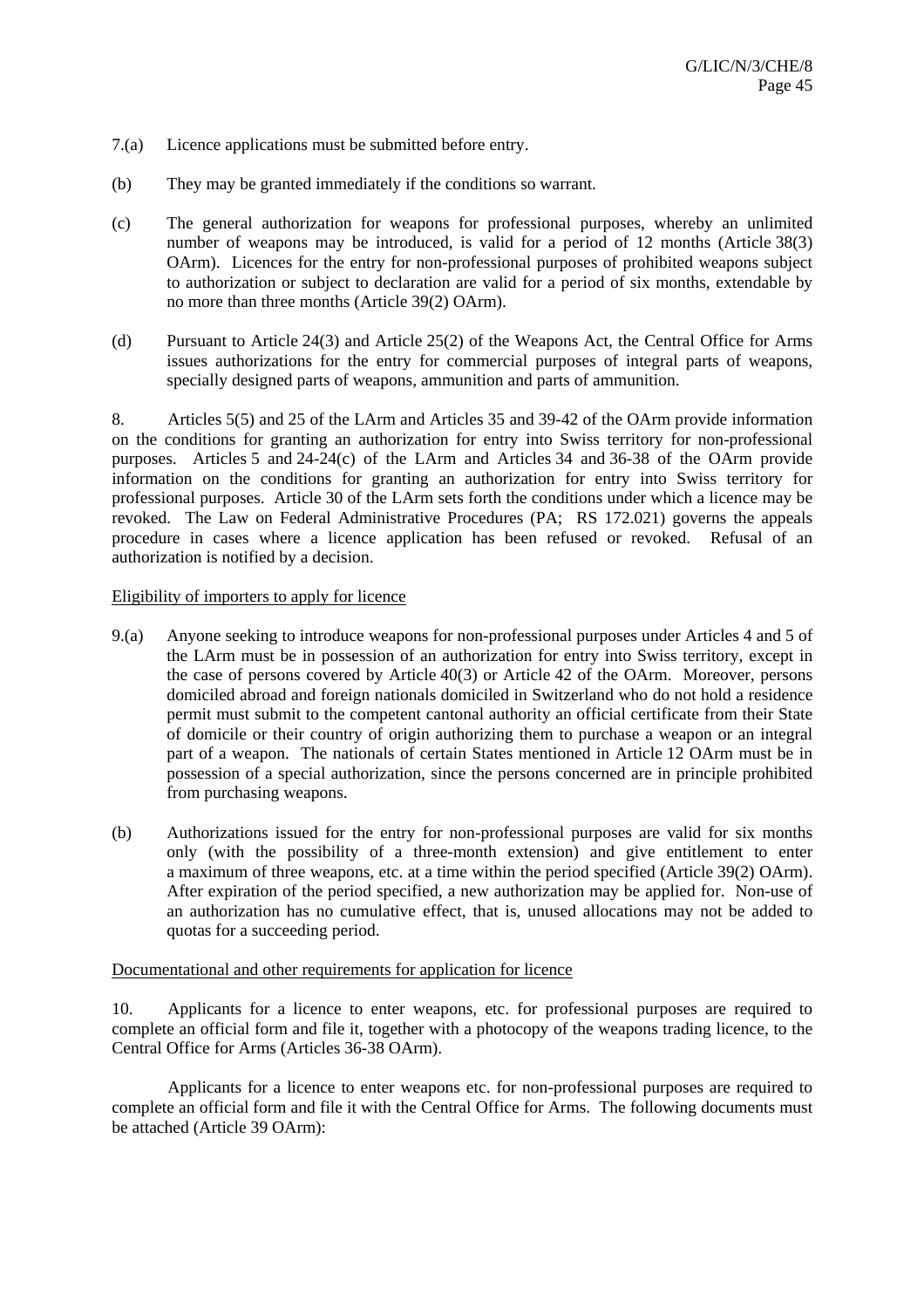7.(a) Licence applications must be submitted before entry.

(b) They may be granted immediately if the conditions so warrant.

(c) The general authorization for weapons for professional purposes, whereby an unlimited number of weapons may be introduced, is valid for a period of 12 months (Article 38(3) OArm). Licences for the entry for non-professional purposes of prohibited weapons subject to authorization or subject to declaration are valid for a period of six months, extendable by no more than three months (Article 39(2) OArm).

(d) Pursuant to Article 24(3) and Article 25(2) of the Weapons Act, the Central Office for Arms issues authorizations for the entry for commercial purposes of integral parts of weapons, specially designed parts of weapons, ammunition and parts of ammunition.

8. Articles 5(5) and 25 of the LArm and Articles 35 and 39-42 of the OArm provide information on the conditions for granting an authorization for entry into Swiss territory for non-professional purposes. Articles 5 and 24-24(c) of the LArm and Articles 34 and 36-38 of the OArm provide information on the conditions for granting an authorization for entry into Swiss territory for professional purposes. Article 30 of the LArm sets forth the conditions under which a licence may be revoked. The Law on Federal Administrative Procedures (PA; RS 172.021) governs the appeals procedure in cases where a licence application has been refused or revoked. Refusal of an authorization is notified by a decision.

Eligibility of importers to apply for licence

9.(a) Anyone seeking to introduce weapons for non-professional purposes under Articles 4 and 5 of the LArm must be in possession of an authorization for entry into Swiss territory, except in the case of persons covered by Article 40(3) or Article 42 of the OArm. Moreover, persons domiciled abroad and foreign nationals domiciled in Switzerland who do not hold a residence permit must submit to the competent cantonal authority an official certificate from their State of domicile or their country of origin authorizing them to purchase a weapon or an integral part of a weapon. The nationals of certain States mentioned in Article 12 OArm must be in possession of a special authorization, since the persons concerned are in principle prohibited from purchasing weapons.

(b) Authorizations issued for the entry for non-professional purposes are valid for six months only (with the possibility of a three-month extension) and give entitlement to enter a maximum of three weapons, etc. at a time within the period specified (Article 39(2) OArm). After expiration of the period specified, a new authorization may be applied for. Non-use of an authorization has no cumulative effect, that is, unused allocations may not be added to quotas for a succeeding period.

Documentational and other requirements for application for licence

10. Applicants for a licence to enter weapons, etc. for professional purposes are required to complete an official form and file it, together with a photocopy of the weapons trading licence, to the Central Office for Arms (Articles 36-38 OArm).

Applicants for a licence to enter weapons etc. for non-professional purposes are required to complete an official form and file it with the Central Office for Arms. The following documents must be attached (Article 39 OArm):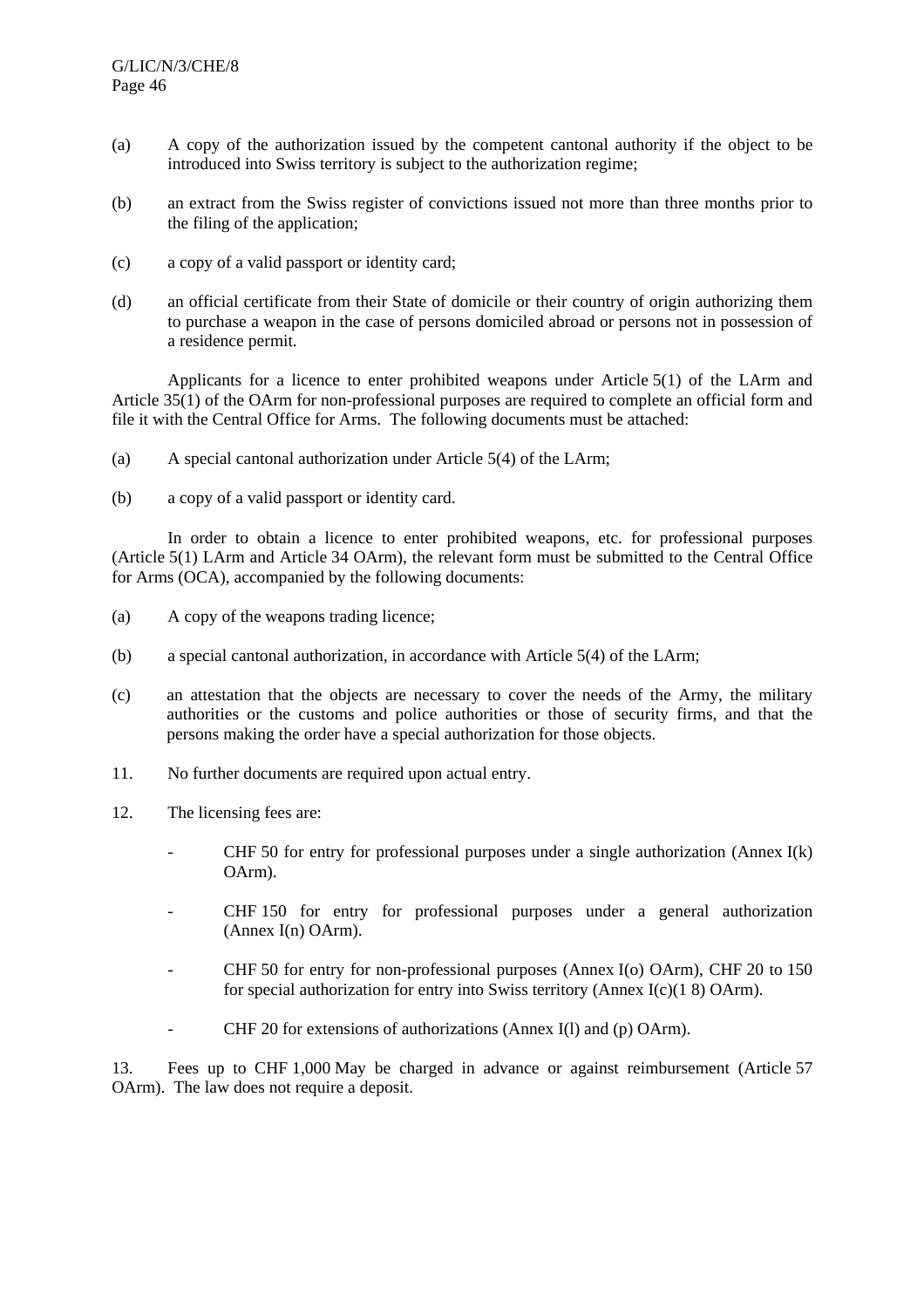(a) A copy of the authorization issued by the competent cantonal authority if the object to be introduced into Swiss territory is subject to the authorization regime;

(b) an extract from the Swiss register of convictions issued not more than three months prior to the filing of the application;

(c) a copy of a valid passport or identity card;

(d) an official certificate from their State of domicile or their country of origin authorizing them to purchase a weapon in the case of persons domiciled abroad or persons not in possession of a residence permit.

Applicants for a licence to enter prohibited weapons under Article 5(1) of the LArm and Article 35(1) of the OArm for non-professional purposes are required to complete an official form and file it with the Central Office for Arms. The following documents must be attached:

(a) A special cantonal authorization under Article 5(4) of the LArm;

(b) a copy of a valid passport or identity card.

In order to obtain a licence to enter prohibited weapons, etc. for professional purposes (Article 5(1) LArm and Article 34 OArm), the relevant form must be submitted to the Central Office for Arms (OCA), accompanied by the following documents:

(a) A copy of the weapons trading licence;

(b) a special cantonal authorization, in accordance with Article 5(4) of the LArm;

(c) an attestation that the objects are necessary to cover the needs of the Army, the military authorities or the customs and police authorities or those of security firms, and that the persons making the order have a special authorization for those objects.

11. No further documents are required upon actual entry.

12. The licensing fees are:

- CHF 50 for entry for professional purposes under a single authorization (Annex I(k) OArm).
- CHF 150 for entry for professional purposes under a general authorization (Annex I(n) OArm).
- CHF 50 for entry for non-professional purposes (Annex I(o) OArm), CHF 20 to 150 for special authorization for entry into Swiss territory (Annex I(c)(1 8) OArm).
- CHF 20 for extensions of authorizations (Annex I(l) and (p) OArm).

13. Fees up to CHF 1,000 May be charged in advance or against reimbursement (Article 57 OArm). The law does not require a deposit.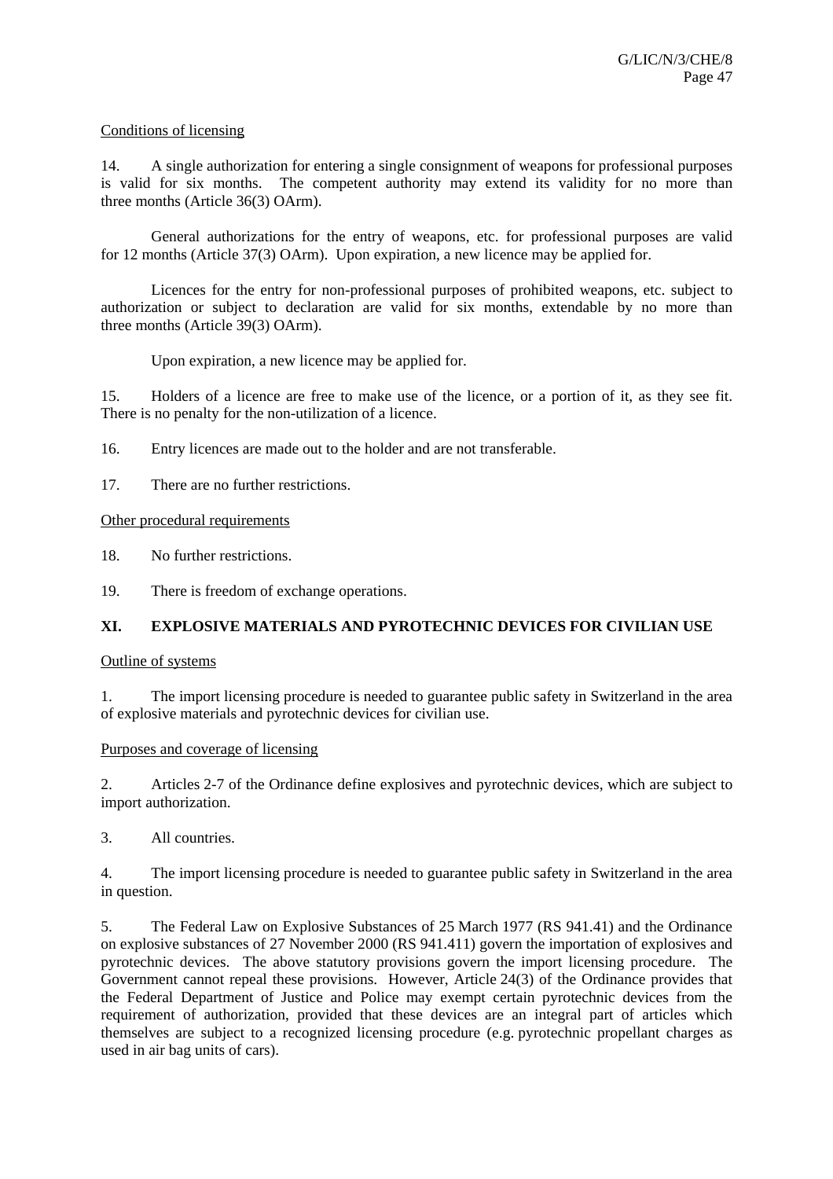Conditions of licensing

14. A single authorization for entering a single consignment of weapons for professional purposes is valid for six months. The competent authority may extend its validity for no more than three months (Article 36(3) OArm).

General authorizations for the entry of weapons, etc. for professional purposes are valid for 12 months (Article 37(3) OArm). Upon expiration, a new licence may be applied for.

Licences for the entry for non-professional purposes of prohibited weapons, etc. subject to authorization or subject to declaration are valid for six months, extendable by no more than three months (Article 39(3) OArm).

Upon expiration, a new licence may be applied for.

15. Holders of a licence are free to make use of the licence, or a portion of it, as they see fit. There is no penalty for the non-utilization of a licence.

16. Entry licences are made out to the holder and are not transferable.

17. There are no further restrictions.

Other procedural requirements

18. No further restrictions.

19. There is freedom of exchange operations.

## XI. EXPLOSIVE MATERIALS AND PYROTECHNIC DEVICES FOR CIVILIAN USE

Outline of systems

1. The import licensing procedure is needed to guarantee public safety in Switzerland in the area of explosive materials and pyrotechnic devices for civilian use.

Purposes and coverage of licensing

2. Articles 2-7 of the Ordinance define explosives and pyrotechnic devices, which are subject to import authorization.

3. All countries.

4. The import licensing procedure is needed to guarantee public safety in Switzerland in the area in question.

5. The Federal Law on Explosive Substances of 25 March 1977 (RS 941.41) and the Ordinance on explosive substances of 27 November 2000 (RS 941.411) govern the importation of explosives and pyrotechnic devices. The above statutory provisions govern the import licensing procedure. The Government cannot repeal these provisions. However, Article 24(3) of the Ordinance provides that the Federal Department of Justice and Police may exempt certain pyrotechnic devices from the requirement of authorization, provided that these devices are an integral part of articles which themselves are subject to a recognized licensing procedure (e.g. pyrotechnic propellant charges as used in air bag units of cars).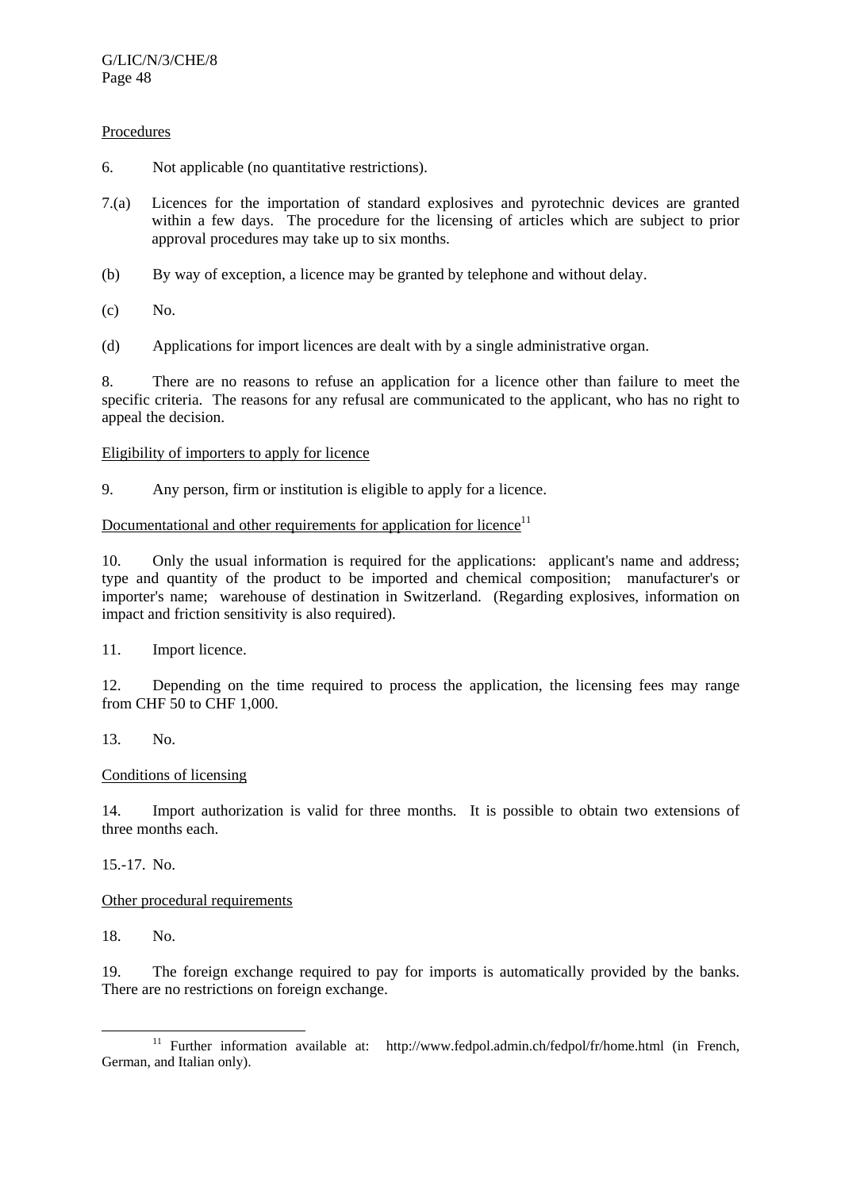Procedures

6. Not applicable (no quantitative restrictions).

7.(a) Licences for the importation of standard explosives and pyrotechnic devices are granted within a few days. The procedure for the licensing of articles which are subject to prior approval procedures may take up to six months.

(b) By way of exception, a licence may be granted by telephone and without delay.

(c) No.

(d) Applications for import licences are dealt with by a single administrative organ.

8. There are no reasons to refuse an application for a licence other than failure to meet the specific criteria. The reasons for any refusal are communicated to the applicant, who has no right to appeal the decision.

Eligibility of importers to apply for licence

9. Any person, firm or institution is eligible to apply for a licence.

Documentational and other requirements for application for licence[11]

10. Only the usual information is required for the applications: applicant's name and address; type and quantity of the product to be imported and chemical composition; manufacturer's or importer's name; warehouse of destination in Switzerland. (Regarding explosives, information on impact and friction sensitivity is also required).

11. Import licence.

12. Depending on the time required to process the application, the licensing fees may range from CHF 50 to CHF 1,000.

13. No.

Conditions of licensing

14. Import authorization is valid for three months. It is possible to obtain two extensions of three months each.

15.-17. No.

Other procedural requirements

18. No.

19. The foreign exchange required to pay for imports is automatically provided by the banks. There are no restrictions on foreign exchange.

---

[11] Further information available at: http://www.fedpol.admin.ch/fedpol/fr/home.html (in French, German, and Italian only).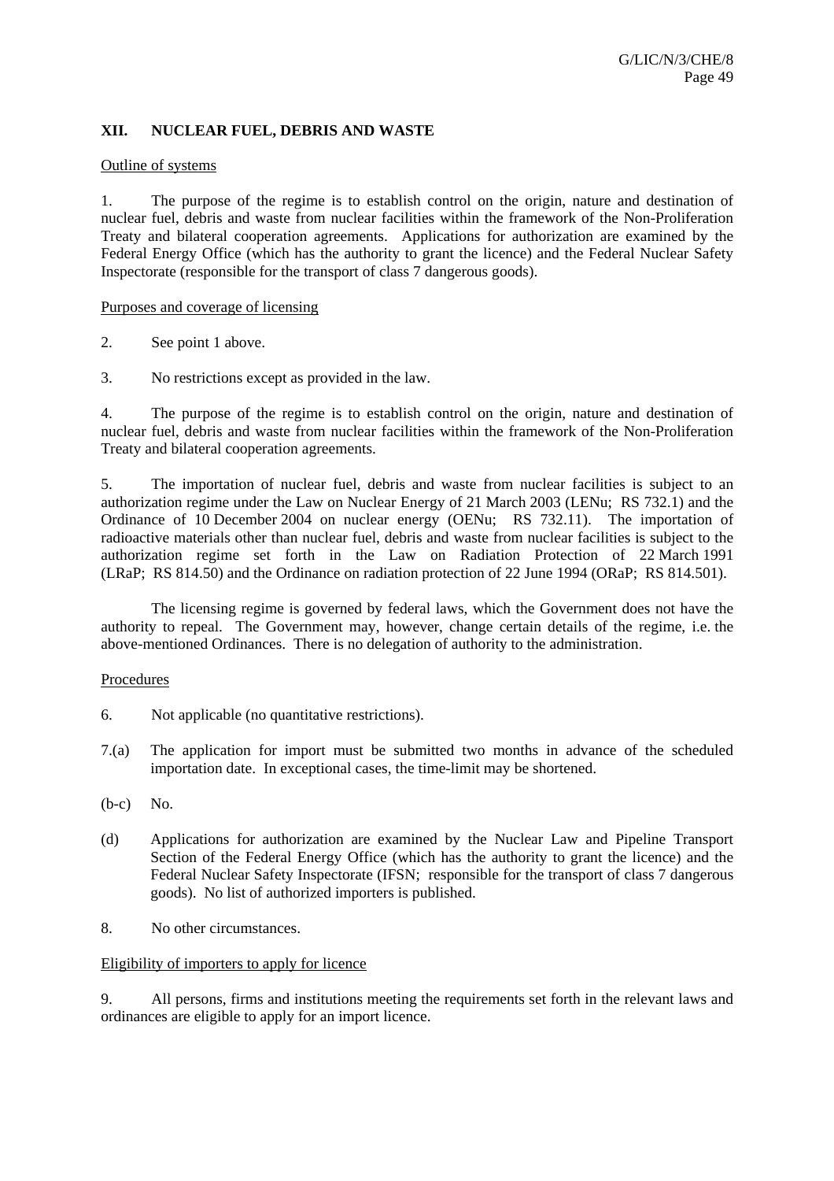## XII. NUCLEAR FUEL, DEBRIS AND WASTE

Outline of systems

1. The purpose of the regime is to establish control on the origin, nature and destination of nuclear fuel, debris and waste from nuclear facilities within the framework of the Non-Proliferation Treaty and bilateral cooperation agreements. Applications for authorization are examined by the Federal Energy Office (which has the authority to grant the licence) and the Federal Nuclear Safety Inspectorate (responsible for the transport of class 7 dangerous goods).

Purposes and coverage of licensing

2. See point 1 above.

3. No restrictions except as provided in the law.

4. The purpose of the regime is to establish control on the origin, nature and destination of nuclear fuel, debris and waste from nuclear facilities within the framework of the Non-Proliferation Treaty and bilateral cooperation agreements.

5. The importation of nuclear fuel, debris and waste from nuclear facilities is subject to an authorization regime under the Law on Nuclear Energy of 21 March 2003 (LENu; RS 732.1) and the Ordinance of 10 December 2004 on nuclear energy (OENu; RS 732.11). The importation of radioactive materials other than nuclear fuel, debris and waste from nuclear facilities is subject to the authorization regime set forth in the Law on Radiation Protection of 22 March 1991 (LRaP; RS 814.50) and the Ordinance on radiation protection of 22 June 1994 (ORaP; RS 814.501).

The licensing regime is governed by federal laws, which the Government does not have the authority to repeal. The Government may, however, change certain details of the regime, i.e. the above-mentioned Ordinances. There is no delegation of authority to the administration.

Procedures

6. Not applicable (no quantitative restrictions).

7.(a) The application for import must be submitted two months in advance of the scheduled importation date. In exceptional cases, the time-limit may be shortened.

(b-c) No.

(d) Applications for authorization are examined by the Nuclear Law and Pipeline Transport Section of the Federal Energy Office (which has the authority to grant the licence) and the Federal Nuclear Safety Inspectorate (IFSN; responsible for the transport of class 7 dangerous goods). No list of authorized importers is published.

8. No other circumstances.

Eligibility of importers to apply for licence

9. All persons, firms and institutions meeting the requirements set forth in the relevant laws and ordinances are eligible to apply for an import licence.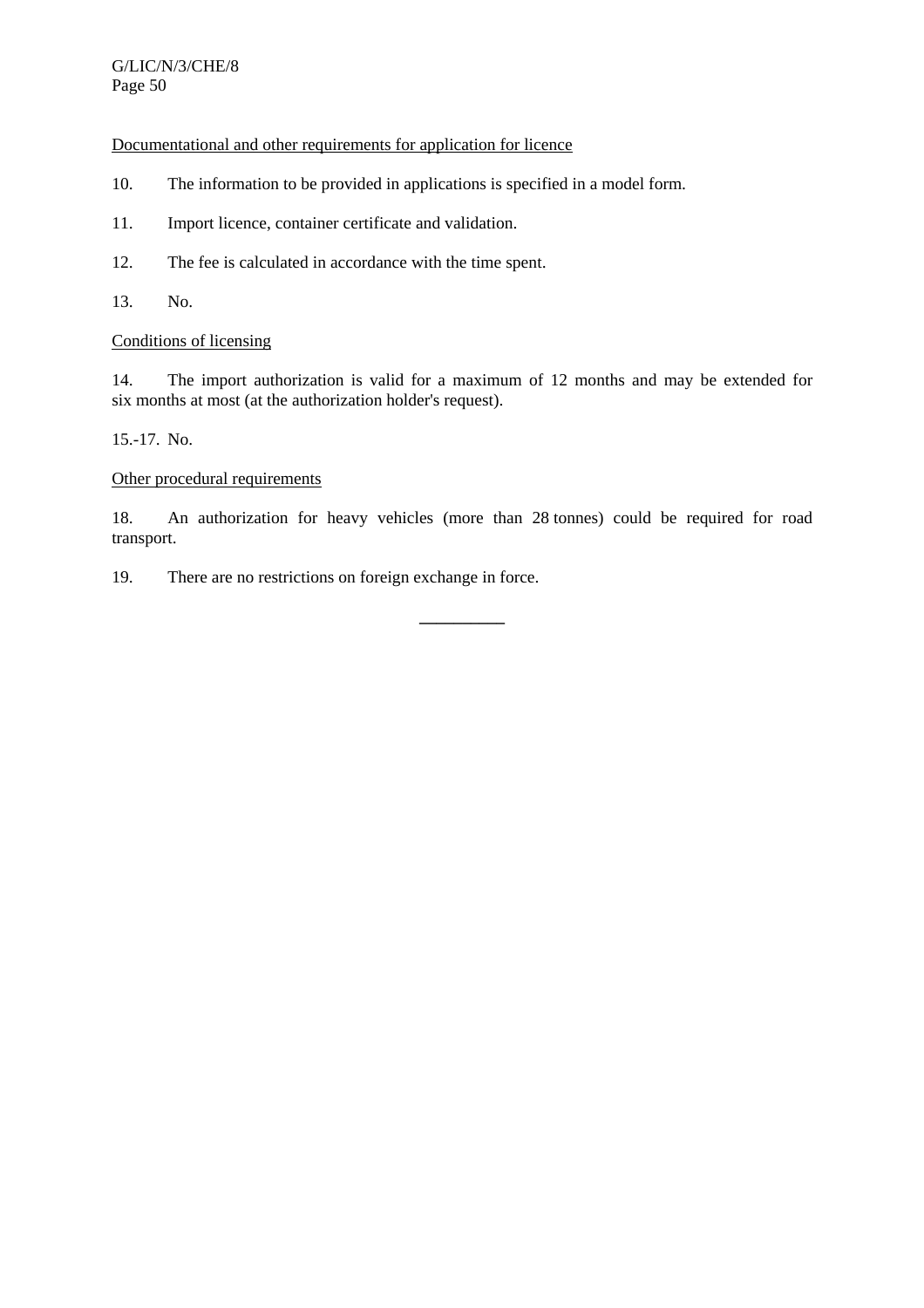Documentational and other requirements for application for licence

10. The information to be provided in applications is specified in a model form.

11. Import licence, container certificate and validation.

12. The fee is calculated in accordance with the time spent.

13. No.

Conditions of licensing

14. The import authorization is valid for a maximum of 12 months and may be extended for six months at most (at the authorization holder's request).

15.-17. No.

Other procedural requirements

18. An authorization for heavy vehicles (more than 28 tonnes) could be required for road transport.

19. There are no restrictions on foreign exchange in force.

__________